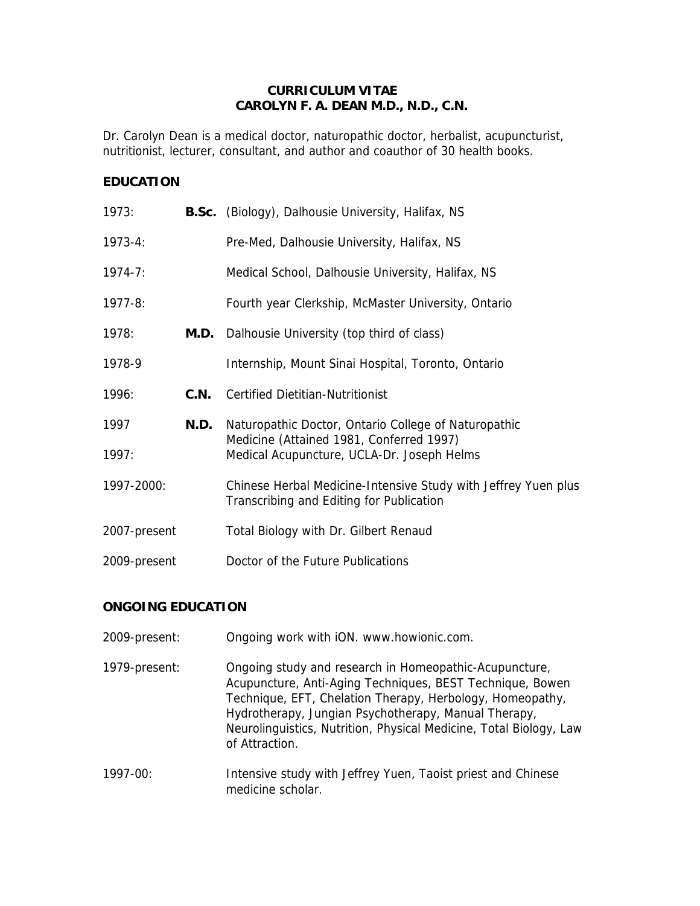# CURRICULUM VITAE
## CAROLYN F. A. DEAN M.D., N.D., C.N.

Dr. Carolyn Dean is a medical doctor, naturopathic doctor, herbalist, acupuncturist, nutritionist, lecturer, consultant, and author and coauthor of 30 health books.

## EDUCATION

| | | |
|---|---|---|
| 1973: | **B.Sc.** | (Biology), Dalhousie University, Halifax, NS |
| 1973-4: | | Pre-Med, Dalhousie University, Halifax, NS |
| 1974-7: | | Medical School, Dalhousie University, Halifax, NS |
| 1977-8: | | Fourth year Clerkship, McMaster University, Ontario |
| 1978: | **M.D.** | Dalhousie University (top third of class) |
| 1978-9 | | Internship, Mount Sinai Hospital, Toronto, Ontario |
| 1996: | **C.N.** | Certified Dietitian-Nutritionist |
| 1997 | **N.D.** | Naturopathic Doctor, Ontario College of Naturopathic Medicine (Attained 1981, Conferred 1997) |
| 1997: | | Medical Acupuncture, UCLA-Dr. Joseph Helms |
| 1997-2000: | | Chinese Herbal Medicine-Intensive Study with Jeffrey Yuen plus Transcribing and Editing for Publication |
| 2007-present | | Total Biology with Dr. Gilbert Renaud |
| 2009-present | | Doctor of the Future Publications |

## ONGOING EDUCATION

| | |
|---|---|
| 2009-present: | Ongoing work with iON. www.howionic.com. |
| 1979-present: | Ongoing study and research in Homeopathic-Acupuncture, Acupuncture, Anti-Aging Techniques, BEST Technique, Bowen Technique, EFT, Chelation Therapy, Herbology, Homeopathy, Hydrotherapy, Jungian Psychotherapy, Manual Therapy, Neurolinguistics, Nutrition, Physical Medicine, Total Biology, Law of Attraction. |
| 1997-00: | Intensive study with Jeffrey Yuen, Taoist priest and Chinese medicine scholar. |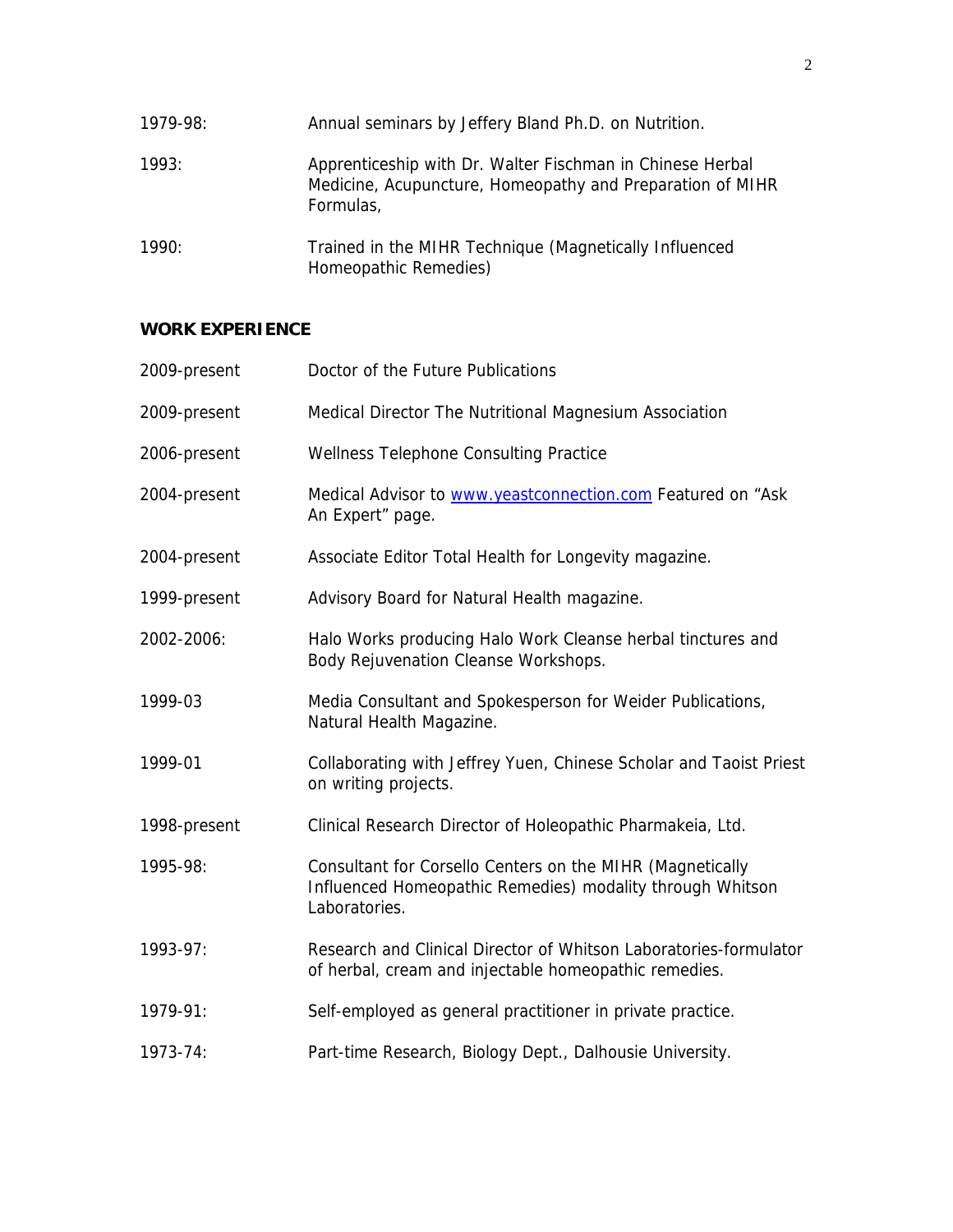| | |
|---|---|
| 1979-98: | Annual seminars by Jeffery Bland Ph.D. on Nutrition. |
| 1993: | Apprenticeship with Dr. Walter Fischman in Chinese Herbal Medicine, Acupuncture, Homeopathy and Preparation of MIHR Formulas, |
| 1990: | Trained in the MIHR Technique (Magnetically Influenced Homeopathic Remedies) |

**WORK EXPERIENCE**

| | |
|---|---|
| 2009-present | Doctor of the Future Publications |
| 2009-present | Medical Director The Nutritional Magnesium Association |
| 2006-present | Wellness Telephone Consulting Practice |
| 2004-present | Medical Advisor to www.yeastconnection.com Featured on "Ask An Expert" page. |
| 2004-present | Associate Editor Total Health for Longevity magazine. |
| 1999-present | Advisory Board for Natural Health magazine. |
| 2002-2006: | Halo Works producing Halo Work Cleanse herbal tinctures and Body Rejuvenation Cleanse Workshops. |
| 1999-03 | Media Consultant and Spokesperson for Weider Publications, Natural Health Magazine. |
| 1999-01 | Collaborating with Jeffrey Yuen, Chinese Scholar and Taoist Priest on writing projects. |
| 1998-present | Clinical Research Director of Holeopathic Pharmakeia, Ltd. |
| 1995-98: | Consultant for Corsello Centers on the MIHR (Magnetically Influenced Homeopathic Remedies) modality through Whitson Laboratories. |
| 1993-97: | Research and Clinical Director of Whitson Laboratories-formulator of herbal, cream and injectable homeopathic remedies. |
| 1979-91: | Self-employed as general practitioner in private practice. |
| 1973-74: | Part-time Research, Biology Dept., Dalhousie University. |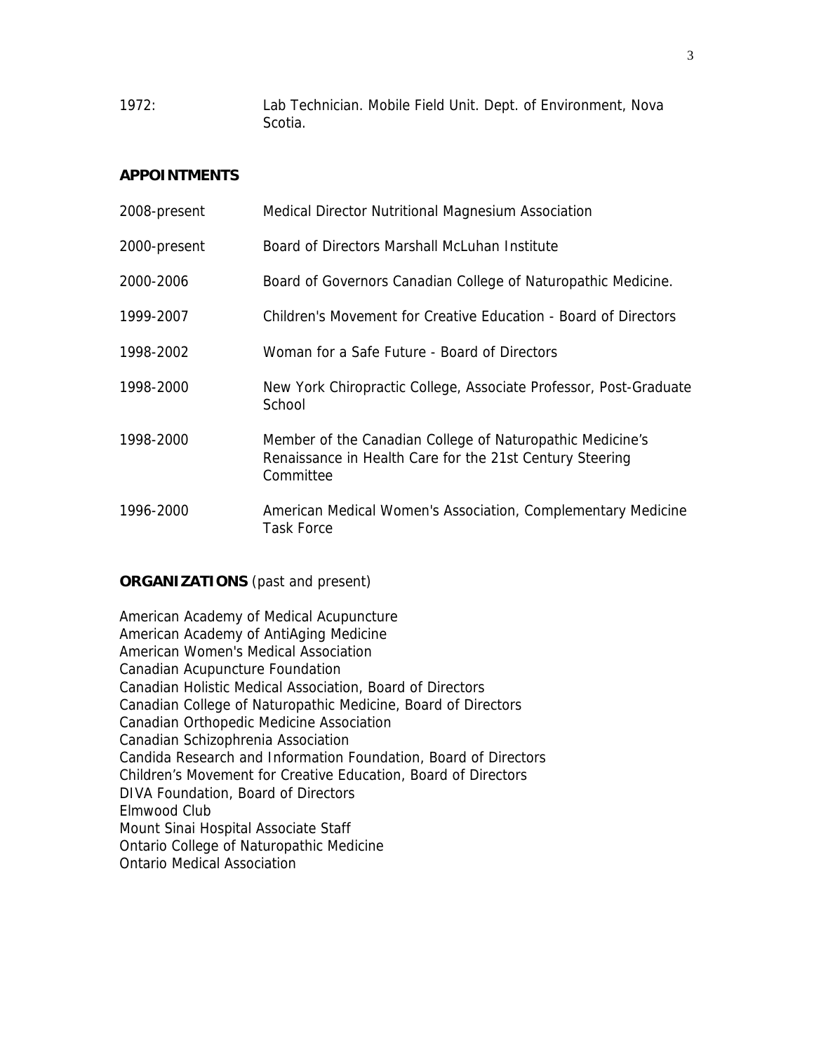1972: Lab Technician. Mobile Field Unit. Dept. of Environment, Nova Scotia.

**APPOINTMENTS**

2008-present Medical Director Nutritional Magnesium Association

2000-present Board of Directors Marshall McLuhan Institute

2000-2006 Board of Governors Canadian College of Naturopathic Medicine.

1999-2007 Children's Movement for Creative Education - Board of Directors

1998-2002 Woman for a Safe Future - Board of Directors

1998-2000 New York Chiropractic College, Associate Professor, Post-Graduate School

1998-2000 Member of the Canadian College of Naturopathic Medicine's Renaissance in Health Care for the 21st Century Steering Committee

1996-2000 American Medical Women's Association, Complementary Medicine Task Force

**ORGANIZATIONS** (past and present)

American Academy of Medical Acupuncture
American Academy of AntiAging Medicine
American Women's Medical Association
Canadian Acupuncture Foundation
Canadian Holistic Medical Association, Board of Directors
Canadian College of Naturopathic Medicine, Board of Directors
Canadian Orthopedic Medicine Association
Canadian Schizophrenia Association
Candida Research and Information Foundation, Board of Directors
Children's Movement for Creative Education, Board of Directors
DIVA Foundation, Board of Directors
Elmwood Club
Mount Sinai Hospital Associate Staff
Ontario College of Naturopathic Medicine
Ontario Medical Association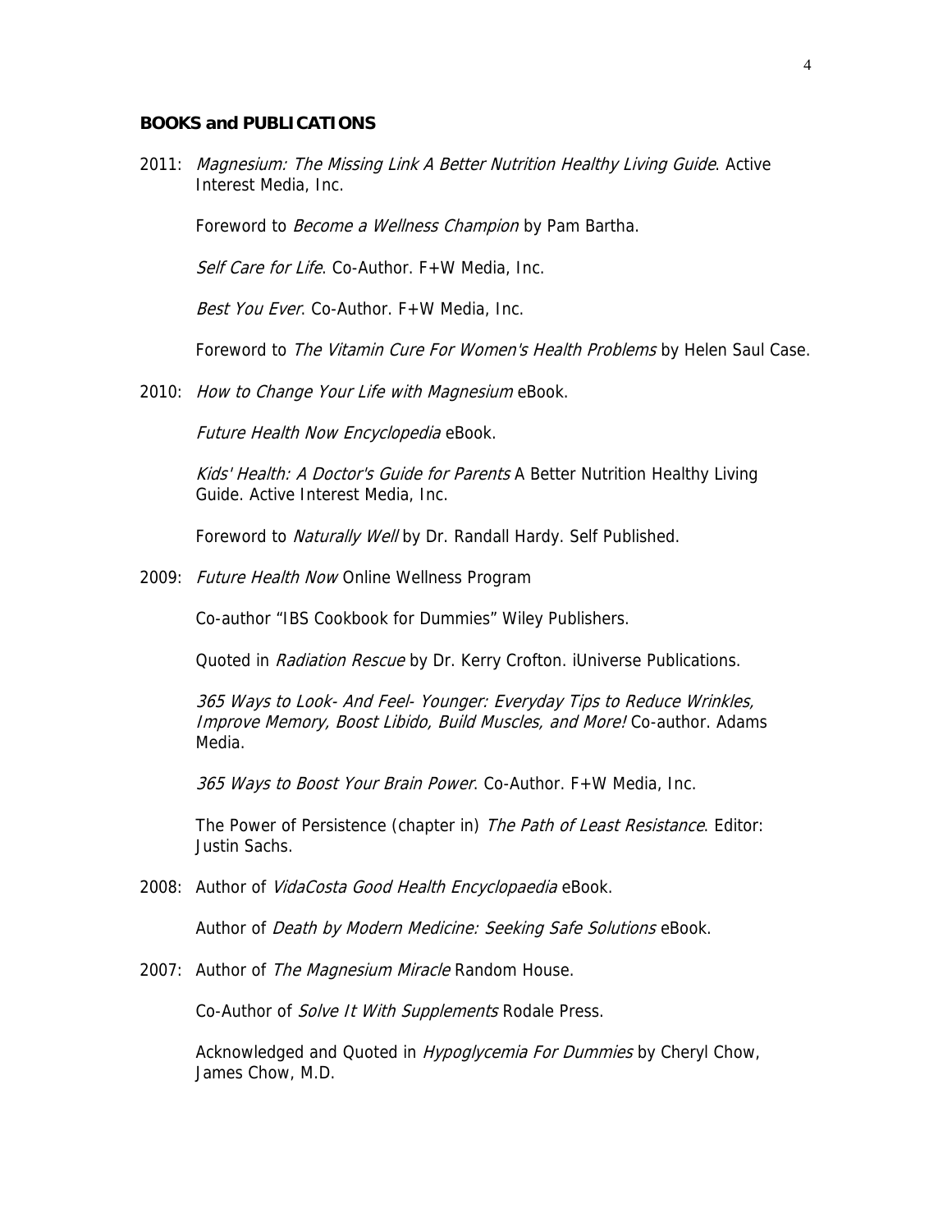**BOOKS and PUBLICATIONS**

2011: *Magnesium: The Missing Link A Better Nutrition Healthy Living Guide*. Active Interest Media, Inc.

Foreword to *Become a Wellness Champion* by Pam Bartha.

*Self Care for Life*. Co-Author. F+W Media, Inc.

*Best You Ever*. Co-Author. F+W Media, Inc.

Foreword to *The Vitamin Cure For Women's Health Problems* by Helen Saul Case.

2010: *How to Change Your Life with Magnesium* eBook.

*Future Health Now Encyclopedia* eBook.

*Kids' Health: A Doctor's Guide for Parents* A Better Nutrition Healthy Living Guide. Active Interest Media, Inc.

Foreword to *Naturally Well* by Dr. Randall Hardy. Self Published.

2009: *Future Health Now* Online Wellness Program

Co-author "IBS Cookbook for Dummies" Wiley Publishers.

Quoted in *Radiation Rescue* by Dr. Kerry Crofton. iUniverse Publications.

*365 Ways to Look- And Feel- Younger: Everyday Tips to Reduce Wrinkles, Improve Memory, Boost Libido, Build Muscles, and More!* Co-author. Adams Media.

*365 Ways to Boost Your Brain Power*. Co-Author. F+W Media, Inc.

The Power of Persistence (chapter in) *The Path of Least Resistance*. Editor: Justin Sachs.

2008: Author of *VidaCosta Good Health Encyclopaedia* eBook.

Author of *Death by Modern Medicine: Seeking Safe Solutions* eBook.

2007: Author of *The Magnesium Miracle* Random House.

Co-Author of *Solve It With Supplements* Rodale Press.

Acknowledged and Quoted in *Hypoglycemia For Dummies* by Cheryl Chow, James Chow, M.D.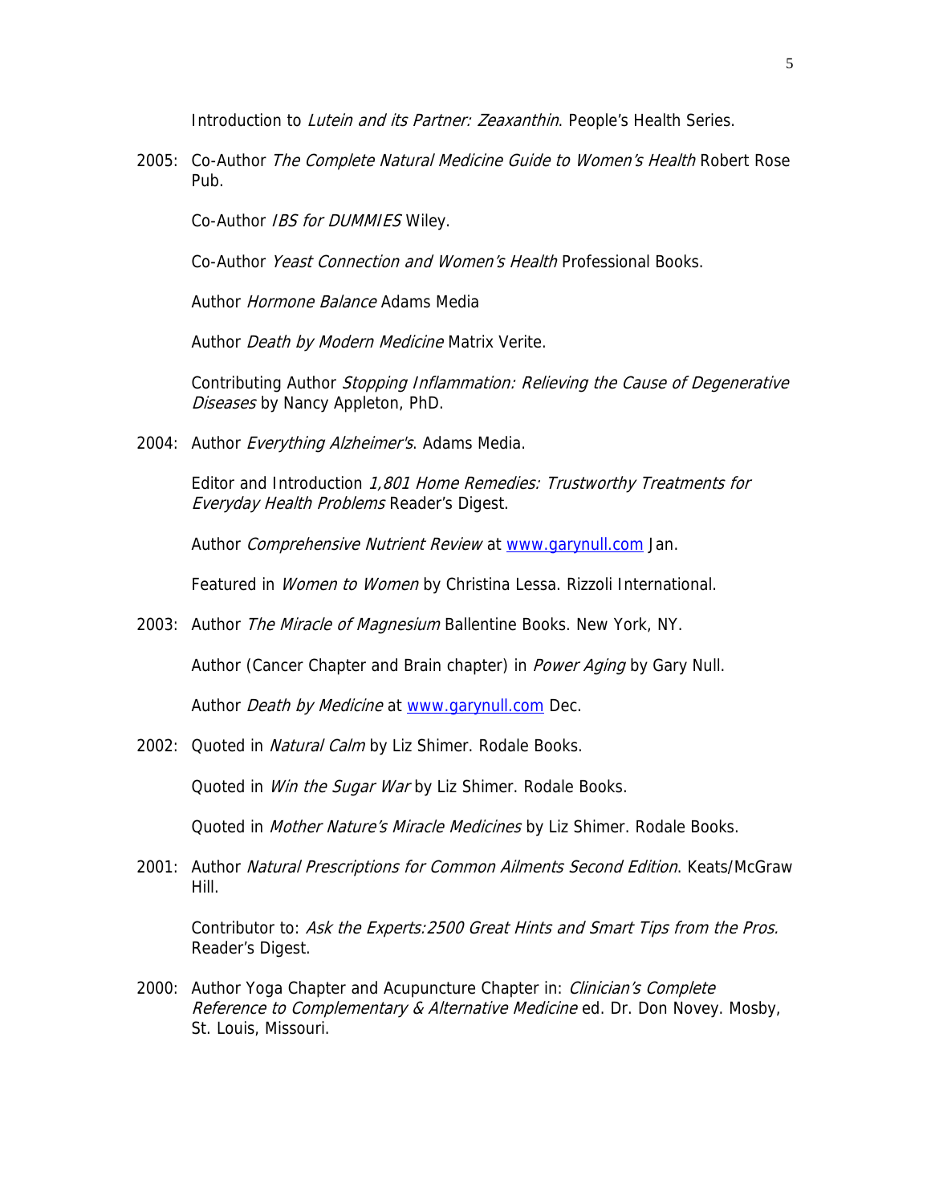Introduction to *Lutein and its Partner: Zeaxanthin*. People's Health Series.

2005: Co-Author *The Complete Natural Medicine Guide to Women's Health* Robert Rose Pub.

Co-Author *IBS for DUMMIES* Wiley.

Co-Author *Yeast Connection and Women's Health* Professional Books.

Author *Hormone Balance* Adams Media

Author *Death by Modern Medicine* Matrix Verite.

Contributing Author *Stopping Inflammation: Relieving the Cause of Degenerative Diseases* by Nancy Appleton, PhD.

2004: Author *Everything Alzheimer's*. Adams Media.

Editor and Introduction *1,801 Home Remedies: Trustworthy Treatments for Everyday Health Problems* Reader's Digest.

Author *Comprehensive Nutrient Review* at [www.garynull.com](http://www.garynull.com) Jan.

Featured in *Women to Women* by Christina Lessa. Rizzoli International.

2003: Author *The Miracle of Magnesium* Ballentine Books. New York, NY.

Author (Cancer Chapter and Brain chapter) in *Power Aging* by Gary Null.

Author *Death by Medicine* at [www.garynull.com](http://www.garynull.com) Dec.

2002: Quoted in *Natural Calm* by Liz Shimer. Rodale Books.

Quoted in *Win the Sugar War* by Liz Shimer. Rodale Books.

Quoted in *Mother Nature's Miracle Medicines* by Liz Shimer. Rodale Books.

2001: Author *Natural Prescriptions for Common Ailments Second Edition*. Keats/McGraw Hill.

Contributor to: *Ask the Experts:2500 Great Hints and Smart Tips from the Pros.* Reader's Digest.

2000: Author Yoga Chapter and Acupuncture Chapter in: *Clinician's Complete Reference to Complementary & Alternative Medicine* ed. Dr. Don Novey. Mosby, St. Louis, Missouri.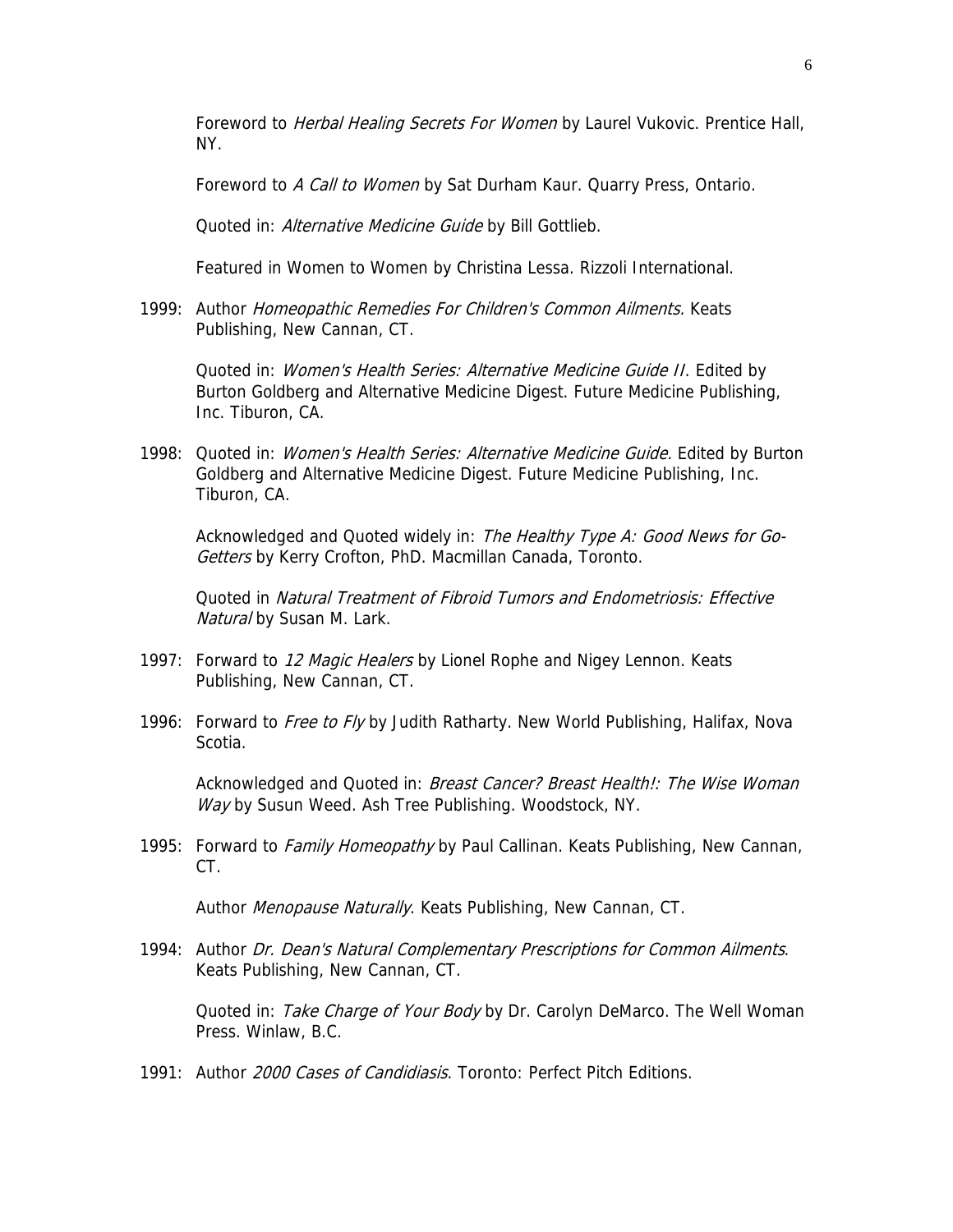Foreword to *Herbal Healing Secrets For Women* by Laurel Vukovic. Prentice Hall, NY.

Foreword to *A Call to Women* by Sat Durham Kaur. Quarry Press, Ontario.

Quoted in: *Alternative Medicine Guide* by Bill Gottlieb.

Featured in Women to Women by Christina Lessa. Rizzoli International.

1999: Author *Homeopathic Remedies For Children's Common Ailments.* Keats Publishing, New Cannan, CT.

Quoted in: *Women's Health Series: Alternative Medicine Guide II*. Edited by Burton Goldberg and Alternative Medicine Digest. Future Medicine Publishing, Inc. Tiburon, CA.

1998: Quoted in: *Women's Health Series: Alternative Medicine Guide.* Edited by Burton Goldberg and Alternative Medicine Digest. Future Medicine Publishing, Inc. Tiburon, CA.

Acknowledged and Quoted widely in: *The Healthy Type A: Good News for Go-Getters* by Kerry Crofton, PhD. Macmillan Canada, Toronto.

Quoted in *Natural Treatment of Fibroid Tumors and Endometriosis: Effective Natural* by Susan M. Lark.

1997: Forward to *12 Magic Healers* by Lionel Rophe and Nigey Lennon. Keats Publishing, New Cannan, CT.

1996: Forward to *Free to Fly* by Judith Ratharty. New World Publishing, Halifax, Nova Scotia.

Acknowledged and Quoted in: *Breast Cancer? Breast Health!: The Wise Woman Way* by Susun Weed. Ash Tree Publishing. Woodstock, NY.

1995: Forward to *Family Homeopathy* by Paul Callinan. Keats Publishing, New Cannan, CT.

Author *Menopause Naturally*. Keats Publishing, New Cannan, CT.

1994: Author *Dr. Dean's Natural Complementary Prescriptions for Common Ailments*. Keats Publishing, New Cannan, CT.

Quoted in: *Take Charge of Your Body* by Dr. Carolyn DeMarco. The Well Woman Press. Winlaw, B.C.

1991: Author *2000 Cases of Candidiasis*. Toronto: Perfect Pitch Editions.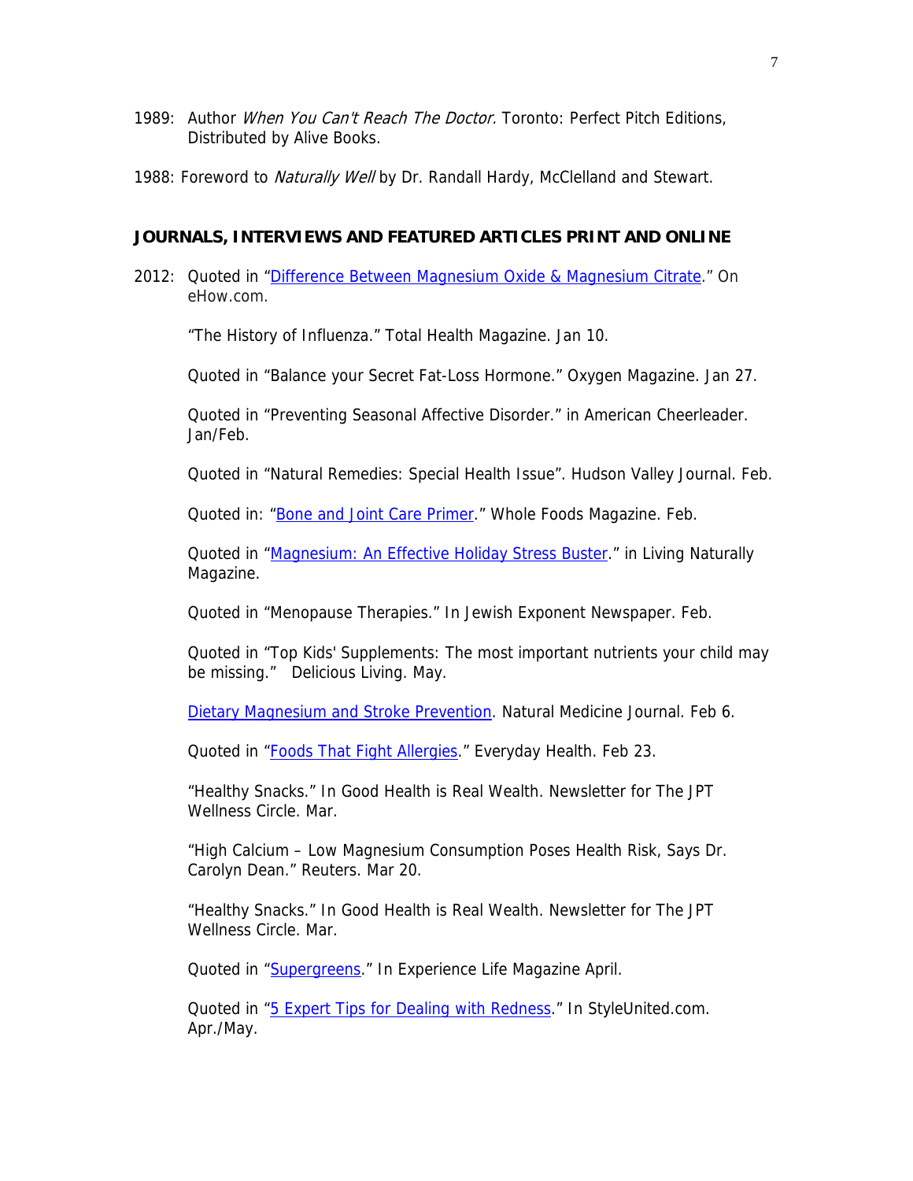1989: Author *When You Can't Reach The Doctor.* Toronto: Perfect Pitch Editions, Distributed by Alive Books.

1988: Foreword to *Naturally Well* by Dr. Randall Hardy, McClelland and Stewart.

**JOURNALS, INTERVIEWS AND FEATURED ARTICLES PRINT AND ONLINE**

2012: Quoted in "Difference Between Magnesium Oxide & Magnesium Citrate." On eHow.com.

"The History of Influenza." Total Health Magazine. Jan 10.

Quoted in "Balance your Secret Fat-Loss Hormone." Oxygen Magazine. Jan 27.

Quoted in "Preventing Seasonal Affective Disorder." in American Cheerleader. Jan/Feb.

Quoted in "Natural Remedies: Special Health Issue". Hudson Valley Journal. Feb.

Quoted in: "Bone and Joint Care Primer." Whole Foods Magazine. Feb.

Quoted in "Magnesium: An Effective Holiday Stress Buster." in Living Naturally Magazine.

Quoted in "Menopause Therapies." In Jewish Exponent Newspaper. Feb.

Quoted in "Top Kids' Supplements: The most important nutrients your child may be missing." Delicious Living. May.

Dietary Magnesium and Stroke Prevention. Natural Medicine Journal. Feb 6.

Quoted in "Foods That Fight Allergies." Everyday Health. Feb 23.

"Healthy Snacks." In Good Health is Real Wealth. Newsletter for The JPT Wellness Circle. Mar.

"High Calcium – Low Magnesium Consumption Poses Health Risk, Says Dr. Carolyn Dean." Reuters. Mar 20.

"Healthy Snacks." In Good Health is Real Wealth. Newsletter for The JPT Wellness Circle. Mar.

Quoted in "Supergreens." In Experience Life Magazine April.

Quoted in "5 Expert Tips for Dealing with Redness." In StyleUnited.com. Apr./May.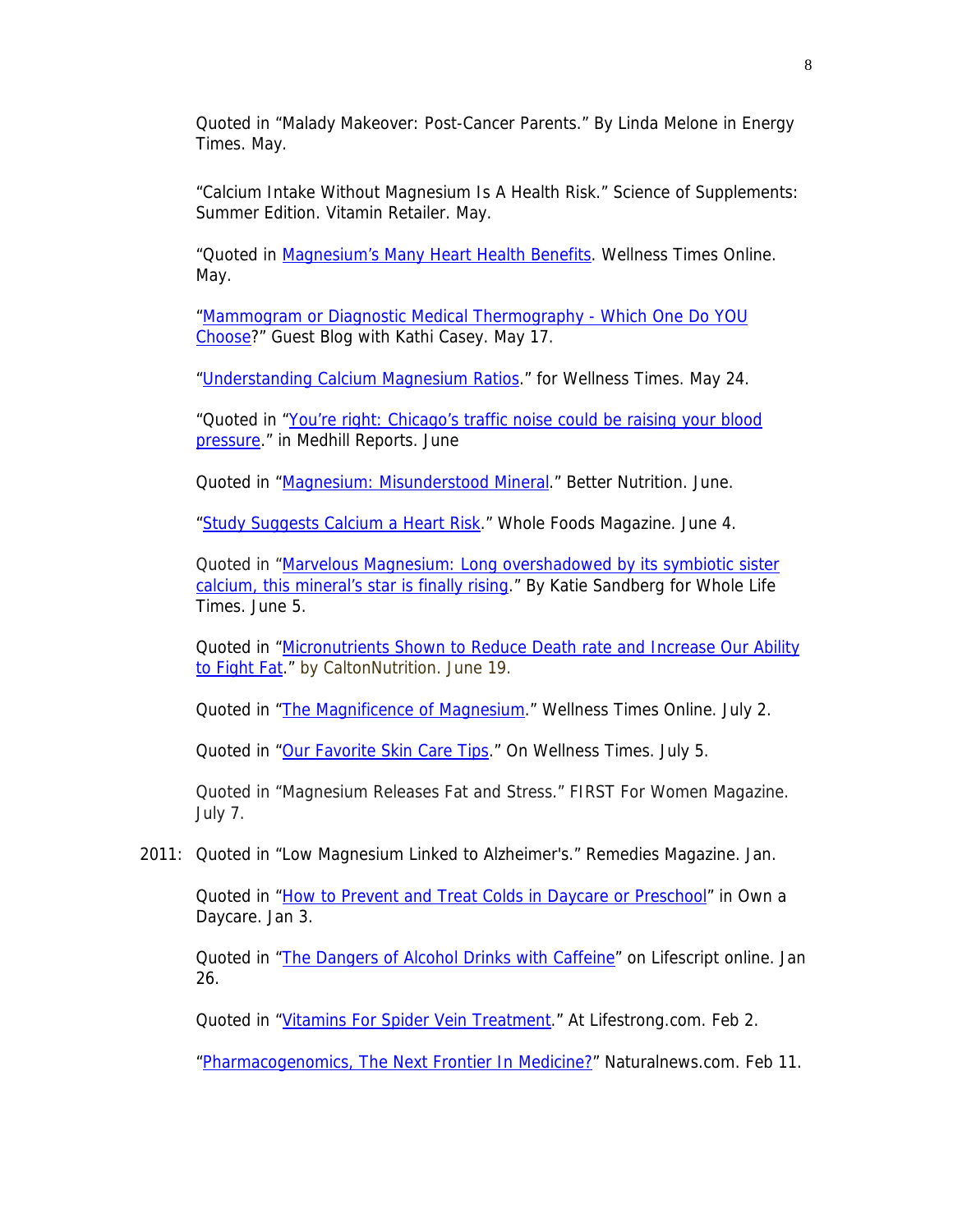Quoted in “Malady Makeover: Post-Cancer Parents.” By Linda Melone in Energy Times. May.

“Calcium Intake Without Magnesium Is A Health Risk.” Science of Supplements: Summer Edition. Vitamin Retailer. May.

“Quoted in Magnesium’s Many Heart Health Benefits. Wellness Times Online. May.

“Mammogram or Diagnostic Medical Thermography - Which One Do YOU Choose?” Guest Blog with Kathi Casey. May 17.

“Understanding Calcium Magnesium Ratios.” for Wellness Times. May 24.

“Quoted in “You’re right: Chicago’s traffic noise could be raising your blood pressure.” in Medhill Reports. June

Quoted in “Magnesium: Misunderstood Mineral.” Better Nutrition. June.

“Study Suggests Calcium a Heart Risk.” Whole Foods Magazine. June 4.

Quoted in “Marvelous Magnesium: Long overshadowed by its symbiotic sister calcium, this mineral’s star is finally rising.” By Katie Sandberg for Whole Life Times. June 5.

Quoted in “Micronutrients Shown to Reduce Death rate and Increase Our Ability to Fight Fat.” by CaltonNutrition. June 19.

Quoted in “The Magnificence of Magnesium.” Wellness Times Online. July 2.

Quoted in “Our Favorite Skin Care Tips.” On Wellness Times. July 5.

Quoted in “Magnesium Releases Fat and Stress.” FIRST For Women Magazine. July 7.

2011: Quoted in “Low Magnesium Linked to Alzheimer's.” Remedies Magazine. Jan.

Quoted in “How to Prevent and Treat Colds in Daycare or Preschool” in Own a Daycare. Jan 3.

Quoted in “The Dangers of Alcohol Drinks with Caffeine” on Lifescript online. Jan 26.

Quoted in “Vitamins For Spider Vein Treatment.” At Lifestrong.com. Feb 2.

“Pharmacogenomics, The Next Frontier In Medicine?” Naturalnews.com. Feb 11.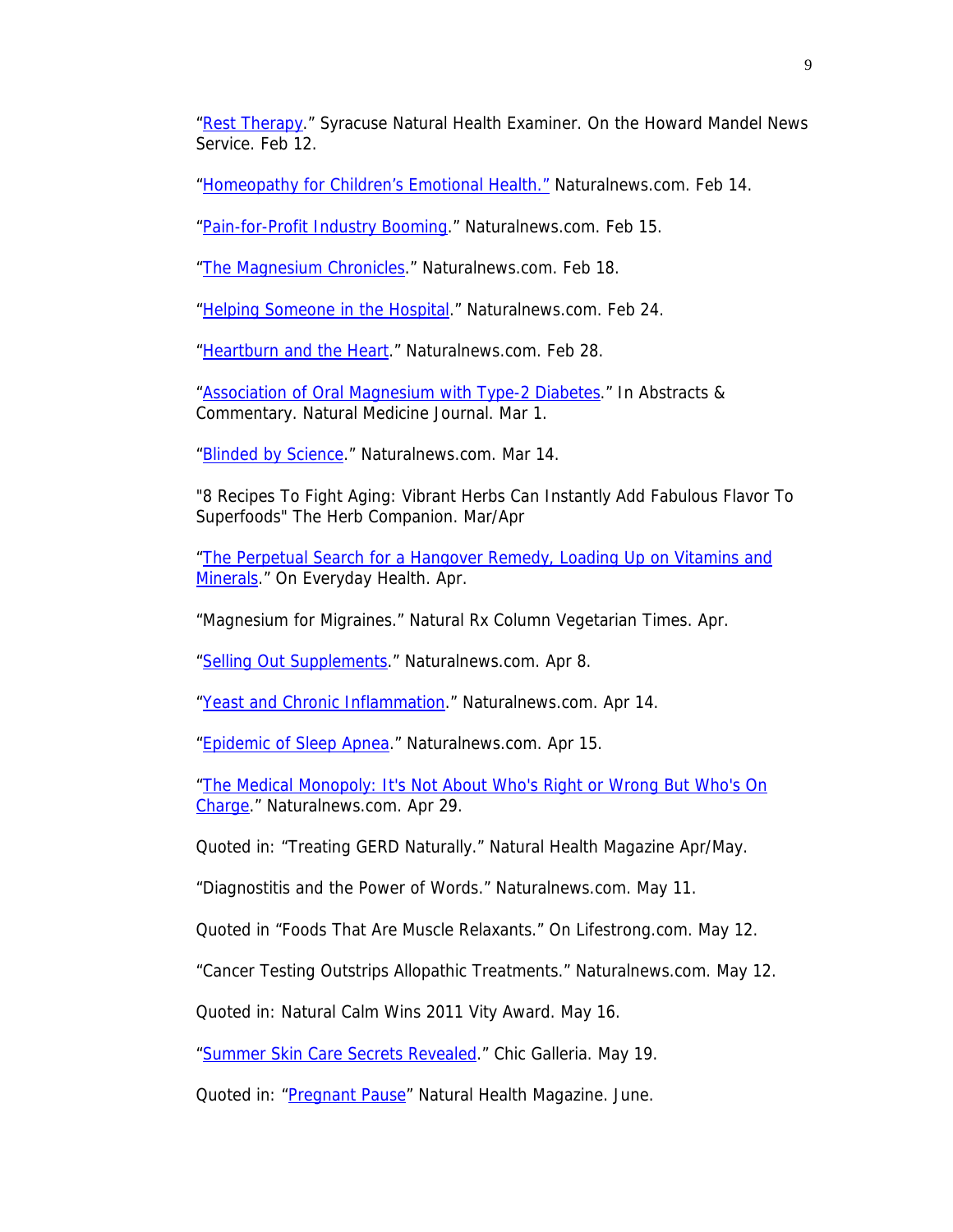"Rest Therapy." Syracuse Natural Health Examiner. On the Howard Mandel News Service. Feb 12.

"Homeopathy for Children's Emotional Health." Naturalnews.com. Feb 14.

"Pain-for-Profit Industry Booming." Naturalnews.com. Feb 15.

"The Magnesium Chronicles." Naturalnews.com. Feb 18.

"Helping Someone in the Hospital." Naturalnews.com. Feb 24.

"Heartburn and the Heart." Naturalnews.com. Feb 28.

"Association of Oral Magnesium with Type-2 Diabetes." In Abstracts & Commentary. Natural Medicine Journal. Mar 1.

"Blinded by Science." Naturalnews.com. Mar 14.

"8 Recipes To Fight Aging: Vibrant Herbs Can Instantly Add Fabulous Flavor To Superfoods" The Herb Companion. Mar/Apr

"The Perpetual Search for a Hangover Remedy, Loading Up on Vitamins and Minerals." On Everyday Health. Apr.

"Magnesium for Migraines." Natural Rx Column Vegetarian Times. Apr.

"Selling Out Supplements." Naturalnews.com. Apr 8.

"Yeast and Chronic Inflammation." Naturalnews.com. Apr 14.

"Epidemic of Sleep Apnea." Naturalnews.com. Apr 15.

"The Medical Monopoly: It's Not About Who's Right or Wrong But Who's On Charge." Naturalnews.com. Apr 29.

Quoted in: "Treating GERD Naturally." Natural Health Magazine Apr/May.

"Diagnostitis and the Power of Words." Naturalnews.com. May 11.

Quoted in "Foods That Are Muscle Relaxants." On Lifestrong.com. May 12.

"Cancer Testing Outstrips Allopathic Treatments." Naturalnews.com. May 12.

Quoted in: Natural Calm Wins 2011 Vity Award. May 16.

"Summer Skin Care Secrets Revealed." Chic Galleria. May 19.

Quoted in: "Pregnant Pause" Natural Health Magazine. June.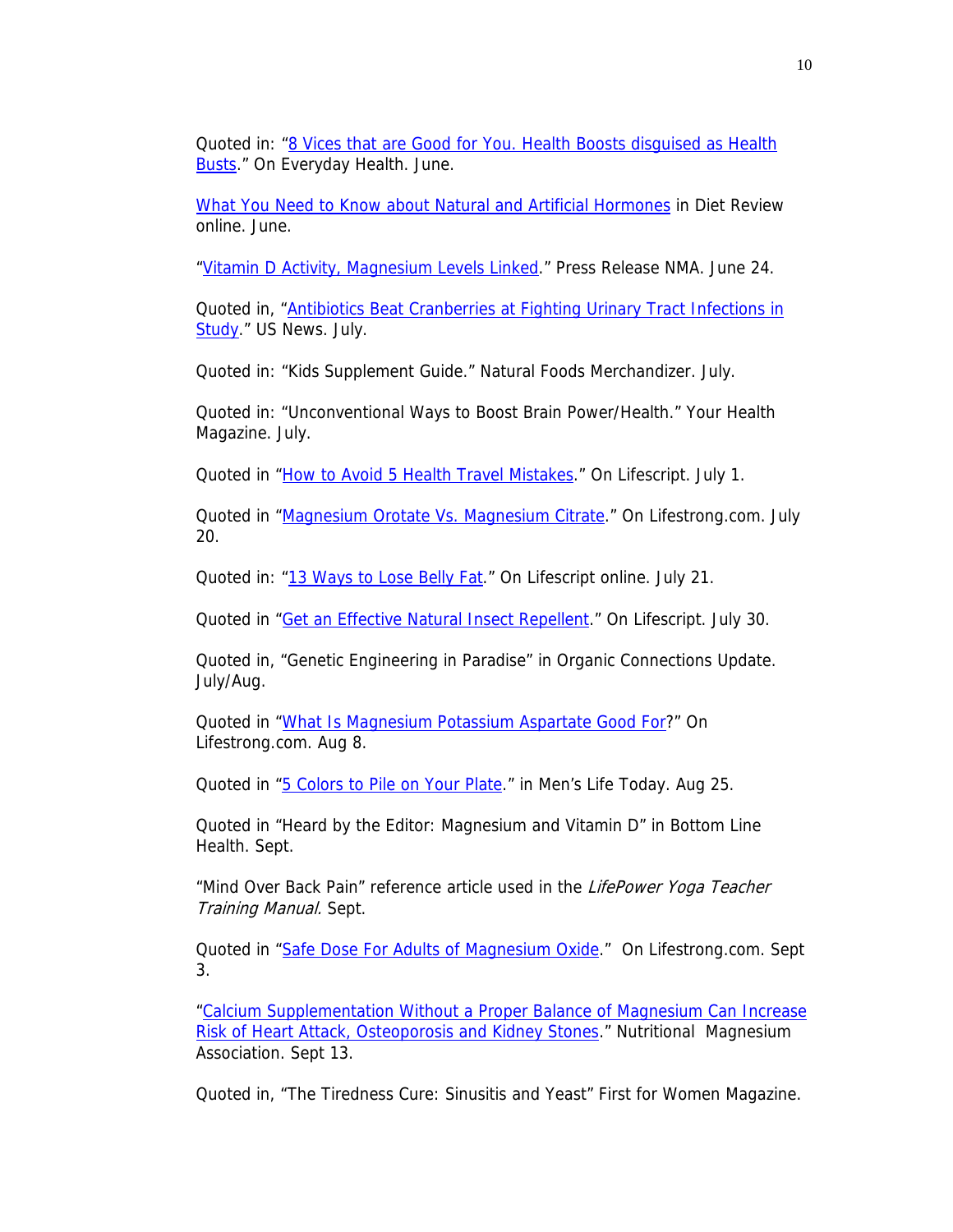Quoted in: "8 Vices that are Good for You. Health Boosts disguised as Health Busts." On Everyday Health. June.

What You Need to Know about Natural and Artificial Hormones in Diet Review online. June.

"Vitamin D Activity, Magnesium Levels Linked." Press Release NMA. June 24.

Quoted in, "Antibiotics Beat Cranberries at Fighting Urinary Tract Infections in Study." US News. July.

Quoted in: "Kids Supplement Guide." Natural Foods Merchandizer. July.

Quoted in: "Unconventional Ways to Boost Brain Power/Health." Your Health Magazine. July.

Quoted in "How to Avoid 5 Health Travel Mistakes." On Lifescript. July 1.

Quoted in "Magnesium Orotate Vs. Magnesium Citrate." On Lifestrong.com. July 20.

Quoted in: "13 Ways to Lose Belly Fat." On Lifescript online. July 21.

Quoted in "Get an Effective Natural Insect Repellent." On Lifescript. July 30.

Quoted in, "Genetic Engineering in Paradise" in Organic Connections Update. July/Aug.

Quoted in "What Is Magnesium Potassium Aspartate Good For?" On Lifestrong.com. Aug 8.

Quoted in "5 Colors to Pile on Your Plate." in Men's Life Today. Aug 25.

Quoted in "Heard by the Editor: Magnesium and Vitamin D" in Bottom Line Health. Sept.

"Mind Over Back Pain" reference article used in the *LifePower Yoga Teacher Training Manual.* Sept.

Quoted in "Safe Dose For Adults of Magnesium Oxide." On Lifestrong.com. Sept 3.

"Calcium Supplementation Without a Proper Balance of Magnesium Can Increase Risk of Heart Attack, Osteoporosis and Kidney Stones." Nutritional Magnesium Association. Sept 13.

Quoted in, "The Tiredness Cure: Sinusitis and Yeast" First for Women Magazine.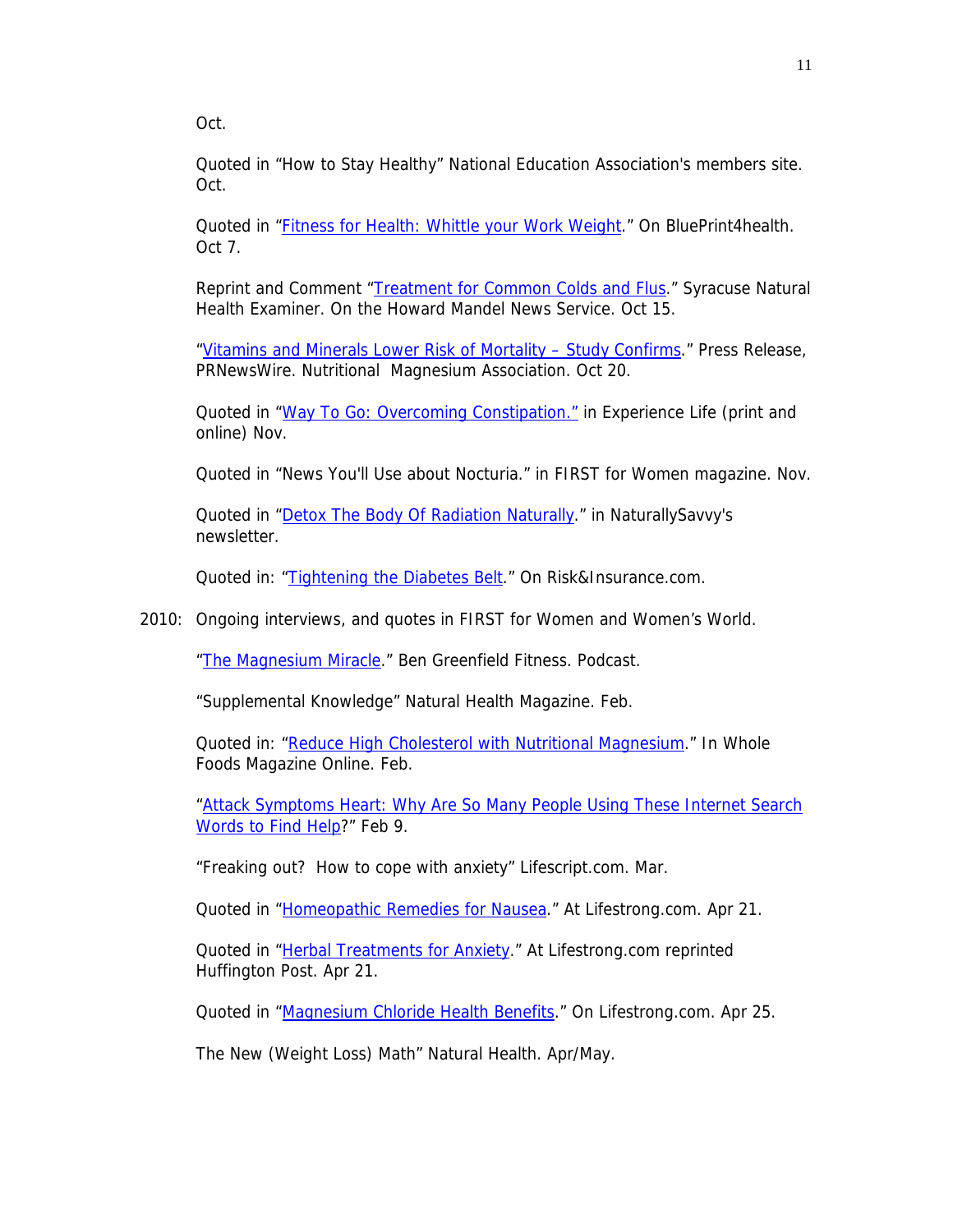Oct.

Quoted in "How to Stay Healthy" National Education Association's members site. Oct.

Quoted in "Fitness for Health: Whittle your Work Weight." On BluePrint4health. Oct 7.

Reprint and Comment "Treatment for Common Colds and Flus." Syracuse Natural Health Examiner. On the Howard Mandel News Service. Oct 15.

"Vitamins and Minerals Lower Risk of Mortality – Study Confirms." Press Release, PRNewsWire. Nutritional Magnesium Association. Oct 20.

Quoted in "Way To Go: Overcoming Constipation." in Experience Life (print and online) Nov.

Quoted in "News You'll Use about Nocturia." in FIRST for Women magazine. Nov.

Quoted in "Detox The Body Of Radiation Naturally." in NaturallySavvy's newsletter.

Quoted in: "Tightening the Diabetes Belt." On Risk&Insurance.com.

2010: Ongoing interviews, and quotes in FIRST for Women and Women's World.

"The Magnesium Miracle." Ben Greenfield Fitness. Podcast.

"Supplemental Knowledge" Natural Health Magazine. Feb.

Quoted in: "Reduce High Cholesterol with Nutritional Magnesium." In Whole Foods Magazine Online. Feb.

"Attack Symptoms Heart: Why Are So Many People Using These Internet Search Words to Find Help?" Feb 9.

"Freaking out? How to cope with anxiety" Lifescript.com. Mar.

Quoted in "Homeopathic Remedies for Nausea." At Lifestrong.com. Apr 21.

Quoted in "Herbal Treatments for Anxiety." At Lifestrong.com reprinted Huffington Post. Apr 21.

Quoted in "Magnesium Chloride Health Benefits." On Lifestrong.com. Apr 25.

The New (Weight Loss) Math" Natural Health. Apr/May.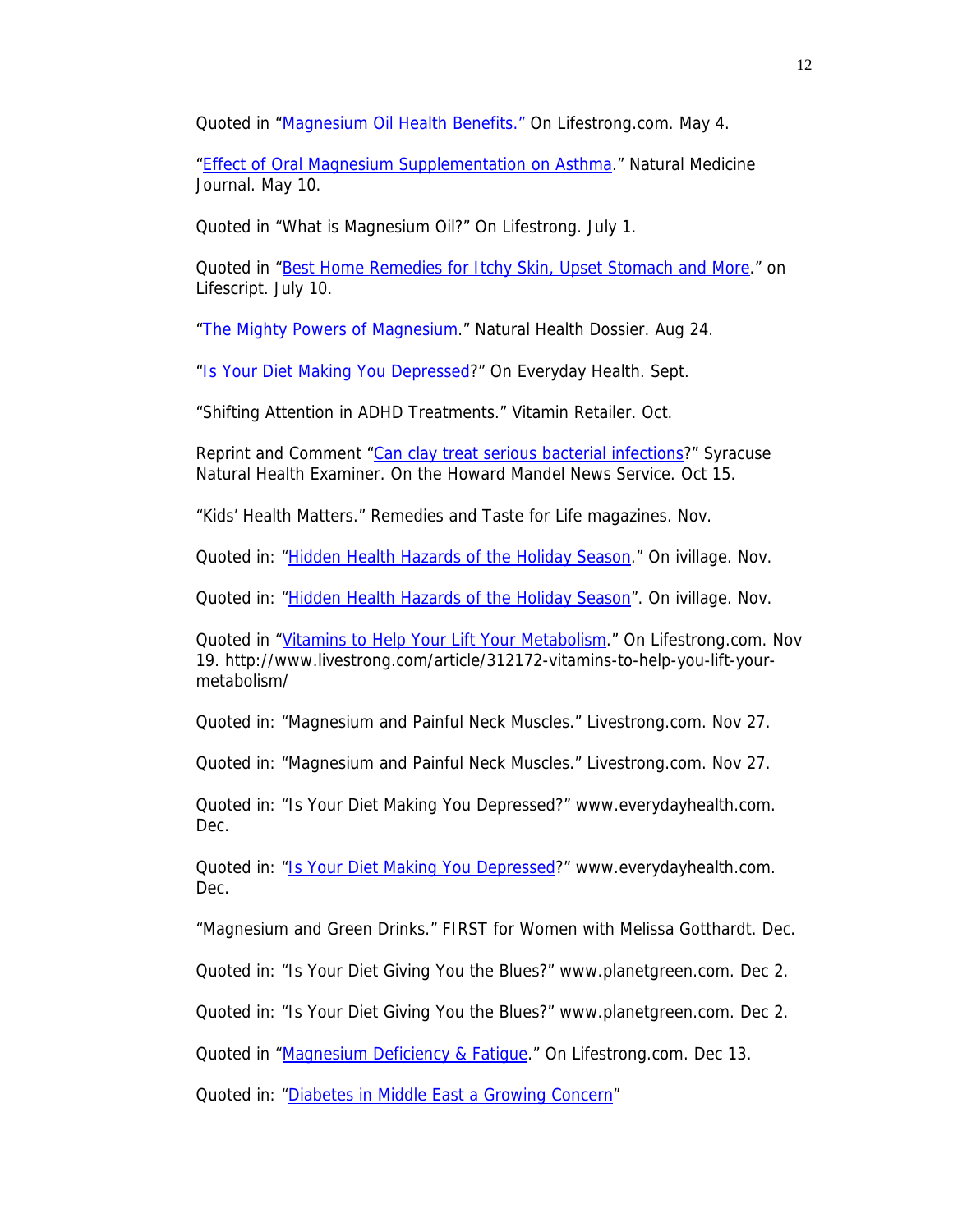Quoted in "Magnesium Oil Health Benefits." On Lifestrong.com. May 4.

"Effect of Oral Magnesium Supplementation on Asthma." Natural Medicine Journal. May 10.

Quoted in "What is Magnesium Oil?" On Lifestrong. July 1.

Quoted in "Best Home Remedies for Itchy Skin, Upset Stomach and More." on Lifescript. July 10.

"The Mighty Powers of Magnesium." Natural Health Dossier. Aug 24.

"Is Your Diet Making You Depressed?" On Everyday Health. Sept.

"Shifting Attention in ADHD Treatments." Vitamin Retailer. Oct.

Reprint and Comment "Can clay treat serious bacterial infections?" Syracuse Natural Health Examiner. On the Howard Mandel News Service. Oct 15.

"Kids' Health Matters." Remedies and Taste for Life magazines. Nov.

Quoted in: "Hidden Health Hazards of the Holiday Season." On ivillage. Nov.

Quoted in: "Hidden Health Hazards of the Holiday Season". On ivillage. Nov.

Quoted in "Vitamins to Help Your Lift Your Metabolism." On Lifestrong.com. Nov 19. http://www.livestrong.com/article/312172-vitamins-to-help-you-lift-your-metabolism/

Quoted in: "Magnesium and Painful Neck Muscles." Livestrong.com. Nov 27.

Quoted in: "Magnesium and Painful Neck Muscles." Livestrong.com. Nov 27.

Quoted in: "Is Your Diet Making You Depressed?" www.everydayhealth.com. Dec.

Quoted in: "Is Your Diet Making You Depressed?" www.everydayhealth.com. Dec.

"Magnesium and Green Drinks." FIRST for Women with Melissa Gotthardt. Dec.

Quoted in: "Is Your Diet Giving You the Blues?" www.planetgreen.com. Dec 2.

Quoted in: "Is Your Diet Giving You the Blues?" www.planetgreen.com. Dec 2.

Quoted in "Magnesium Deficiency & Fatigue." On Lifestrong.com. Dec 13.

Quoted in: "Diabetes in Middle East a Growing Concern"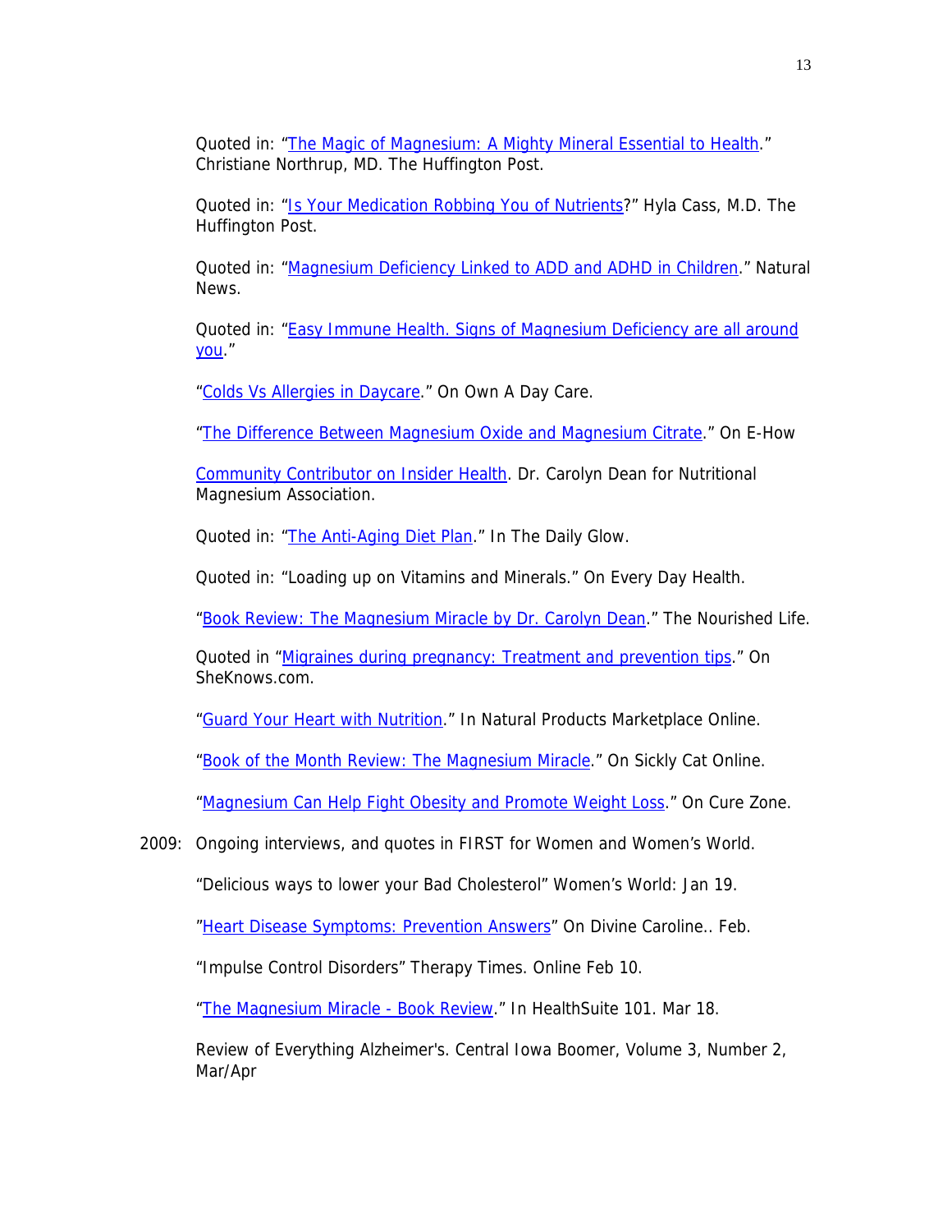Quoted in: "The Magic of Magnesium: A Mighty Mineral Essential to Health." Christiane Northrup, MD. The Huffington Post.

Quoted in: "Is Your Medication Robbing You of Nutrients?" Hyla Cass, M.D. The Huffington Post.

Quoted in: "Magnesium Deficiency Linked to ADD and ADHD in Children." Natural News.

Quoted in: "Easy Immune Health. Signs of Magnesium Deficiency are all around you."

"Colds Vs Allergies in Daycare." On Own A Day Care.

"The Difference Between Magnesium Oxide and Magnesium Citrate." On E-How

Community Contributor on Insider Health. Dr. Carolyn Dean for Nutritional Magnesium Association.

Quoted in: "The Anti-Aging Diet Plan." In The Daily Glow.

Quoted in: "Loading up on Vitamins and Minerals." On Every Day Health.

"Book Review: The Magnesium Miracle by Dr. Carolyn Dean." The Nourished Life.

Quoted in "Migraines during pregnancy: Treatment and prevention tips." On SheKnows.com.

"Guard Your Heart with Nutrition." In Natural Products Marketplace Online.

"Book of the Month Review: The Magnesium Miracle." On Sickly Cat Online.

"Magnesium Can Help Fight Obesity and Promote Weight Loss." On Cure Zone.

2009: Ongoing interviews, and quotes in FIRST for Women and Women's World.

"Delicious ways to lower your Bad Cholesterol" Women's World: Jan 19.

"Heart Disease Symptoms: Prevention Answers" On Divine Caroline.. Feb.

"Impulse Control Disorders" Therapy Times. Online Feb 10.

"The Magnesium Miracle - Book Review." In HealthSuite 101. Mar 18.

Review of Everything Alzheimer's. Central Iowa Boomer, Volume 3, Number 2, Mar/Apr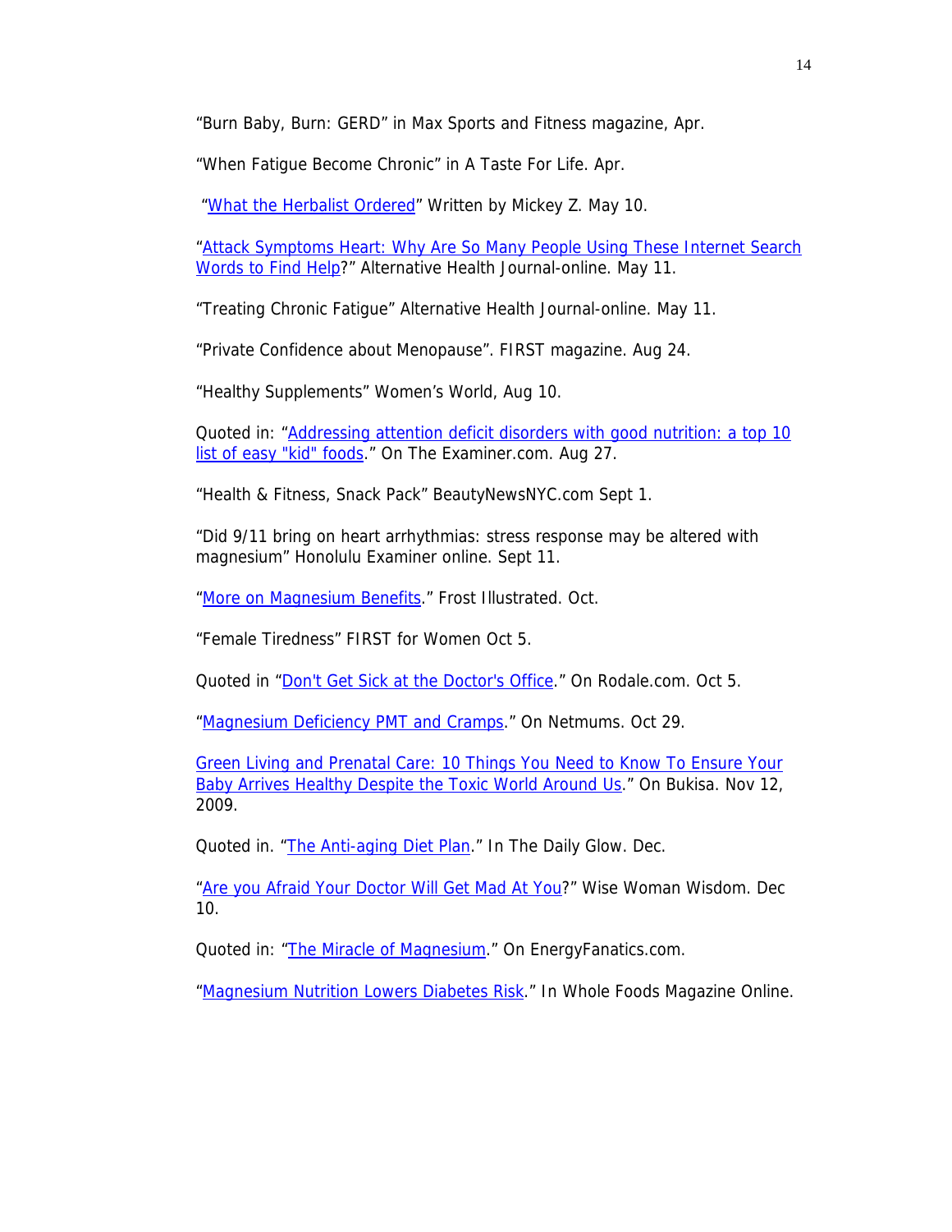"Burn Baby, Burn: GERD" in Max Sports and Fitness magazine, Apr.

"When Fatigue Become Chronic" in A Taste For Life. Apr.

"What the Herbalist Ordered" Written by Mickey Z. May 10.

"Attack Symptoms Heart: Why Are So Many People Using These Internet Search Words to Find Help?" Alternative Health Journal-online. May 11.

"Treating Chronic Fatigue" Alternative Health Journal-online. May 11.

"Private Confidence about Menopause". FIRST magazine. Aug 24.

"Healthy Supplements" Women's World, Aug 10.

Quoted in: "Addressing attention deficit disorders with good nutrition: a top 10 list of easy "kid" foods." On The Examiner.com. Aug 27.

"Health & Fitness, Snack Pack" BeautyNewsNYC.com Sept 1.

"Did 9/11 bring on heart arrhythmias: stress response may be altered with magnesium" Honolulu Examiner online. Sept 11.

"More on Magnesium Benefits." Frost Illustrated. Oct.

"Female Tiredness" FIRST for Women Oct 5.

Quoted in "Don't Get Sick at the Doctor's Office." On Rodale.com. Oct 5.

"Magnesium Deficiency PMT and Cramps." On Netmums. Oct 29.

Green Living and Prenatal Care: 10 Things You Need to Know To Ensure Your Baby Arrives Healthy Despite the Toxic World Around Us." On Bukisa. Nov 12, 2009.

Quoted in. "The Anti-aging Diet Plan." In The Daily Glow. Dec.

"Are you Afraid Your Doctor Will Get Mad At You?" Wise Woman Wisdom. Dec 10.

Quoted in: "The Miracle of Magnesium." On EnergyFanatics.com.

"Magnesium Nutrition Lowers Diabetes Risk." In Whole Foods Magazine Online.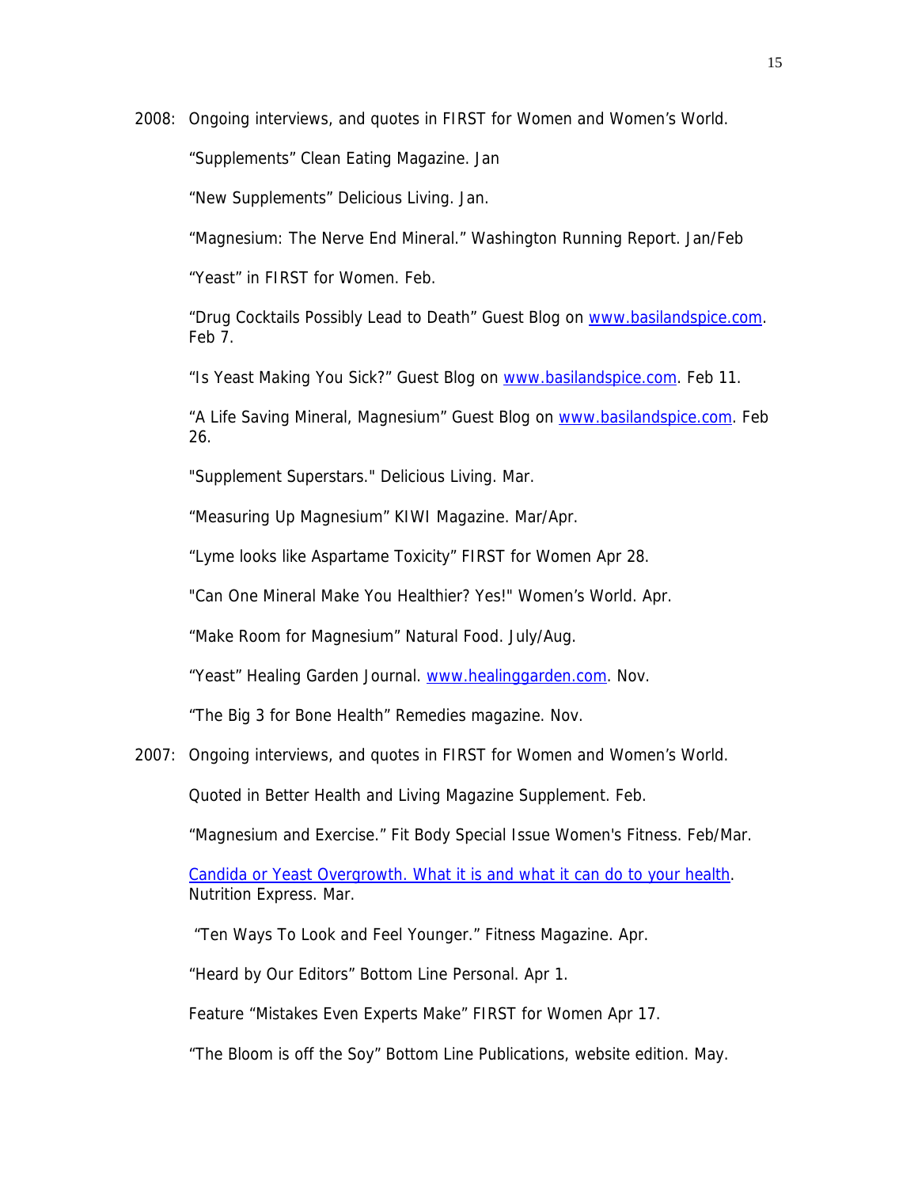2008: Ongoing interviews, and quotes in FIRST for Women and Women's World.

"Supplements" Clean Eating Magazine. Jan

"New Supplements" Delicious Living. Jan.

"Magnesium: The Nerve End Mineral." Washington Running Report. Jan/Feb

"Yeast" in FIRST for Women. Feb.

"Drug Cocktails Possibly Lead to Death" Guest Blog on www.basilandspice.com. Feb 7.

"Is Yeast Making You Sick?" Guest Blog on www.basilandspice.com. Feb 11.

"A Life Saving Mineral, Magnesium" Guest Blog on www.basilandspice.com. Feb 26.

"Supplement Superstars." Delicious Living. Mar.

"Measuring Up Magnesium" KIWI Magazine. Mar/Apr.

"Lyme looks like Aspartame Toxicity" FIRST for Women Apr 28.

"Can One Mineral Make You Healthier? Yes!" Women's World. Apr.

"Make Room for Magnesium" Natural Food. July/Aug.

"Yeast" Healing Garden Journal. www.healinggarden.com. Nov.

"The Big 3 for Bone Health" Remedies magazine. Nov.

2007: Ongoing interviews, and quotes in FIRST for Women and Women's World.

Quoted in Better Health and Living Magazine Supplement. Feb.

"Magnesium and Exercise." Fit Body Special Issue Women's Fitness. Feb/Mar.

Candida or Yeast Overgrowth. What it is and what it can do to your health. Nutrition Express. Mar.

"Ten Ways To Look and Feel Younger." Fitness Magazine. Apr.

"Heard by Our Editors" Bottom Line Personal. Apr 1.

Feature "Mistakes Even Experts Make" FIRST for Women Apr 17.

"The Bloom is off the Soy" Bottom Line Publications, website edition. May.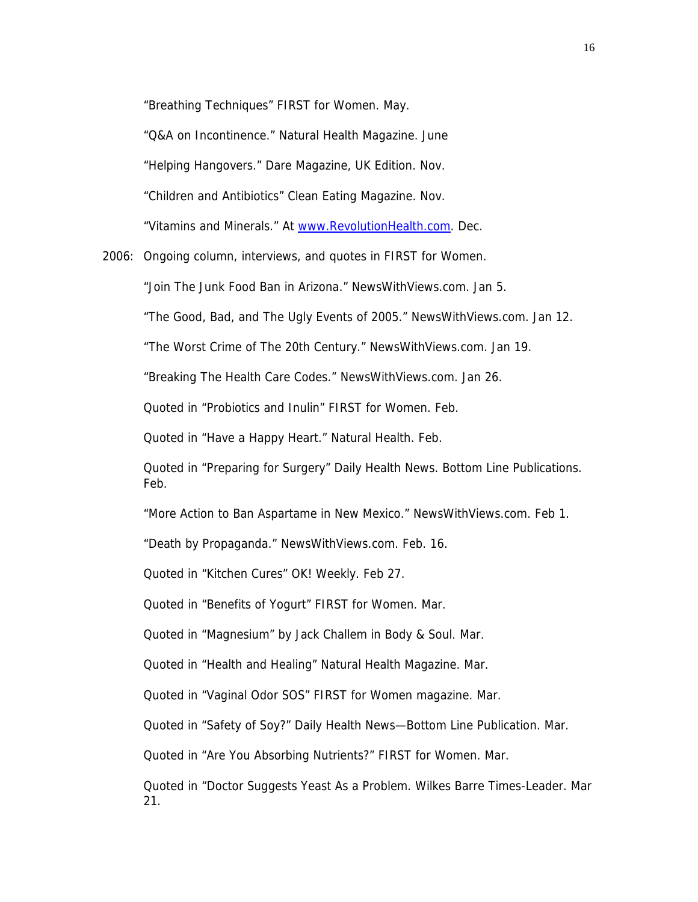"Breathing Techniques" FIRST for Women. May.

"Q&A on Incontinence." Natural Health Magazine. June

"Helping Hangovers." Dare Magazine, UK Edition. Nov.

"Children and Antibiotics" Clean Eating Magazine. Nov.

"Vitamins and Minerals." At [www.RevolutionHealth.com](http://www.RevolutionHealth.com). Dec.

2006: Ongoing column, interviews, and quotes in FIRST for Women.

"Join The Junk Food Ban in Arizona." NewsWithViews.com. Jan 5.

"The Good, Bad, and The Ugly Events of 2005." NewsWithViews.com. Jan 12.

"The Worst Crime of The 20th Century." NewsWithViews.com. Jan 19.

"Breaking The Health Care Codes." NewsWithViews.com. Jan 26.

Quoted in "Probiotics and Inulin" FIRST for Women. Feb.

Quoted in "Have a Happy Heart." Natural Health. Feb.

Quoted in "Preparing for Surgery" Daily Health News. Bottom Line Publications. Feb.

"More Action to Ban Aspartame in New Mexico." NewsWithViews.com. Feb 1.

"Death by Propaganda." NewsWithViews.com. Feb. 16.

Quoted in "Kitchen Cures" OK! Weekly. Feb 27.

Quoted in "Benefits of Yogurt" FIRST for Women. Mar.

Quoted in "Magnesium" by Jack Challem in Body & Soul. Mar.

Quoted in "Health and Healing" Natural Health Magazine. Mar.

Quoted in "Vaginal Odor SOS" FIRST for Women magazine. Mar.

Quoted in "Safety of Soy?" Daily Health News—Bottom Line Publication. Mar.

Quoted in "Are You Absorbing Nutrients?" FIRST for Women. Mar.

Quoted in "Doctor Suggests Yeast As a Problem. Wilkes Barre Times-Leader. Mar 21.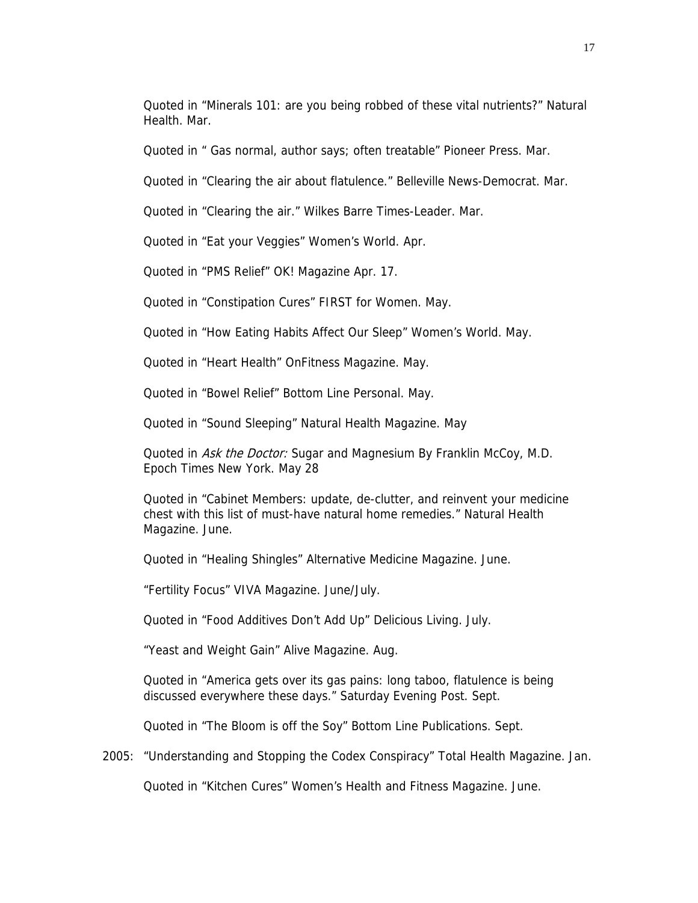Quoted in “Minerals 101: are you being robbed of these vital nutrients?” Natural Health. Mar.

Quoted in “ Gas normal, author says; often treatable” Pioneer Press. Mar.

Quoted in “Clearing the air about flatulence.” Belleville News-Democrat. Mar.

Quoted in “Clearing the air.” Wilkes Barre Times-Leader. Mar.

Quoted in “Eat your Veggies” Women’s World. Apr.

Quoted in “PMS Relief” OK! Magazine Apr. 17.

Quoted in “Constipation Cures” FIRST for Women. May.

Quoted in “How Eating Habits Affect Our Sleep” Women’s World. May.

Quoted in “Heart Health” OnFitness Magazine. May.

Quoted in “Bowel Relief” Bottom Line Personal. May.

Quoted in “Sound Sleeping” Natural Health Magazine. May

Quoted in *Ask the Doctor:* Sugar and Magnesium By Franklin McCoy, M.D. Epoch Times New York. May 28

Quoted in “Cabinet Members: update, de-clutter, and reinvent your medicine chest with this list of must-have natural home remedies.” Natural Health Magazine. June.

Quoted in “Healing Shingles” Alternative Medicine Magazine. June.

“Fertility Focus” VIVA Magazine. June/July.

Quoted in “Food Additives Don’t Add Up” Delicious Living. July.

“Yeast and Weight Gain” Alive Magazine. Aug.

Quoted in “America gets over its gas pains: long taboo, flatulence is being discussed everywhere these days.” Saturday Evening Post. Sept.

Quoted in “The Bloom is off the Soy” Bottom Line Publications. Sept.

2005: “Understanding and Stopping the Codex Conspiracy” Total Health Magazine. Jan.

Quoted in “Kitchen Cures” Women’s Health and Fitness Magazine. June.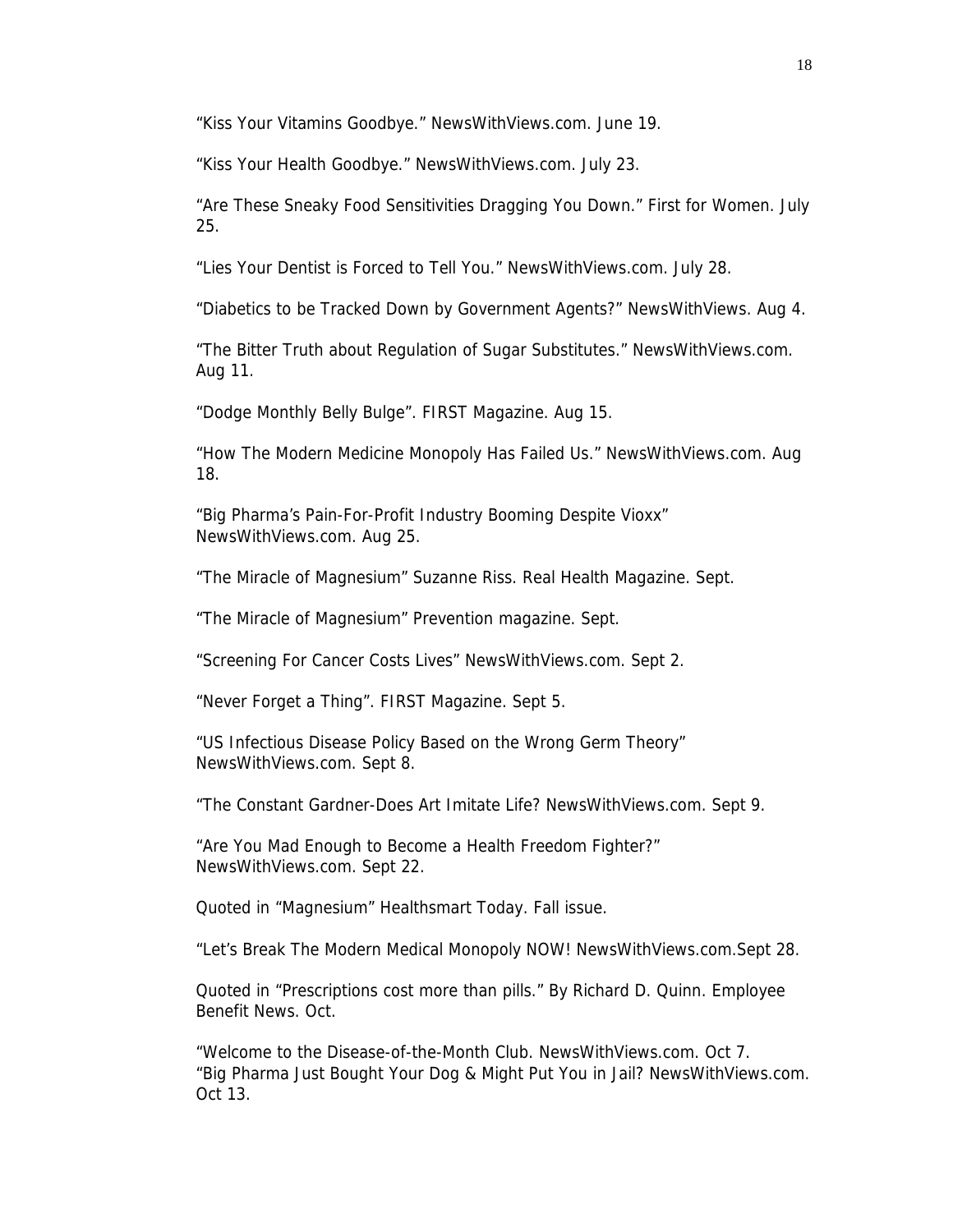"Kiss Your Vitamins Goodbye." NewsWithViews.com. June 19.

"Kiss Your Health Goodbye." NewsWithViews.com. July 23.

"Are These Sneaky Food Sensitivities Dragging You Down." First for Women. July 25.

"Lies Your Dentist is Forced to Tell You." NewsWithViews.com. July 28.

"Diabetics to be Tracked Down by Government Agents?" NewsWithViews. Aug 4.

"The Bitter Truth about Regulation of Sugar Substitutes." NewsWithViews.com. Aug 11.

"Dodge Monthly Belly Bulge". FIRST Magazine. Aug 15.

"How The Modern Medicine Monopoly Has Failed Us." NewsWithViews.com. Aug 18.

"Big Pharma's Pain-For-Profit Industry Booming Despite Vioxx" NewsWithViews.com. Aug 25.

"The Miracle of Magnesium" Suzanne Riss. Real Health Magazine. Sept.

"The Miracle of Magnesium" Prevention magazine. Sept.

"Screening For Cancer Costs Lives" NewsWithViews.com. Sept 2.

"Never Forget a Thing". FIRST Magazine. Sept 5.

"US Infectious Disease Policy Based on the Wrong Germ Theory" NewsWithViews.com. Sept 8.

"The Constant Gardner-Does Art Imitate Life? NewsWithViews.com. Sept 9.

"Are You Mad Enough to Become a Health Freedom Fighter?" NewsWithViews.com. Sept 22.

Quoted in "Magnesium" Healthsmart Today. Fall issue.

"Let's Break The Modern Medical Monopoly NOW! NewsWithViews.com.Sept 28.

Quoted in "Prescriptions cost more than pills." By Richard D. Quinn. Employee Benefit News. Oct.

"Welcome to the Disease-of-the-Month Club. NewsWithViews.com. Oct 7.
"Big Pharma Just Bought Your Dog & Might Put You in Jail? NewsWithViews.com. Oct 13.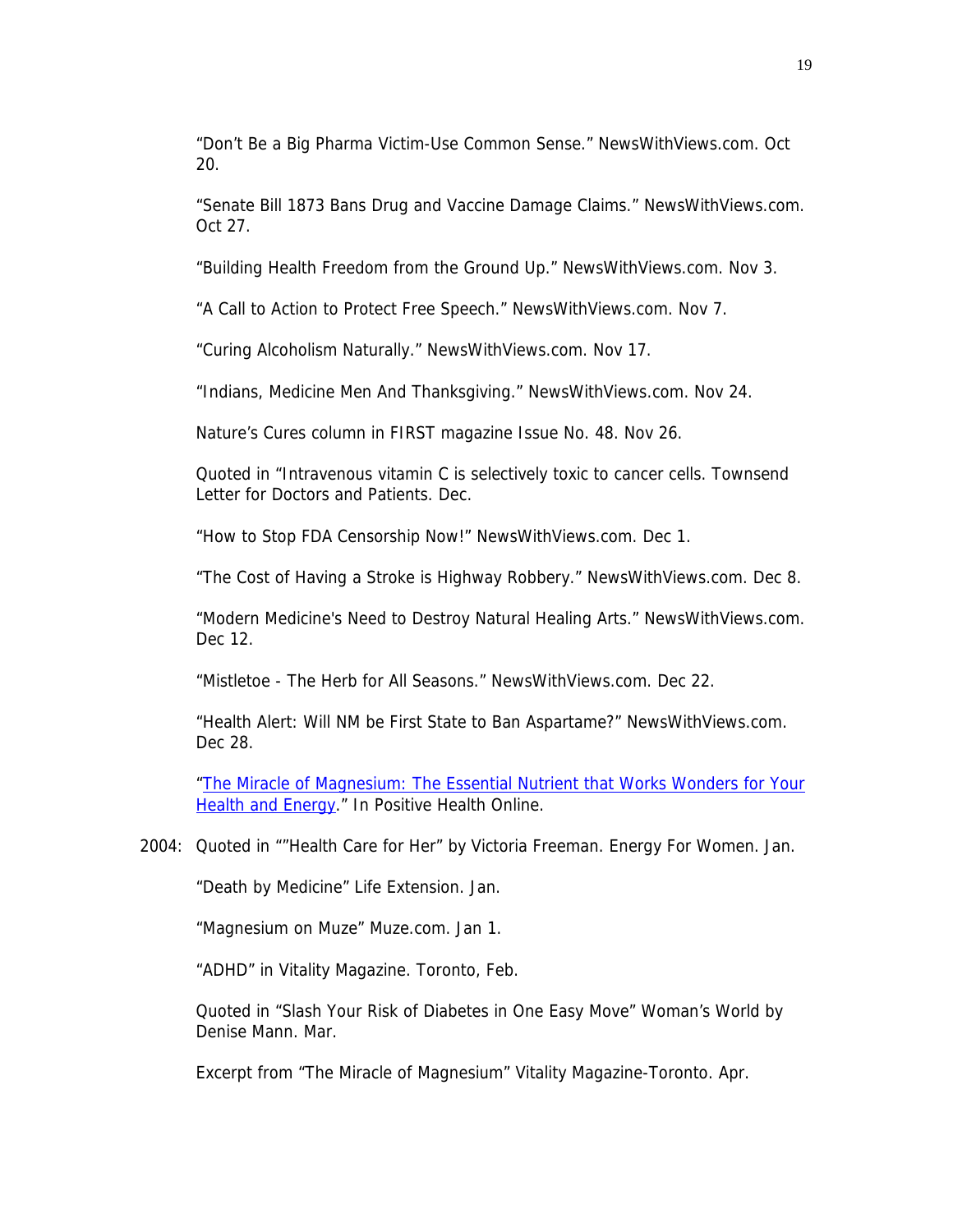"Don't Be a Big Pharma Victim-Use Common Sense." NewsWithViews.com. Oct 20.

"Senate Bill 1873 Bans Drug and Vaccine Damage Claims." NewsWithViews.com. Oct 27.

"Building Health Freedom from the Ground Up." NewsWithViews.com. Nov 3.

"A Call to Action to Protect Free Speech." NewsWithViews.com. Nov 7.

"Curing Alcoholism Naturally." NewsWithViews.com. Nov 17.

"Indians, Medicine Men And Thanksgiving." NewsWithViews.com. Nov 24.

Nature's Cures column in FIRST magazine Issue No. 48. Nov 26.

Quoted in "Intravenous vitamin C is selectively toxic to cancer cells. Townsend Letter for Doctors and Patients. Dec.

"How to Stop FDA Censorship Now!" NewsWithViews.com. Dec 1.

"The Cost of Having a Stroke is Highway Robbery." NewsWithViews.com. Dec 8.

"Modern Medicine's Need to Destroy Natural Healing Arts." NewsWithViews.com. Dec 12.

"Mistletoe - The Herb for All Seasons." NewsWithViews.com. Dec 22.

"Health Alert: Will NM be First State to Ban Aspartame?" NewsWithViews.com. Dec 28.

"The Miracle of Magnesium: The Essential Nutrient that Works Wonders for Your Health and Energy." In Positive Health Online.

2004: Quoted in ""Health Care for Her" by Victoria Freeman. Energy For Women. Jan.

"Death by Medicine" Life Extension. Jan.

"Magnesium on Muze" Muze.com. Jan 1.

"ADHD" in Vitality Magazine. Toronto, Feb.

Quoted in "Slash Your Risk of Diabetes in One Easy Move" Woman's World by Denise Mann. Mar.

Excerpt from "The Miracle of Magnesium" Vitality Magazine-Toronto. Apr.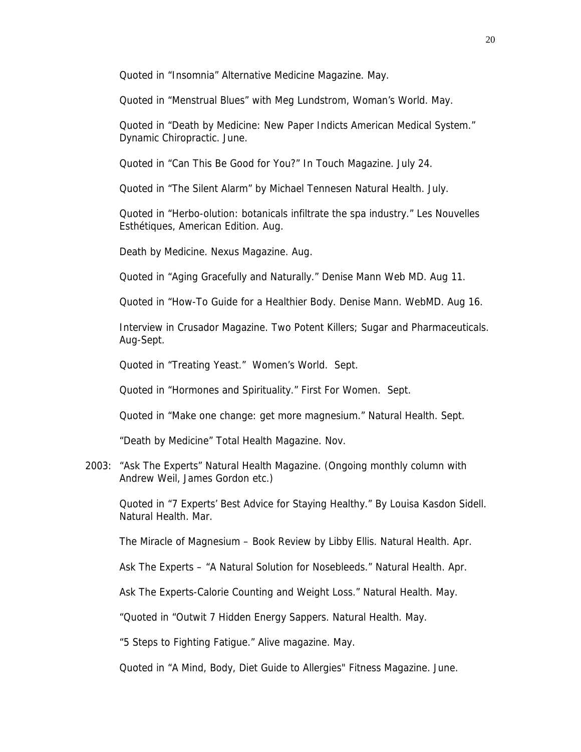Quoted in "Insomnia" Alternative Medicine Magazine. May.

Quoted in "Menstrual Blues" with Meg Lundstrom, Woman's World. May.

Quoted in "Death by Medicine: New Paper Indicts American Medical System." Dynamic Chiropractic. June.

Quoted in "Can This Be Good for You?" In Touch Magazine. July 24.

Quoted in "The Silent Alarm" by Michael Tennesen Natural Health. July.

Quoted in "Herbo-olution: botanicals infiltrate the spa industry." Les Nouvelles Esthétiques, American Edition. Aug.

Death by Medicine. Nexus Magazine. Aug.

Quoted in "Aging Gracefully and Naturally." Denise Mann Web MD. Aug 11.

Quoted in "How-To Guide for a Healthier Body. Denise Mann. WebMD. Aug 16.

Interview in Crusador Magazine. Two Potent Killers; Sugar and Pharmaceuticals. Aug-Sept.

Quoted in "Treating Yeast." Women's World. Sept.

Quoted in "Hormones and Spirituality." First For Women. Sept.

Quoted in "Make one change: get more magnesium." Natural Health. Sept.

"Death by Medicine" Total Health Magazine. Nov.

2003: "Ask The Experts" Natural Health Magazine. (Ongoing monthly column with Andrew Weil, James Gordon etc.)

Quoted in "7 Experts' Best Advice for Staying Healthy." By Louisa Kasdon Sidell. Natural Health. Mar.

The Miracle of Magnesium – Book Review by Libby Ellis. Natural Health. Apr.

Ask The Experts – "A Natural Solution for Nosebleeds." Natural Health. Apr.

Ask The Experts-Calorie Counting and Weight Loss." Natural Health. May.

"Quoted in "Outwit 7 Hidden Energy Sappers. Natural Health. May.

"5 Steps to Fighting Fatigue." Alive magazine. May.

Quoted in "A Mind, Body, Diet Guide to Allergies" Fitness Magazine. June.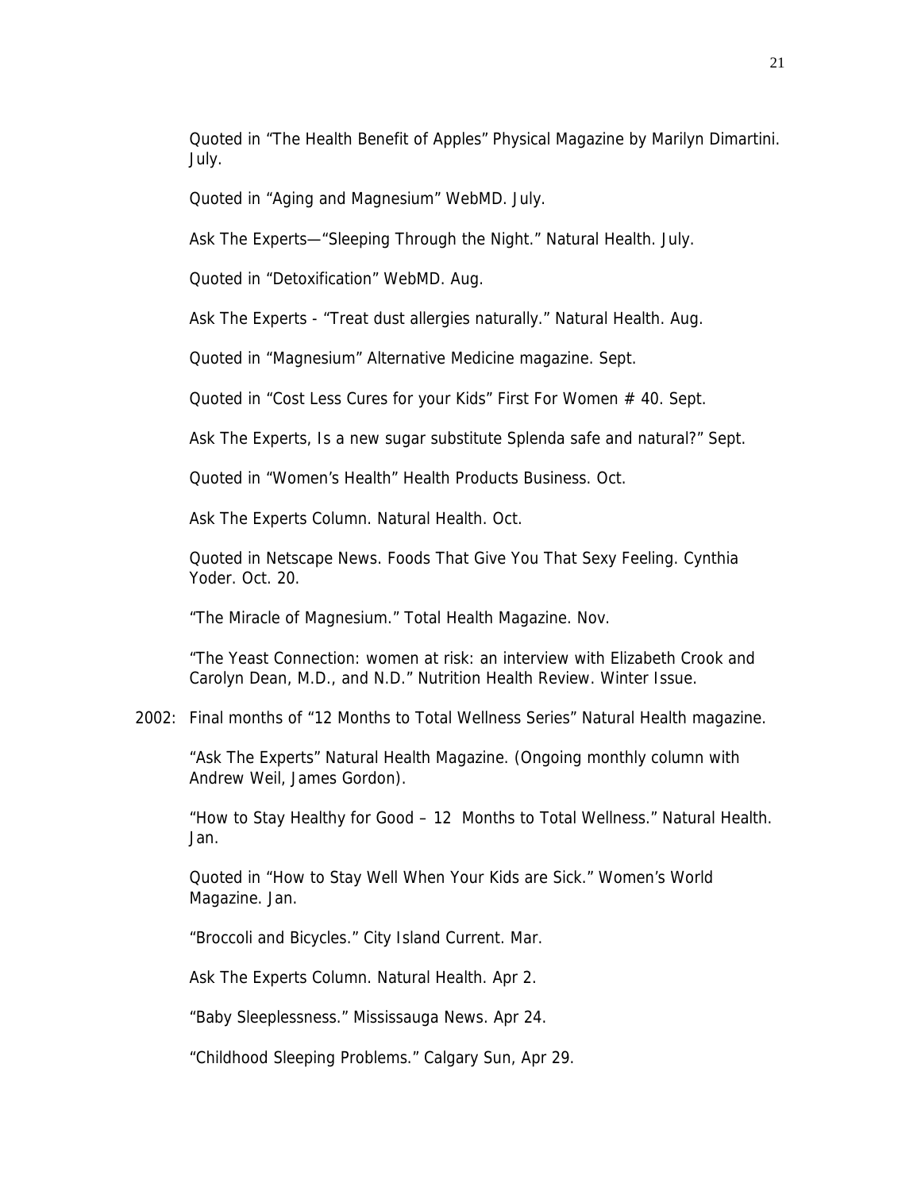Quoted in “The Health Benefit of Apples” Physical Magazine by Marilyn Dimartini. July.

Quoted in “Aging and Magnesium” WebMD. July.

Ask The Experts—“Sleeping Through the Night.” Natural Health. July.

Quoted in “Detoxification” WebMD. Aug.

Ask The Experts - “Treat dust allergies naturally.” Natural Health. Aug.

Quoted in “Magnesium” Alternative Medicine magazine. Sept.

Quoted in “Cost Less Cures for your Kids” First For Women # 40. Sept.

Ask The Experts, Is a new sugar substitute Splenda safe and natural?” Sept.

Quoted in “Women’s Health” Health Products Business. Oct.

Ask The Experts Column. Natural Health. Oct.

Quoted in Netscape News. Foods That Give You That Sexy Feeling. Cynthia Yoder. Oct. 20.

“The Miracle of Magnesium.” Total Health Magazine. Nov.

“The Yeast Connection: women at risk: an interview with Elizabeth Crook and Carolyn Dean, M.D., and N.D.” Nutrition Health Review. Winter Issue.

2002: Final months of “12 Months to Total Wellness Series” Natural Health magazine.

“Ask The Experts” Natural Health Magazine. (Ongoing monthly column with Andrew Weil, James Gordon).

“How to Stay Healthy for Good – 12 Months to Total Wellness.” Natural Health. Jan.

Quoted in “How to Stay Well When Your Kids are Sick.” Women’s World Magazine. Jan.

“Broccoli and Bicycles.” City Island Current. Mar.

Ask The Experts Column. Natural Health. Apr 2.

“Baby Sleeplessness.” Mississauga News. Apr 24.

“Childhood Sleeping Problems.” Calgary Sun, Apr 29.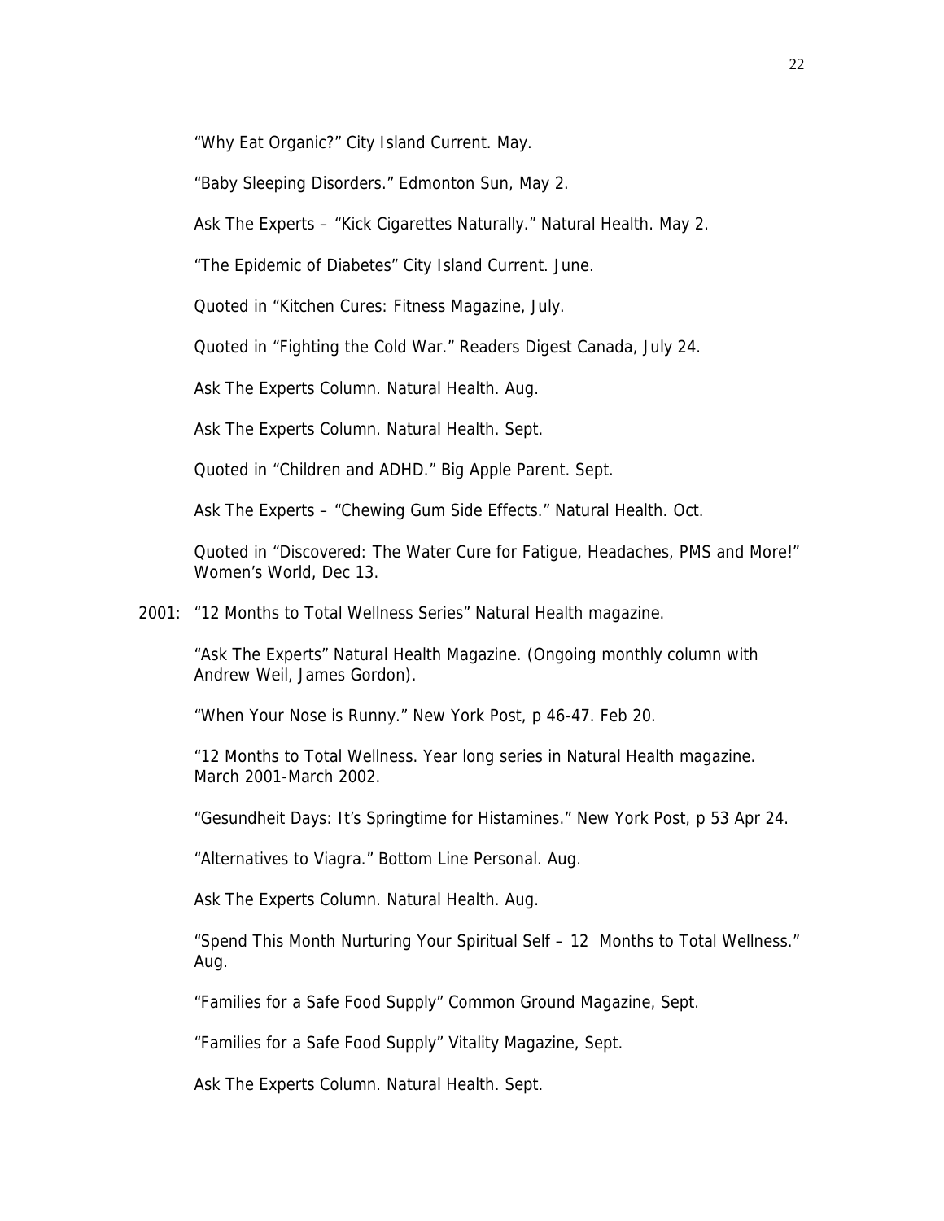"Why Eat Organic?" City Island Current. May.

"Baby Sleeping Disorders." Edmonton Sun, May 2.

Ask The Experts – "Kick Cigarettes Naturally." Natural Health. May 2.

"The Epidemic of Diabetes" City Island Current. June.

Quoted in "Kitchen Cures: Fitness Magazine, July.

Quoted in "Fighting the Cold War." Readers Digest Canada, July 24.

Ask The Experts Column. Natural Health. Aug.

Ask The Experts Column. Natural Health. Sept.

Quoted in "Children and ADHD." Big Apple Parent. Sept.

Ask The Experts – "Chewing Gum Side Effects." Natural Health. Oct.

Quoted in "Discovered: The Water Cure for Fatigue, Headaches, PMS and More!" Women's World, Dec 13.

2001: "12 Months to Total Wellness Series" Natural Health magazine.

"Ask The Experts" Natural Health Magazine. (Ongoing monthly column with Andrew Weil, James Gordon).

"When Your Nose is Runny." New York Post, p 46-47. Feb 20.

"12 Months to Total Wellness. Year long series in Natural Health magazine. March 2001-March 2002.

"Gesundheit Days: It's Springtime for Histamines." New York Post, p 53 Apr 24.

"Alternatives to Viagra." Bottom Line Personal. Aug.

Ask The Experts Column. Natural Health. Aug.

"Spend This Month Nurturing Your Spiritual Self – 12 Months to Total Wellness." Aug.

"Families for a Safe Food Supply" Common Ground Magazine, Sept.

"Families for a Safe Food Supply" Vitality Magazine, Sept.

Ask The Experts Column. Natural Health. Sept.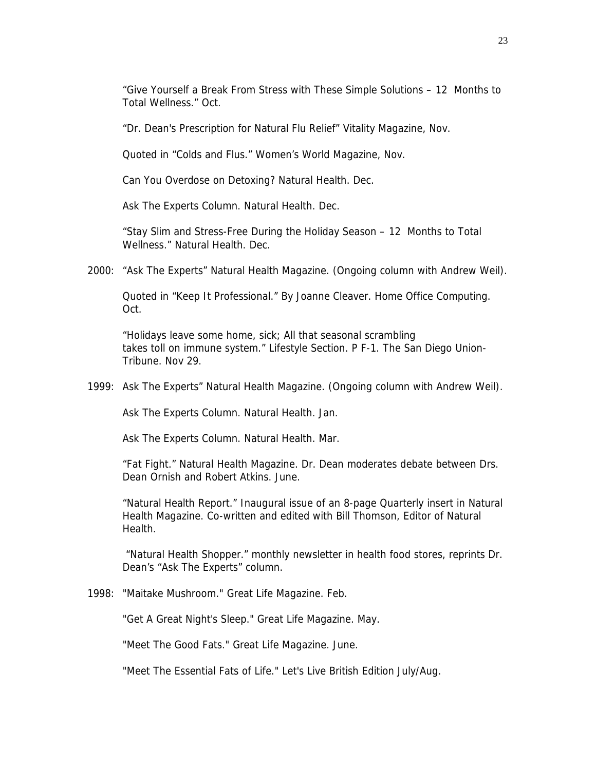"Give Yourself a Break From Stress with These Simple Solutions – 12 Months to Total Wellness." Oct.

"Dr. Dean's Prescription for Natural Flu Relief" Vitality Magazine, Nov.

Quoted in "Colds and Flus." Women's World Magazine, Nov.

Can You Overdose on Detoxing? Natural Health. Dec.

Ask The Experts Column. Natural Health. Dec.

"Stay Slim and Stress-Free During the Holiday Season – 12 Months to Total Wellness." Natural Health. Dec.

2000: "Ask The Experts" Natural Health Magazine. (Ongoing column with Andrew Weil).

Quoted in "Keep It Professional." By Joanne Cleaver. Home Office Computing. Oct.

"Holidays leave some home, sick; All that seasonal scrambling takes toll on immune system." Lifestyle Section. P F-1. The San Diego Union-Tribune. Nov 29.

1999: Ask The Experts" Natural Health Magazine. (Ongoing column with Andrew Weil).

Ask The Experts Column. Natural Health. Jan.

Ask The Experts Column. Natural Health. Mar.

"Fat Fight." Natural Health Magazine. Dr. Dean moderates debate between Drs. Dean Ornish and Robert Atkins. June.

"Natural Health Report." Inaugural issue of an 8-page Quarterly insert in Natural Health Magazine. Co-written and edited with Bill Thomson, Editor of Natural Health.

"Natural Health Shopper." monthly newsletter in health food stores, reprints Dr. Dean's "Ask The Experts" column.

1998: "Maitake Mushroom." Great Life Magazine. Feb.

"Get A Great Night's Sleep." Great Life Magazine. May.

"Meet The Good Fats." Great Life Magazine. June.

"Meet The Essential Fats of Life." Let's Live British Edition July/Aug.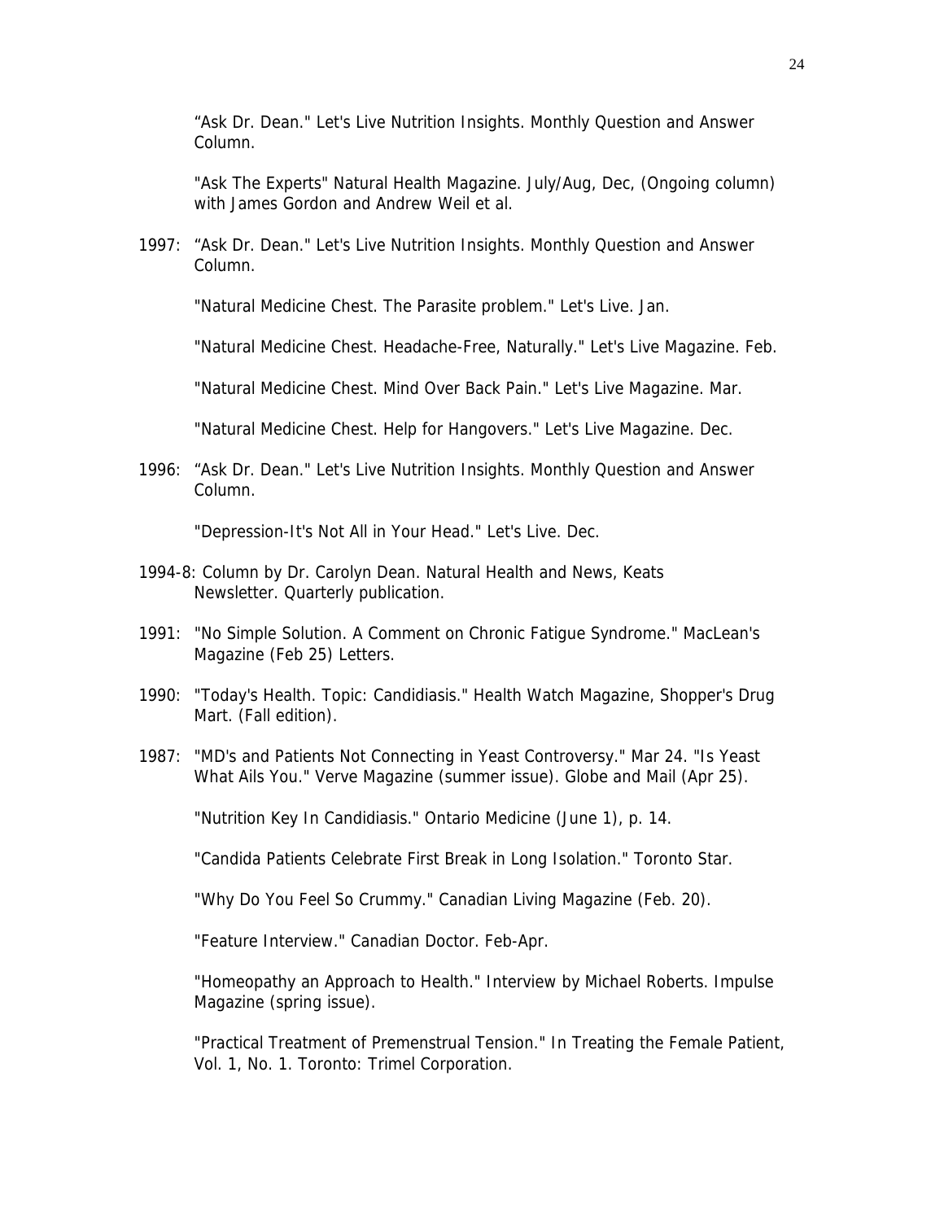“Ask Dr. Dean." Let's Live Nutrition Insights. Monthly Question and Answer Column.

"Ask The Experts" Natural Health Magazine. July/Aug, Dec, (Ongoing column) with James Gordon and Andrew Weil et al.

1997: “Ask Dr. Dean." Let's Live Nutrition Insights. Monthly Question and Answer Column.

"Natural Medicine Chest. The Parasite problem." Let's Live. Jan.

"Natural Medicine Chest. Headache-Free, Naturally." Let's Live Magazine. Feb.

"Natural Medicine Chest. Mind Over Back Pain." Let's Live Magazine. Mar.

"Natural Medicine Chest. Help for Hangovers." Let's Live Magazine. Dec.

1996: “Ask Dr. Dean." Let's Live Nutrition Insights. Monthly Question and Answer Column.

"Depression-It's Not All in Your Head." Let's Live. Dec.

1994-8: Column by Dr. Carolyn Dean. Natural Health and News, Keats Newsletter. Quarterly publication.

1991: "No Simple Solution. A Comment on Chronic Fatigue Syndrome." MacLean's Magazine (Feb 25) Letters.

1990: "Today's Health. Topic: Candidiasis." Health Watch Magazine, Shopper's Drug Mart. (Fall edition).

1987: "MD's and Patients Not Connecting in Yeast Controversy." Mar 24. "Is Yeast What Ails You." Verve Magazine (summer issue). Globe and Mail (Apr 25).

"Nutrition Key In Candidiasis." Ontario Medicine (June 1), p. 14.

"Candida Patients Celebrate First Break in Long Isolation." Toronto Star.

"Why Do You Feel So Crummy." Canadian Living Magazine (Feb. 20).

"Feature Interview." Canadian Doctor. Feb-Apr.

"Homeopathy an Approach to Health." Interview by Michael Roberts. Impulse Magazine (spring issue).

"Practical Treatment of Premenstrual Tension." In Treating the Female Patient, Vol. 1, No. 1. Toronto: Trimel Corporation.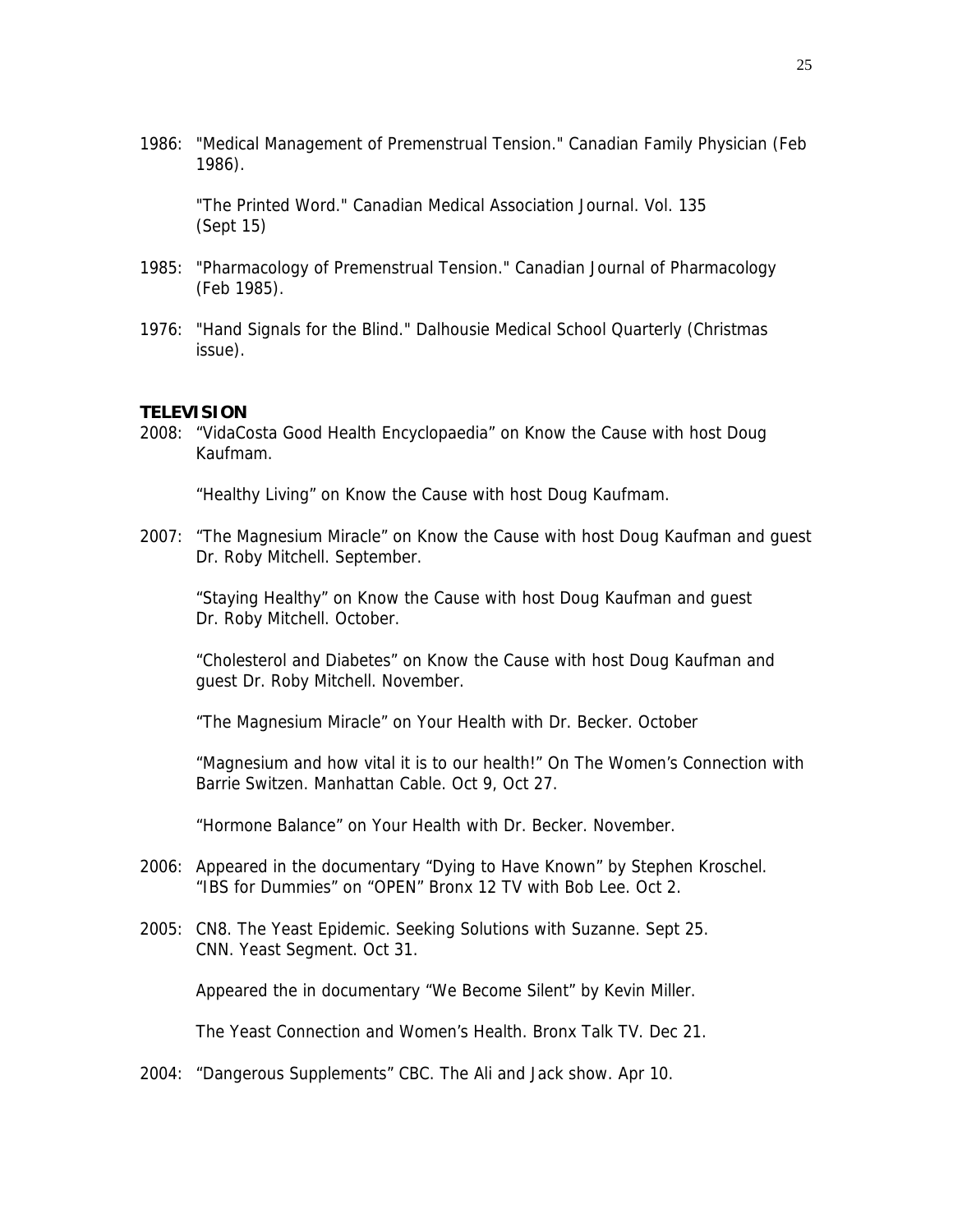1986: "Medical Management of Premenstrual Tension." Canadian Family Physician (Feb 1986).

"The Printed Word." Canadian Medical Association Journal. Vol. 135 (Sept 15)

1985: "Pharmacology of Premenstrual Tension." Canadian Journal of Pharmacology (Feb 1985).

1976: "Hand Signals for the Blind." Dalhousie Medical School Quarterly (Christmas issue).

## TELEVISION

2008: "VidaCosta Good Health Encyclopaedia" on Know the Cause with host Doug Kaufmam.

"Healthy Living" on Know the Cause with host Doug Kaufmam.

2007: "The Magnesium Miracle" on Know the Cause with host Doug Kaufman and guest Dr. Roby Mitchell. September.

"Staying Healthy" on Know the Cause with host Doug Kaufman and guest Dr. Roby Mitchell. October.

"Cholesterol and Diabetes" on Know the Cause with host Doug Kaufman and guest Dr. Roby Mitchell. November.

"The Magnesium Miracle" on Your Health with Dr. Becker. October

"Magnesium and how vital it is to our health!" On The Women's Connection with Barrie Switzen. Manhattan Cable. Oct 9, Oct 27.

"Hormone Balance" on Your Health with Dr. Becker. November.

2006: Appeared in the documentary "Dying to Have Known" by Stephen Kroschel.
"IBS for Dummies" on "OPEN" Bronx 12 TV with Bob Lee. Oct 2.

2005: CN8. The Yeast Epidemic. Seeking Solutions with Suzanne. Sept 25.
CNN. Yeast Segment. Oct 31.

Appeared the in documentary "We Become Silent" by Kevin Miller.

The Yeast Connection and Women's Health. Bronx Talk TV. Dec 21.

2004: "Dangerous Supplements" CBC. The Ali and Jack show. Apr 10.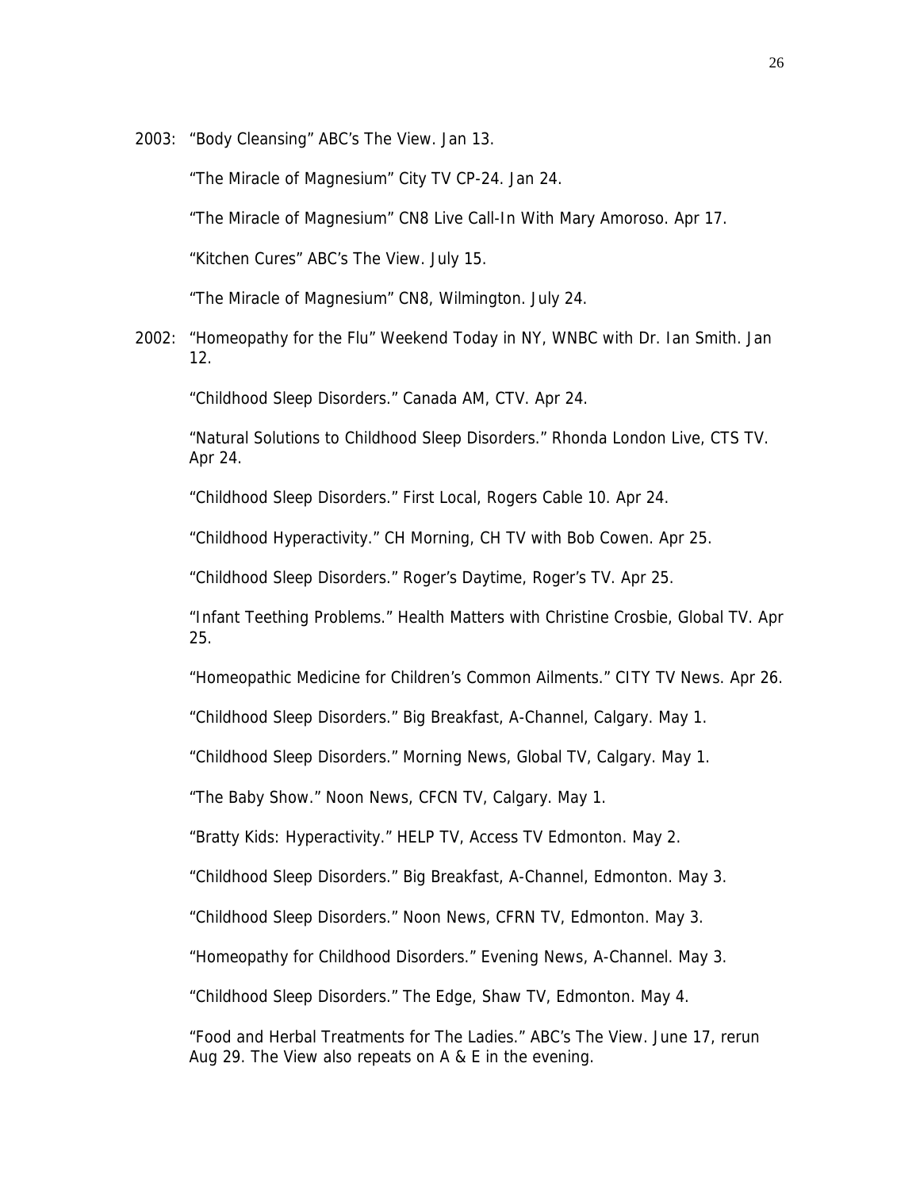2003: "Body Cleansing" ABC's The View. Jan 13.

"The Miracle of Magnesium" City TV CP-24. Jan 24.

"The Miracle of Magnesium" CN8 Live Call-In With Mary Amoroso. Apr 17.

"Kitchen Cures" ABC's The View. July 15.

"The Miracle of Magnesium" CN8, Wilmington. July 24.

2002: "Homeopathy for the Flu" Weekend Today in NY, WNBC with Dr. Ian Smith. Jan 12.

"Childhood Sleep Disorders." Canada AM, CTV. Apr 24.

"Natural Solutions to Childhood Sleep Disorders." Rhonda London Live, CTS TV. Apr 24.

"Childhood Sleep Disorders." First Local, Rogers Cable 10. Apr 24.

"Childhood Hyperactivity." CH Morning, CH TV with Bob Cowen. Apr 25.

"Childhood Sleep Disorders." Roger's Daytime, Roger's TV. Apr 25.

"Infant Teething Problems." Health Matters with Christine Crosbie, Global TV. Apr 25.

"Homeopathic Medicine for Children's Common Ailments." CITY TV News. Apr 26.

"Childhood Sleep Disorders." Big Breakfast, A-Channel, Calgary. May 1.

"Childhood Sleep Disorders." Morning News, Global TV, Calgary. May 1.

"The Baby Show." Noon News, CFCN TV, Calgary. May 1.

"Bratty Kids: Hyperactivity." HELP TV, Access TV Edmonton. May 2.

"Childhood Sleep Disorders." Big Breakfast, A-Channel, Edmonton. May 3.

"Childhood Sleep Disorders." Noon News, CFRN TV, Edmonton. May 3.

"Homeopathy for Childhood Disorders." Evening News, A-Channel. May 3.

"Childhood Sleep Disorders." The Edge, Shaw TV, Edmonton. May 4.

"Food and Herbal Treatments for The Ladies." ABC's The View. June 17, rerun Aug 29. The View also repeats on A & E in the evening.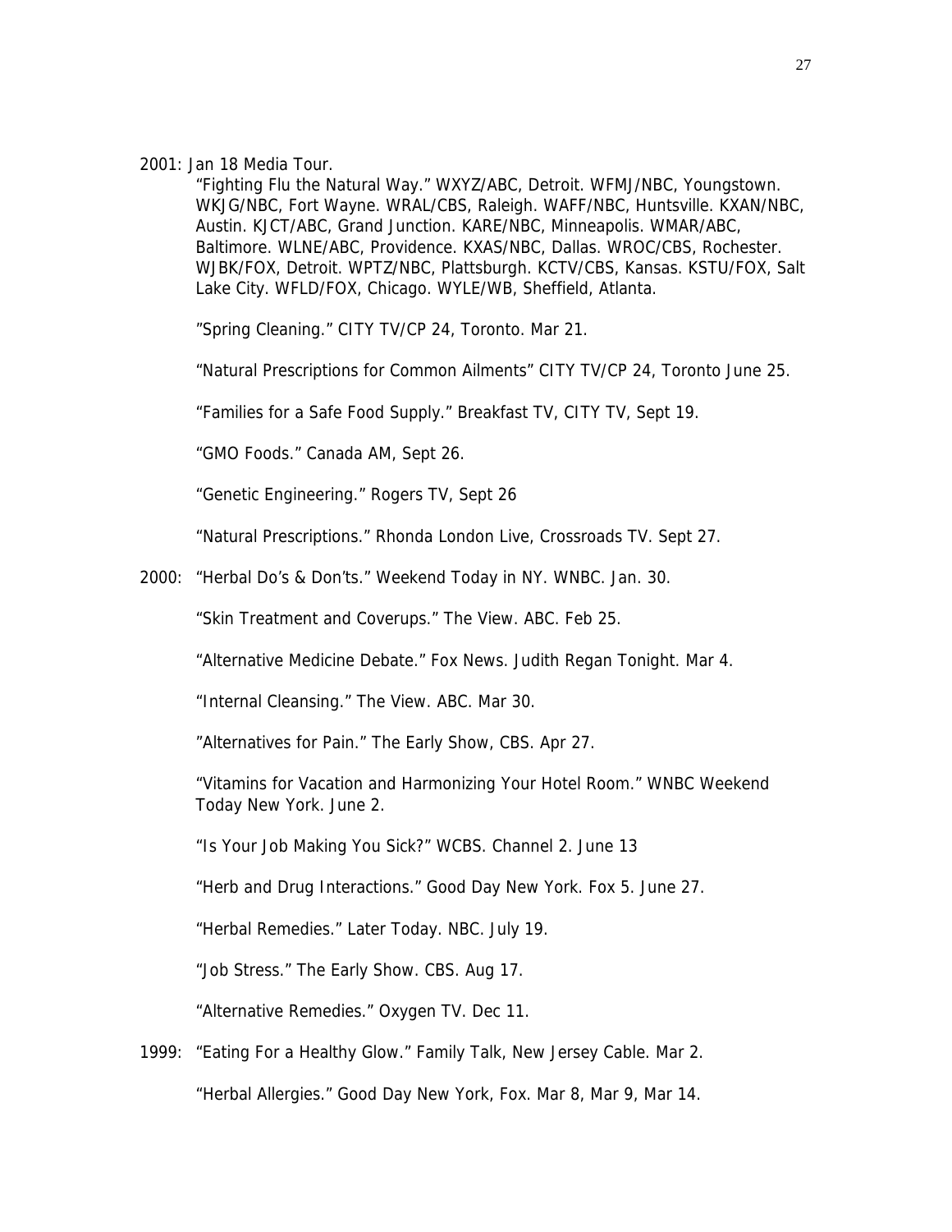2001: Jan 18 Media Tour.

"Fighting Flu the Natural Way." WXYZ/ABC, Detroit. WFMJ/NBC, Youngstown. WKJG/NBC, Fort Wayne. WRAL/CBS, Raleigh. WAFF/NBC, Huntsville. KXAN/NBC, Austin. KJCT/ABC, Grand Junction. KARE/NBC, Minneapolis. WMAR/ABC, Baltimore. WLNE/ABC, Providence. KXAS/NBC, Dallas. WROC/CBS, Rochester. WJBK/FOX, Detroit. WPTZ/NBC, Plattsburgh. KCTV/CBS, Kansas. KSTU/FOX, Salt Lake City. WFLD/FOX, Chicago. WYLE/WB, Sheffield, Atlanta.

"Spring Cleaning." CITY TV/CP 24, Toronto. Mar 21.

"Natural Prescriptions for Common Ailments" CITY TV/CP 24, Toronto June 25.

"Families for a Safe Food Supply." Breakfast TV, CITY TV, Sept 19.

"GMO Foods." Canada AM, Sept 26.

"Genetic Engineering." Rogers TV, Sept 26

"Natural Prescriptions." Rhonda London Live, Crossroads TV. Sept 27.

2000: "Herbal Do's & Don'ts." Weekend Today in NY. WNBC. Jan. 30.

"Skin Treatment and Coverups." The View. ABC. Feb 25.

"Alternative Medicine Debate." Fox News. Judith Regan Tonight. Mar 4.

"Internal Cleansing." The View. ABC. Mar 30.

"Alternatives for Pain." The Early Show, CBS. Apr 27.

"Vitamins for Vacation and Harmonizing Your Hotel Room." WNBC Weekend Today New York. June 2.

"Is Your Job Making You Sick?" WCBS. Channel 2. June 13

"Herb and Drug Interactions." Good Day New York. Fox 5. June 27.

"Herbal Remedies." Later Today. NBC. July 19.

"Job Stress." The Early Show. CBS. Aug 17.

"Alternative Remedies." Oxygen TV. Dec 11.

1999: "Eating For a Healthy Glow." Family Talk, New Jersey Cable. Mar 2.

"Herbal Allergies." Good Day New York, Fox. Mar 8, Mar 9, Mar 14.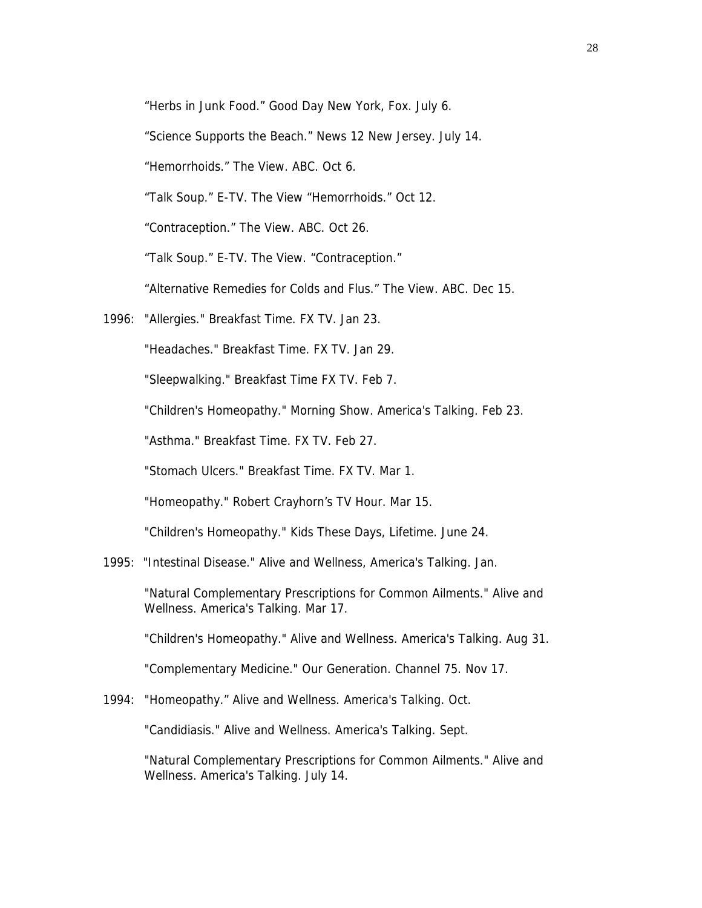“Herbs in Junk Food.” Good Day New York, Fox. July 6.

“Science Supports the Beach.” News 12 New Jersey. July 14.

“Hemorrhoids.” The View. ABC. Oct 6.

“Talk Soup.” E-TV. The View “Hemorrhoids.” Oct 12.

“Contraception.” The View. ABC. Oct 26.

“Talk Soup.” E-TV. The View. “Contraception.”

“Alternative Remedies for Colds and Flus.” The View. ABC. Dec 15.

1996: "Allergies." Breakfast Time. FX TV. Jan 23.

"Headaches." Breakfast Time. FX TV. Jan 29.

"Sleepwalking." Breakfast Time FX TV. Feb 7.

"Children's Homeopathy." Morning Show. America's Talking. Feb 23.

"Asthma." Breakfast Time. FX TV. Feb 27.

"Stomach Ulcers." Breakfast Time. FX TV. Mar 1.

"Homeopathy." Robert Crayhorn’s TV Hour. Mar 15.

"Children's Homeopathy." Kids These Days, Lifetime. June 24.

1995: "Intestinal Disease." Alive and Wellness, America's Talking. Jan.

"Natural Complementary Prescriptions for Common Ailments." Alive and Wellness. America's Talking. Mar 17.

"Children's Homeopathy." Alive and Wellness. America's Talking. Aug 31.

"Complementary Medicine." Our Generation. Channel 75. Nov 17.

1994: "Homeopathy.” Alive and Wellness. America's Talking. Oct.

"Candidiasis." Alive and Wellness. America's Talking. Sept.

"Natural Complementary Prescriptions for Common Ailments." Alive and Wellness. America's Talking. July 14.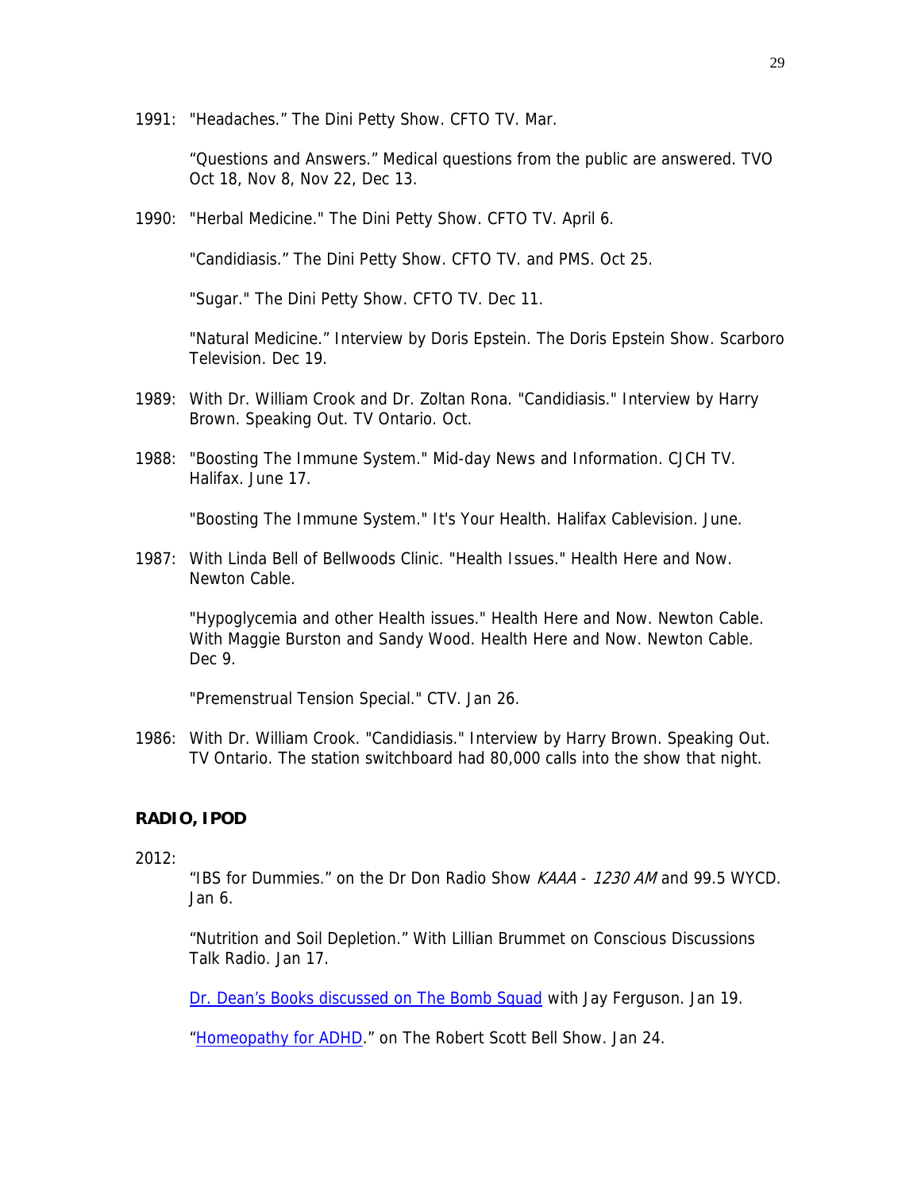1991: "Headaches." The Dini Petty Show. CFTO TV. Mar.

"Questions and Answers." Medical questions from the public are answered. TVO Oct 18, Nov 8, Nov 22, Dec 13.

1990: "Herbal Medicine." The Dini Petty Show. CFTO TV. April 6.

"Candidiasis." The Dini Petty Show. CFTO TV. and PMS. Oct 25.

"Sugar." The Dini Petty Show. CFTO TV. Dec 11.

"Natural Medicine." Interview by Doris Epstein. The Doris Epstein Show. Scarboro Television. Dec 19.

1989: With Dr. William Crook and Dr. Zoltan Rona. "Candidiasis." Interview by Harry Brown. Speaking Out. TV Ontario. Oct.

1988: "Boosting The Immune System." Mid-day News and Information. CJCH TV. Halifax. June 17.

"Boosting The Immune System." It's Your Health. Halifax Cablevision. June.

1987: With Linda Bell of Bellwoods Clinic. "Health Issues." Health Here and Now. Newton Cable.

"Hypoglycemia and other Health issues." Health Here and Now. Newton Cable. With Maggie Burston and Sandy Wood. Health Here and Now. Newton Cable. Dec 9.

"Premenstrual Tension Special." CTV. Jan 26.

1986: With Dr. William Crook. "Candidiasis." Interview by Harry Brown. Speaking Out. TV Ontario. The station switchboard had 80,000 calls into the show that night.

**RADIO, IPOD**

2012:

"IBS for Dummies." on the Dr Don Radio Show *KAAA - 1230 AM* and 99.5 WYCD. Jan 6.

"Nutrition and Soil Depletion." With Lillian Brummet on Conscious Discussions Talk Radio. Jan 17.

Dr. Dean's Books discussed on The Bomb Squad with Jay Ferguson. Jan 19.

"Homeopathy for ADHD." on The Robert Scott Bell Show. Jan 24.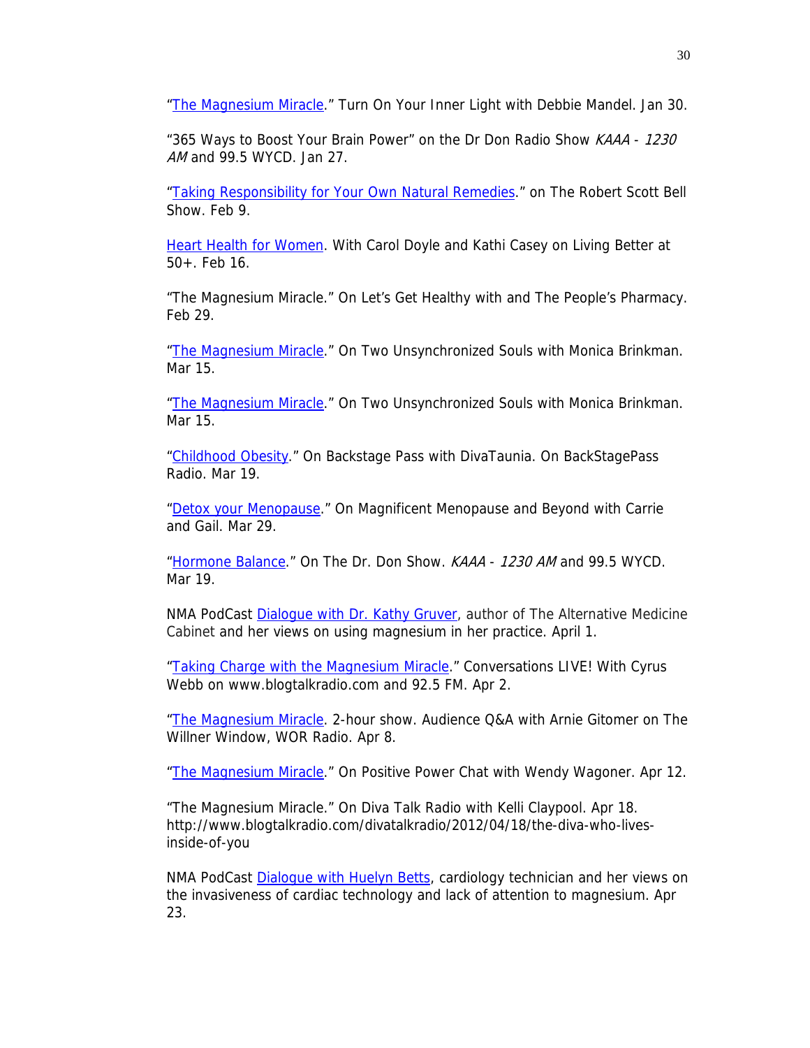"The Magnesium Miracle." Turn On Your Inner Light with Debbie Mandel. Jan 30.

"365 Ways to Boost Your Brain Power" on the Dr Don Radio Show *KAAA - 1230 AM* and 99.5 WYCD. Jan 27.

"Taking Responsibility for Your Own Natural Remedies." on The Robert Scott Bell Show. Feb 9.

Heart Health for Women. With Carol Doyle and Kathi Casey on Living Better at 50+. Feb 16.

"The Magnesium Miracle." On Let's Get Healthy with and The People's Pharmacy. Feb 29.

"The Magnesium Miracle." On Two Unsynchronized Souls with Monica Brinkman. Mar 15.

"The Magnesium Miracle." On Two Unsynchronized Souls with Monica Brinkman. Mar 15.

"Childhood Obesity." On Backstage Pass with DivaTaunia. On BackStagePass Radio. Mar 19.

"Detox your Menopause." On Magnificent Menopause and Beyond with Carrie and Gail. Mar 29.

"Hormone Balance." On The Dr. Don Show. *KAAA - 1230 AM* and 99.5 WYCD. Mar 19.

NMA PodCast Dialogue with Dr. Kathy Gruver, author of The Alternative Medicine Cabinet and her views on using magnesium in her practice. April 1.

"Taking Charge with the Magnesium Miracle." Conversations LIVE! With Cyrus Webb on www.blogtalkradio.com and 92.5 FM. Apr 2.

"The Magnesium Miracle. 2-hour show. Audience Q&A with Arnie Gitomer on The Willner Window, WOR Radio. Apr 8.

"The Magnesium Miracle." On Positive Power Chat with Wendy Wagoner. Apr 12.

"The Magnesium Miracle." On Diva Talk Radio with Kelli Claypool. Apr 18. http://www.blogtalkradio.com/divatalkradio/2012/04/18/the-diva-who-lives-inside-of-you

NMA PodCast Dialogue with Huelyn Betts, cardiology technician and her views on the invasiveness of cardiac technology and lack of attention to magnesium. Apr 23.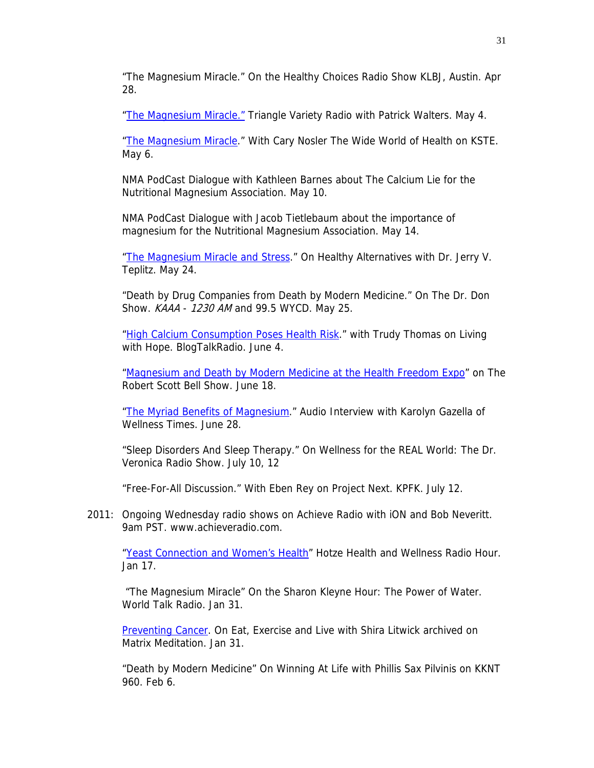"The Magnesium Miracle." On the Healthy Choices Radio Show KLBJ, Austin. Apr 28.

"The Magnesium Miracle." Triangle Variety Radio with Patrick Walters. May 4.

"The Magnesium Miracle." With Cary Nosler The Wide World of Health on KSTE. May 6.

NMA PodCast Dialogue with Kathleen Barnes about The Calcium Lie for the Nutritional Magnesium Association. May 10.

NMA PodCast Dialogue with Jacob Tietlebaum about the importance of magnesium for the Nutritional Magnesium Association. May 14.

"The Magnesium Miracle and Stress." On Healthy Alternatives with Dr. Jerry V. Teplitz. May 24.

"Death by Drug Companies from Death by Modern Medicine." On The Dr. Don Show. *KAAA - 1230 AM* and 99.5 WYCD. May 25.

"High Calcium Consumption Poses Health Risk." with Trudy Thomas on Living with Hope. BlogTalkRadio. June 4.

"Magnesium and Death by Modern Medicine at the Health Freedom Expo" on The Robert Scott Bell Show. June 18.

"The Myriad Benefits of Magnesium." Audio Interview with Karolyn Gazella of Wellness Times. June 28.

"Sleep Disorders And Sleep Therapy." On Wellness for the REAL World: The Dr. Veronica Radio Show. July 10, 12

"Free-For-All Discussion." With Eben Rey on Project Next. KPFK. July 12.

2011: Ongoing Wednesday radio shows on Achieve Radio with iON and Bob Neveritt. 9am PST. www.achieveradio.com.

"Yeast Connection and Women's Health" Hotze Health and Wellness Radio Hour. Jan 17.

"The Magnesium Miracle" On the Sharon Kleyne Hour: The Power of Water. World Talk Radio. Jan 31.

Preventing Cancer. On Eat, Exercise and Live with Shira Litwick archived on Matrix Meditation. Jan 31.

"Death by Modern Medicine" On Winning At Life with Phillis Sax Pilvinis on KKNT 960. Feb 6.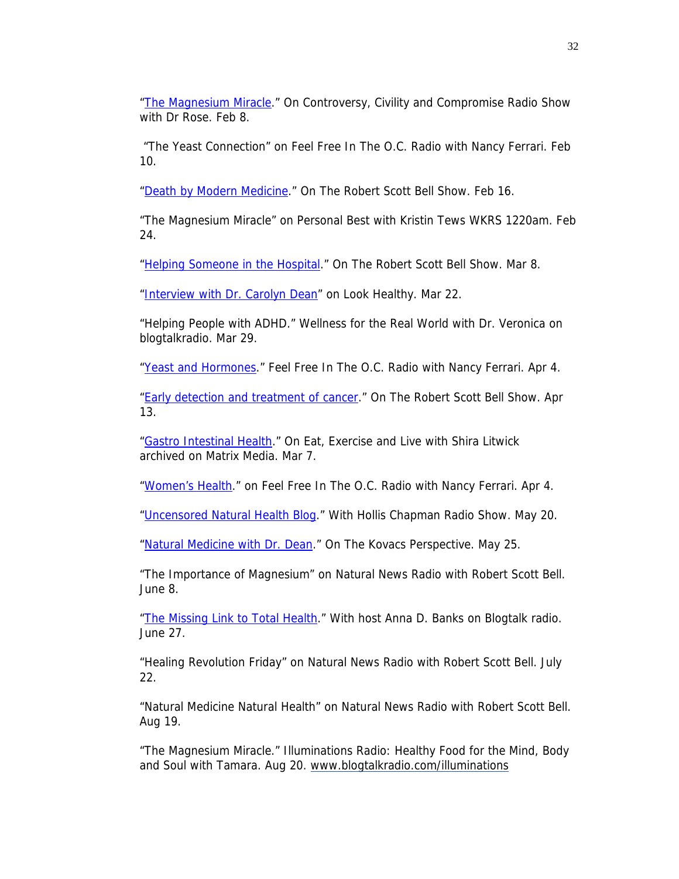"The Magnesium Miracle." On Controversy, Civility and Compromise Radio Show with Dr Rose. Feb 8.

"The Yeast Connection" on Feel Free In The O.C. Radio with Nancy Ferrari. Feb 10.

"Death by Modern Medicine." On The Robert Scott Bell Show. Feb 16.

"The Magnesium Miracle" on Personal Best with Kristin Tews WKRS 1220am. Feb 24.

"Helping Someone in the Hospital." On The Robert Scott Bell Show. Mar 8.

"Interview with Dr. Carolyn Dean" on Look Healthy. Mar 22.

"Helping People with ADHD." Wellness for the Real World with Dr. Veronica on blogtalkradio. Mar 29.

"Yeast and Hormones." Feel Free In The O.C. Radio with Nancy Ferrari. Apr 4.

"Early detection and treatment of cancer." On The Robert Scott Bell Show. Apr 13.

"Gastro Intestinal Health." On Eat, Exercise and Live with Shira Litwick archived on Matrix Media. Mar 7.

"Women's Health." on Feel Free In The O.C. Radio with Nancy Ferrari. Apr 4.

"Uncensored Natural Health Blog." With Hollis Chapman Radio Show. May 20.

"Natural Medicine with Dr. Dean." On The Kovacs Perspective. May 25.

"The Importance of Magnesium" on Natural News Radio with Robert Scott Bell. June 8.

"The Missing Link to Total Health." With host Anna D. Banks on Blogtalk radio. June 27.

"Healing Revolution Friday" on Natural News Radio with Robert Scott Bell. July 22.

"Natural Medicine Natural Health" on Natural News Radio with Robert Scott Bell. Aug 19.

"The Magnesium Miracle." Illuminations Radio: Healthy Food for the Mind, Body and Soul with Tamara. Aug 20. www.blogtalkradio.com/illuminations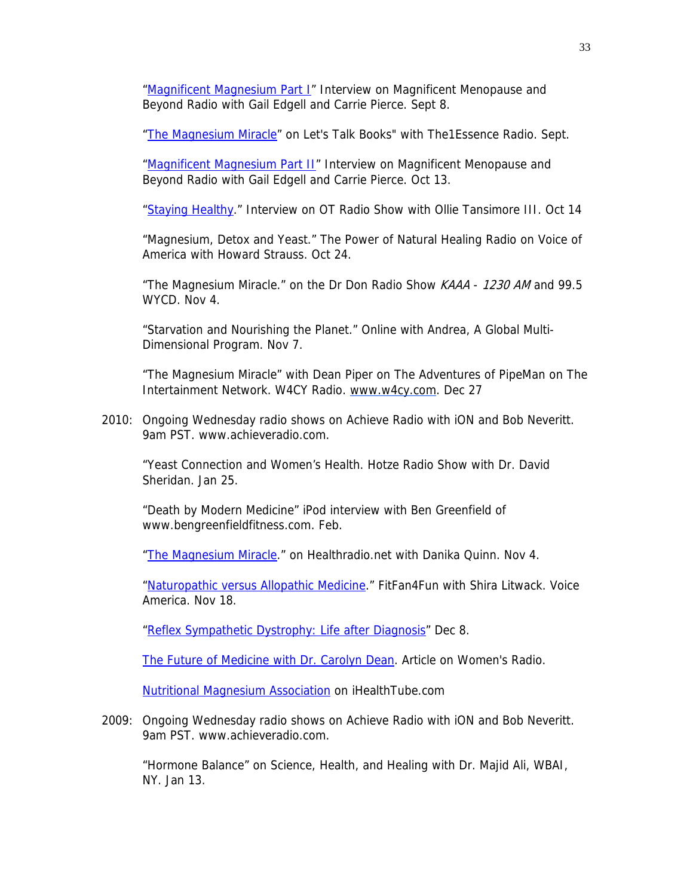"[Magnificent Magnesium Part I]" Interview on Magnificent Menopause and Beyond Radio with Gail Edgell and Carrie Pierce. Sept 8.

"[The Magnesium Miracle]" on Let's Talk Books" with The1Essence Radio. Sept.

"[Magnificent Magnesium Part II]" Interview on Magnificent Menopause and Beyond Radio with Gail Edgell and Carrie Pierce. Oct 13.

"[Staying Healthy]." Interview on OT Radio Show with Ollie Tansimore III. Oct 14

"Magnesium, Detox and Yeast." The Power of Natural Healing Radio on Voice of America with Howard Strauss. Oct 24.

"The Magnesium Miracle." on the Dr Don Radio Show *KAAA - 1230 AM* and 99.5 WYCD. Nov 4.

"Starvation and Nourishing the Planet." Online with Andrea, A Global Multi-Dimensional Program. Nov 7.

"The Magnesium Miracle" with Dean Piper on The Adventures of PipeMan on The Intertainment Network. W4CY Radio. www.w4cy.com. Dec 27

2010: Ongoing Wednesday radio shows on Achieve Radio with iON and Bob Neveritt. 9am PST. www.achieveradio.com.

"Yeast Connection and Women's Health. Hotze Radio Show with Dr. David Sheridan. Jan 25.

"Death by Modern Medicine" iPod interview with Ben Greenfield of www.bengreenfieldfitness.com. Feb.

"[The Magnesium Miracle]." on Healthradio.net with Danika Quinn. Nov 4.

"[Naturopathic versus Allopathic Medicine]." FitFan4Fun with Shira Litwack. Voice America. Nov 18.

"[Reflex Sympathetic Dystrophy: Life after Diagnosis]" Dec 8.

[The Future of Medicine with Dr. Carolyn Dean]. Article on Women's Radio.

[Nutritional Magnesium Association] on iHealthTube.com

2009: Ongoing Wednesday radio shows on Achieve Radio with iON and Bob Neveritt. 9am PST. www.achieveradio.com.

"Hormone Balance" on Science, Health, and Healing with Dr. Majid Ali, WBAI, NY. Jan 13.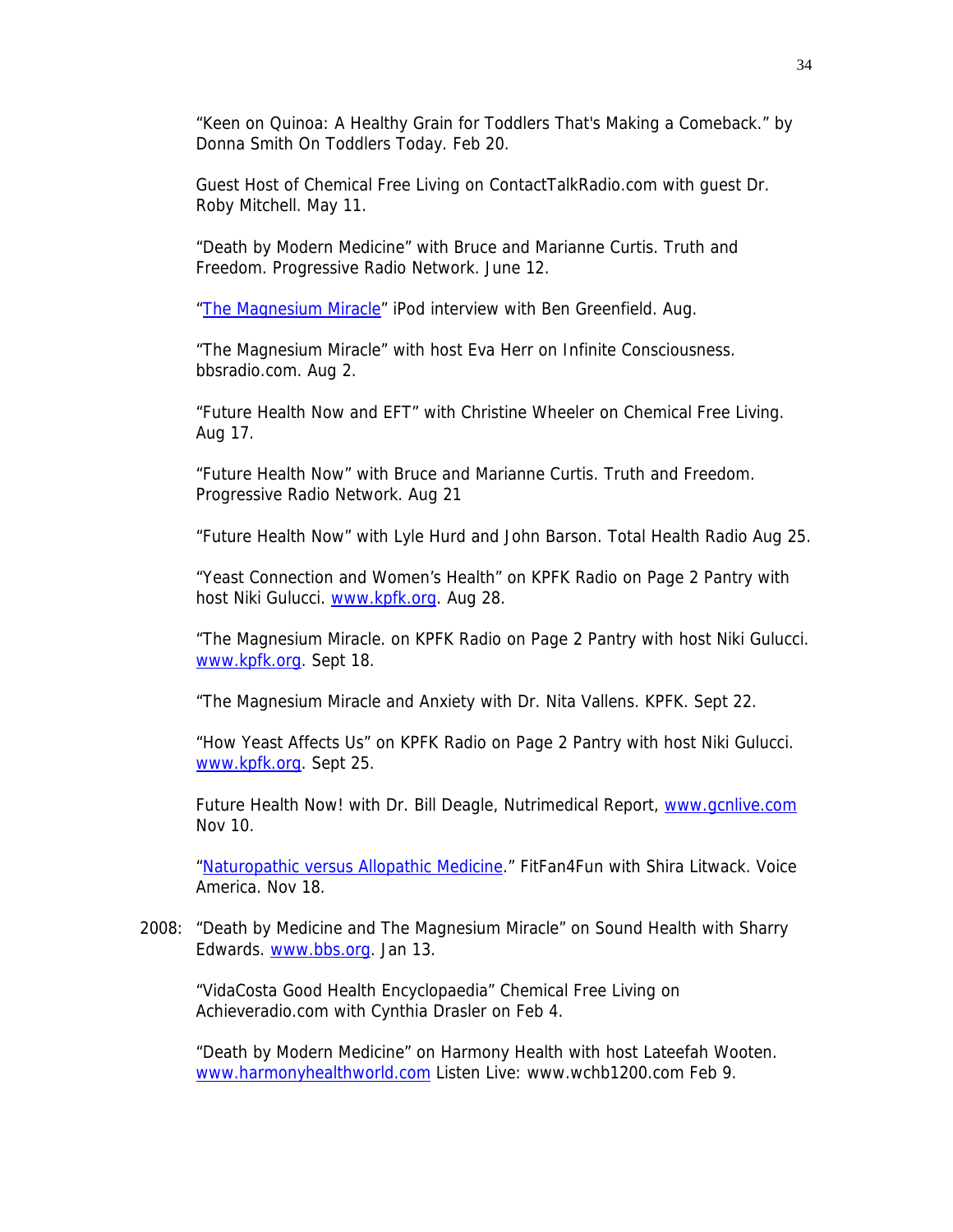"Keen on Quinoa: A Healthy Grain for Toddlers That's Making a Comeback." by Donna Smith On Toddlers Today. Feb 20.

Guest Host of Chemical Free Living on ContactTalkRadio.com with guest Dr. Roby Mitchell. May 11.

"Death by Modern Medicine" with Bruce and Marianne Curtis. Truth and Freedom. Progressive Radio Network. June 12.

"The Magnesium Miracle" iPod interview with Ben Greenfield. Aug.

"The Magnesium Miracle" with host Eva Herr on Infinite Consciousness. bbsradio.com. Aug 2.

"Future Health Now and EFT" with Christine Wheeler on Chemical Free Living. Aug 17.

"Future Health Now" with Bruce and Marianne Curtis. Truth and Freedom. Progressive Radio Network. Aug 21

"Future Health Now" with Lyle Hurd and John Barson. Total Health Radio Aug 25.

"Yeast Connection and Women's Health" on KPFK Radio on Page 2 Pantry with host Niki Gulucci. www.kpfk.org. Aug 28.

"The Magnesium Miracle. on KPFK Radio on Page 2 Pantry with host Niki Gulucci. www.kpfk.org. Sept 18.

"The Magnesium Miracle and Anxiety with Dr. Nita Vallens. KPFK. Sept 22.

"How Yeast Affects Us" on KPFK Radio on Page 2 Pantry with host Niki Gulucci. www.kpfk.org. Sept 25.

Future Health Now! with Dr. Bill Deagle, Nutrimedical Report, www.gcnlive.com Nov 10.

"Naturopathic versus Allopathic Medicine." FitFan4Fun with Shira Litwack. Voice America. Nov 18.

2008: "Death by Medicine and The Magnesium Miracle" on Sound Health with Sharry Edwards. www.bbs.org. Jan 13.

"VidaCosta Good Health Encyclopaedia" Chemical Free Living on Achieveradio.com with Cynthia Drasler on Feb 4.

"Death by Modern Medicine" on Harmony Health with host Lateefah Wooten. www.harmonyhealthworld.com Listen Live: www.wchb1200.com Feb 9.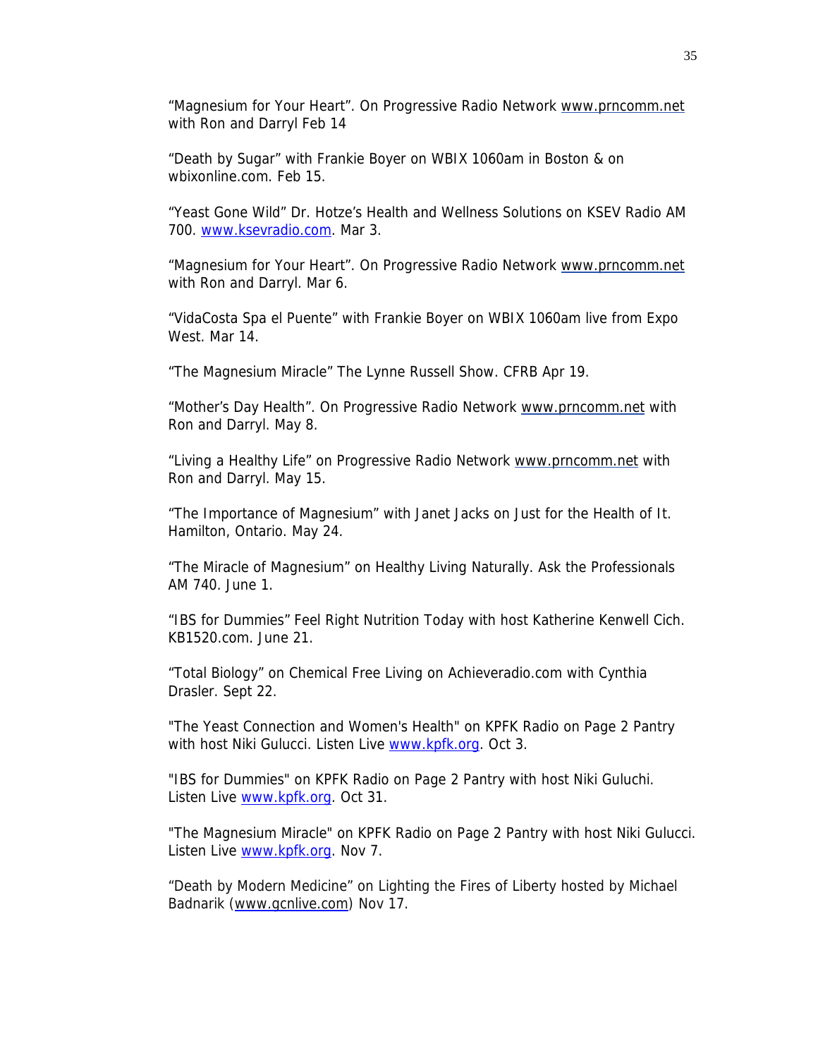"Magnesium for Your Heart". On Progressive Radio Network www.prncomm.net with Ron and Darryl Feb 14

"Death by Sugar" with Frankie Boyer on WBIX 1060am in Boston & on wbixonline.com. Feb 15.

"Yeast Gone Wild" Dr. Hotze's Health and Wellness Solutions on KSEV Radio AM 700. www.ksevradio.com. Mar 3.

"Magnesium for Your Heart". On Progressive Radio Network www.prncomm.net with Ron and Darryl. Mar 6.

"VidaCosta Spa el Puente" with Frankie Boyer on WBIX 1060am live from Expo West. Mar 14.

"The Magnesium Miracle" The Lynne Russell Show. CFRB Apr 19.

"Mother's Day Health". On Progressive Radio Network www.prncomm.net with Ron and Darryl. May 8.

"Living a Healthy Life" on Progressive Radio Network www.prncomm.net with Ron and Darryl. May 15.

"The Importance of Magnesium" with Janet Jacks on Just for the Health of It. Hamilton, Ontario. May 24.

"The Miracle of Magnesium" on Healthy Living Naturally. Ask the Professionals AM 740. June 1.

"IBS for Dummies" Feel Right Nutrition Today with host Katherine Kenwell Cich. KB1520.com. June 21.

"Total Biology" on Chemical Free Living on Achieveradio.com with Cynthia Drasler. Sept 22.

"The Yeast Connection and Women's Health" on KPFK Radio on Page 2 Pantry with host Niki Gulucci. Listen Live www.kpfk.org. Oct 3.

"IBS for Dummies" on KPFK Radio on Page 2 Pantry with host Niki Guluchi. Listen Live www.kpfk.org. Oct 31.

"The Magnesium Miracle" on KPFK Radio on Page 2 Pantry with host Niki Gulucci. Listen Live www.kpfk.org. Nov 7.

"Death by Modern Medicine" on Lighting the Fires of Liberty hosted by Michael Badnarik (www.gcnlive.com) Nov 17.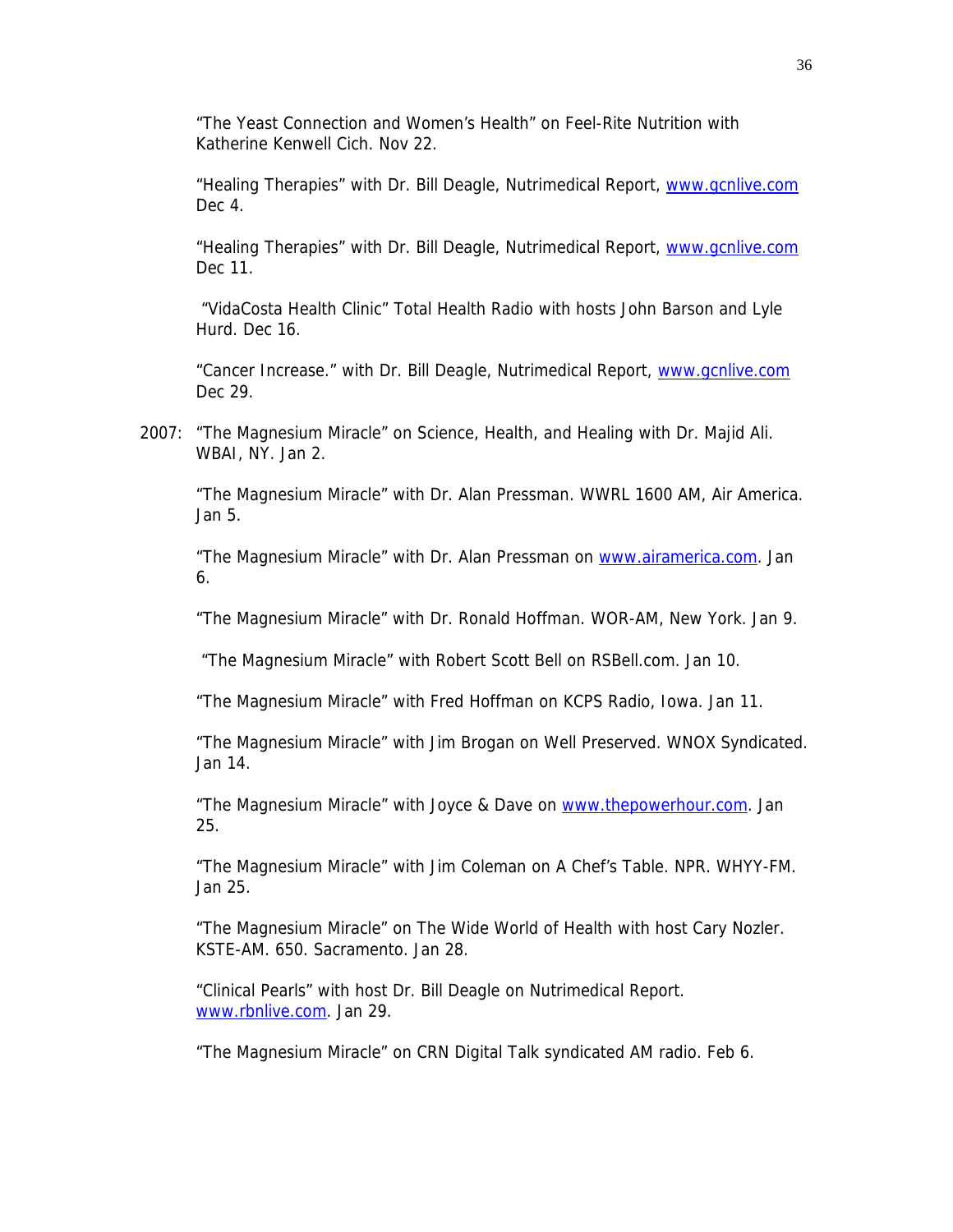"The Yeast Connection and Women's Health" on Feel-Rite Nutrition with Katherine Kenwell Cich. Nov 22.

"Healing Therapies" with Dr. Bill Deagle, Nutrimedical Report, www.gcnlive.com Dec 4.

"Healing Therapies" with Dr. Bill Deagle, Nutrimedical Report, www.gcnlive.com Dec 11.

"VidaCosta Health Clinic" Total Health Radio with hosts John Barson and Lyle Hurd. Dec 16.

"Cancer Increase." with Dr. Bill Deagle, Nutrimedical Report, www.gcnlive.com Dec 29.

2007: "The Magnesium Miracle" on Science, Health, and Healing with Dr. Majid Ali. WBAI, NY. Jan 2.

"The Magnesium Miracle" with Dr. Alan Pressman. WWRL 1600 AM, Air America. Jan 5.

"The Magnesium Miracle" with Dr. Alan Pressman on www.airamerica.com. Jan 6.

"The Magnesium Miracle" with Dr. Ronald Hoffman. WOR-AM, New York. Jan 9.

"The Magnesium Miracle" with Robert Scott Bell on RSBell.com. Jan 10.

"The Magnesium Miracle" with Fred Hoffman on KCPS Radio, Iowa. Jan 11.

"The Magnesium Miracle" with Jim Brogan on Well Preserved. WNOX Syndicated. Jan 14.

"The Magnesium Miracle" with Joyce & Dave on www.thepowerhour.com. Jan 25.

"The Magnesium Miracle" with Jim Coleman on A Chef's Table. NPR. WHYY-FM. Jan 25.

"The Magnesium Miracle" on The Wide World of Health with host Cary Nozler. KSTE-AM. 650. Sacramento. Jan 28.

"Clinical Pearls" with host Dr. Bill Deagle on Nutrimedical Report. www.rbnlive.com. Jan 29.

"The Magnesium Miracle" on CRN Digital Talk syndicated AM radio. Feb 6.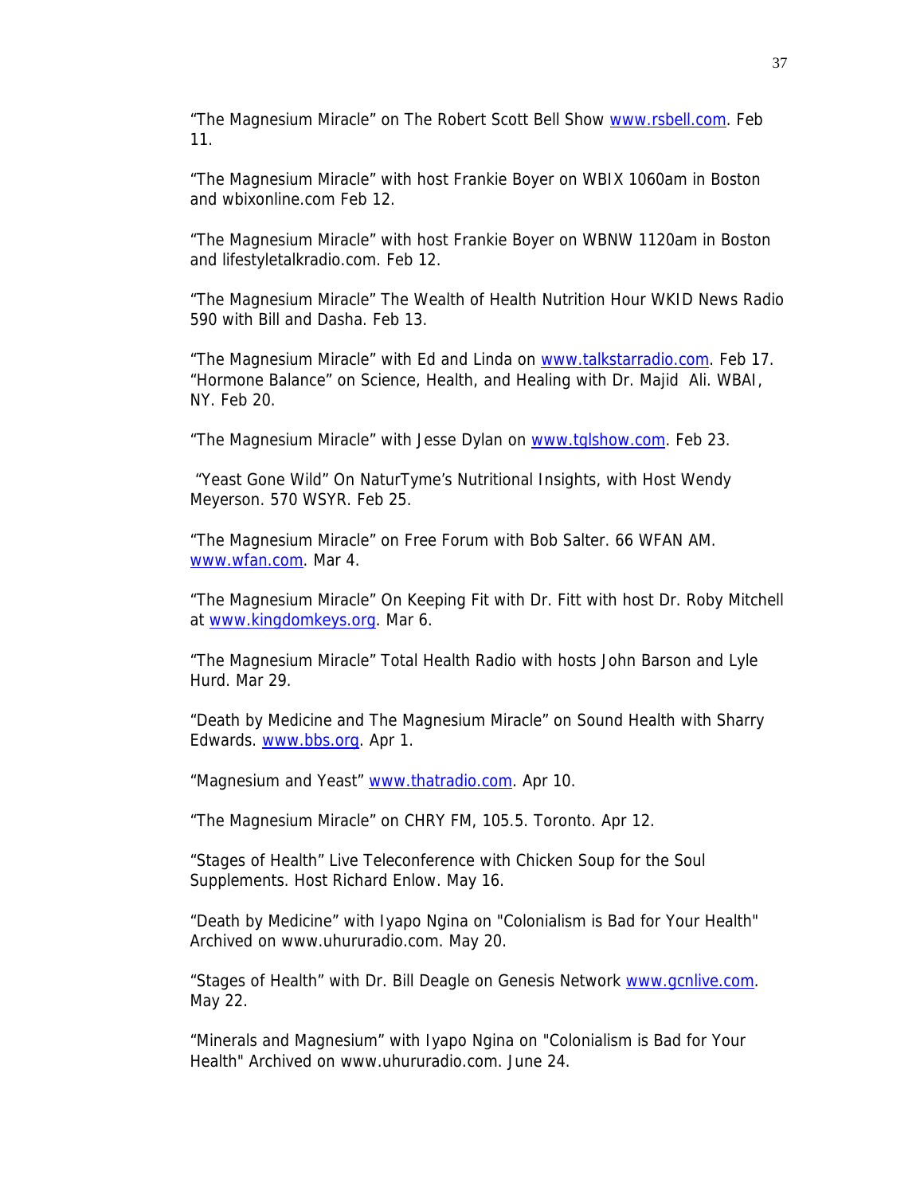"The Magnesium Miracle" on The Robert Scott Bell Show www.rsbell.com. Feb 11.

"The Magnesium Miracle" with host Frankie Boyer on WBIX 1060am in Boston and wbixonline.com Feb 12.

"The Magnesium Miracle" with host Frankie Boyer on WBNW 1120am in Boston and lifestyletalkradio.com. Feb 12.

"The Magnesium Miracle" The Wealth of Health Nutrition Hour WKID News Radio 590 with Bill and Dasha. Feb 13.

"The Magnesium Miracle" with Ed and Linda on www.talkstarradio.com. Feb 17.
"Hormone Balance" on Science, Health, and Healing with Dr. Majid Ali. WBAI, NY. Feb 20.

"The Magnesium Miracle" with Jesse Dylan on www.tglshow.com. Feb 23.

"Yeast Gone Wild" On NaturTyme's Nutritional Insights, with Host Wendy Meyerson. 570 WSYR. Feb 25.

"The Magnesium Miracle" on Free Forum with Bob Salter. 66 WFAN AM. www.wfan.com. Mar 4.

"The Magnesium Miracle" On Keeping Fit with Dr. Fitt with host Dr. Roby Mitchell at www.kingdomkeys.org. Mar 6.

"The Magnesium Miracle" Total Health Radio with hosts John Barson and Lyle Hurd. Mar 29.

"Death by Medicine and The Magnesium Miracle" on Sound Health with Sharry Edwards. www.bbs.org. Apr 1.

"Magnesium and Yeast" www.thatradio.com. Apr 10.

"The Magnesium Miracle" on CHRY FM, 105.5. Toronto. Apr 12.

"Stages of Health" Live Teleconference with Chicken Soup for the Soul Supplements. Host Richard Enlow. May 16.

"Death by Medicine" with Iyapo Ngina on "Colonialism is Bad for Your Health" Archived on www.uhururadio.com. May 20.

"Stages of Health" with Dr. Bill Deagle on Genesis Network www.gcnlive.com. May 22.

"Minerals and Magnesium" with Iyapo Ngina on "Colonialism is Bad for Your Health" Archived on www.uhururadio.com. June 24.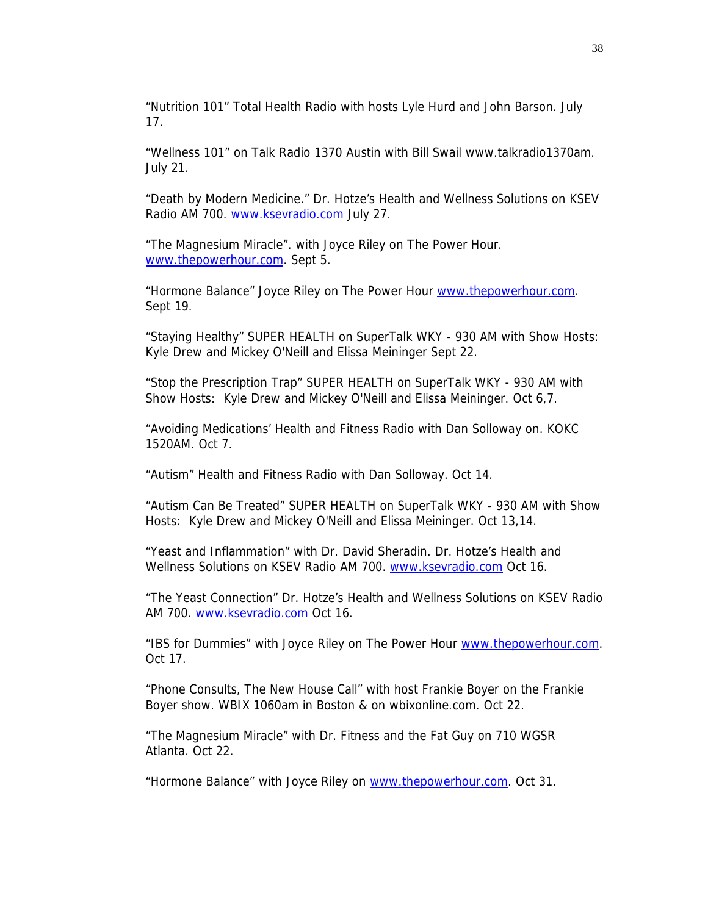"Nutrition 101" Total Health Radio with hosts Lyle Hurd and John Barson. July 17.

"Wellness 101" on Talk Radio 1370 Austin with Bill Swail www.talkradio1370am. July 21.

"Death by Modern Medicine." Dr. Hotze's Health and Wellness Solutions on KSEV Radio AM 700. www.ksevradio.com July 27.

"The Magnesium Miracle". with Joyce Riley on The Power Hour. www.thepowerhour.com. Sept 5.

"Hormone Balance" Joyce Riley on The Power Hour www.thepowerhour.com. Sept 19.

"Staying Healthy" SUPER HEALTH on SuperTalk WKY - 930 AM with Show Hosts: Kyle Drew and Mickey O'Neill and Elissa Meininger Sept 22.

"Stop the Prescription Trap" SUPER HEALTH on SuperTalk WKY - 930 AM with Show Hosts: Kyle Drew and Mickey O'Neill and Elissa Meininger. Oct 6,7.

"Avoiding Medications' Health and Fitness Radio with Dan Solloway on. KOKC 1520AM. Oct 7.

"Autism" Health and Fitness Radio with Dan Solloway. Oct 14.

"Autism Can Be Treated" SUPER HEALTH on SuperTalk WKY - 930 AM with Show Hosts: Kyle Drew and Mickey O'Neill and Elissa Meininger. Oct 13,14.

"Yeast and Inflammation" with Dr. David Sheradin. Dr. Hotze's Health and Wellness Solutions on KSEV Radio AM 700. www.ksevradio.com Oct 16.

"The Yeast Connection" Dr. Hotze's Health and Wellness Solutions on KSEV Radio AM 700. www.ksevradio.com Oct 16.

"IBS for Dummies" with Joyce Riley on The Power Hour www.thepowerhour.com. Oct 17.

"Phone Consults, The New House Call" with host Frankie Boyer on the Frankie Boyer show. WBIX 1060am in Boston & on wbixonline.com. Oct 22.

"The Magnesium Miracle" with Dr. Fitness and the Fat Guy on 710 WGSR Atlanta. Oct 22.

"Hormone Balance" with Joyce Riley on www.thepowerhour.com. Oct 31.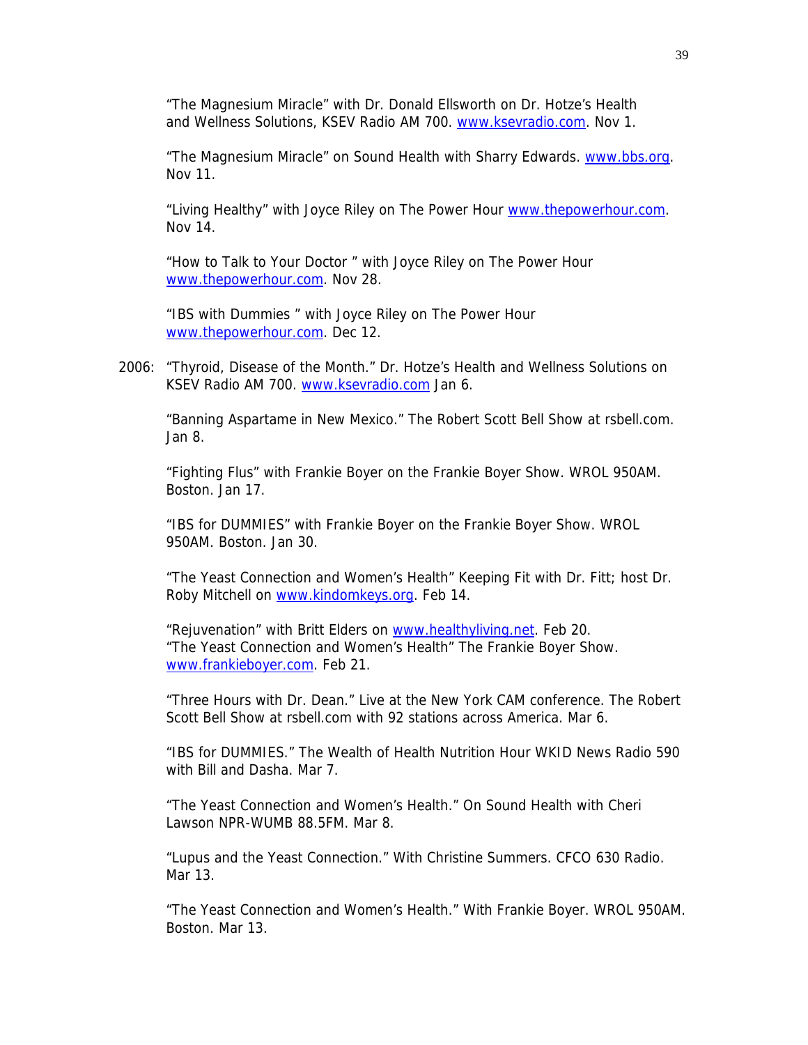"The Magnesium Miracle" with Dr. Donald Ellsworth on Dr. Hotze's Health and Wellness Solutions, KSEV Radio AM 700. www.ksevradio.com. Nov 1.

"The Magnesium Miracle" on Sound Health with Sharry Edwards. www.bbs.org. Nov 11.

"Living Healthy" with Joyce Riley on The Power Hour www.thepowerhour.com. Nov 14.

"How to Talk to Your Doctor " with Joyce Riley on The Power Hour www.thepowerhour.com. Nov 28.

"IBS with Dummies " with Joyce Riley on The Power Hour www.thepowerhour.com. Dec 12.

2006: "Thyroid, Disease of the Month." Dr. Hotze's Health and Wellness Solutions on KSEV Radio AM 700. www.ksevradio.com Jan 6.

"Banning Aspartame in New Mexico." The Robert Scott Bell Show at rsbell.com. Jan 8.

"Fighting Flus" with Frankie Boyer on the Frankie Boyer Show. WROL 950AM. Boston. Jan 17.

"IBS for DUMMIES" with Frankie Boyer on the Frankie Boyer Show. WROL 950AM. Boston. Jan 30.

"The Yeast Connection and Women's Health" Keeping Fit with Dr. Fitt; host Dr. Roby Mitchell on www.kindomkeys.org. Feb 14.

"Rejuvenation" with Britt Elders on www.healthyliving.net. Feb 20.
"The Yeast Connection and Women's Health" The Frankie Boyer Show. www.frankieboyer.com. Feb 21.

"Three Hours with Dr. Dean." Live at the New York CAM conference. The Robert Scott Bell Show at rsbell.com with 92 stations across America. Mar 6.

"IBS for DUMMIES." The Wealth of Health Nutrition Hour WKID News Radio 590 with Bill and Dasha. Mar 7.

"The Yeast Connection and Women's Health." On Sound Health with Cheri Lawson NPR-WUMB 88.5FM. Mar 8.

"Lupus and the Yeast Connection." With Christine Summers. CFCO 630 Radio. Mar 13.

"The Yeast Connection and Women's Health." With Frankie Boyer. WROL 950AM. Boston. Mar 13.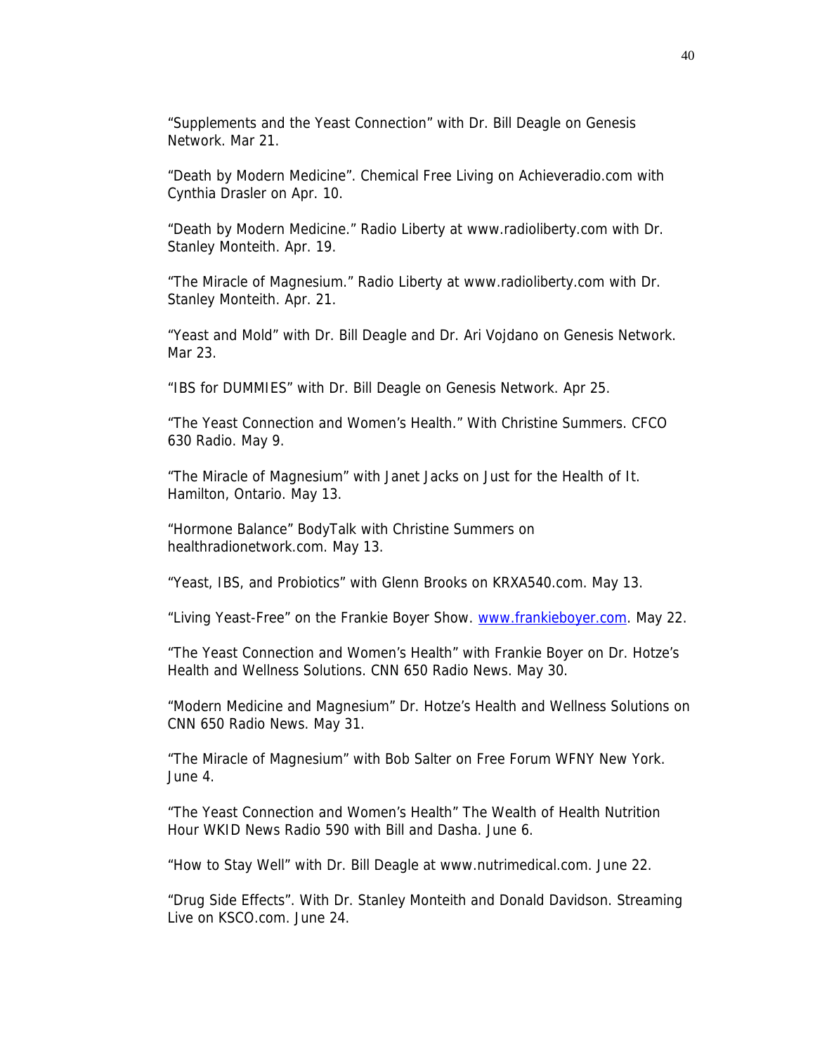"Supplements and the Yeast Connection" with Dr. Bill Deagle on Genesis Network. Mar 21.

"Death by Modern Medicine". Chemical Free Living on Achieveradio.com with Cynthia Drasler on Apr. 10.

"Death by Modern Medicine." Radio Liberty at www.radioliberty.com with Dr. Stanley Monteith. Apr. 19.

"The Miracle of Magnesium." Radio Liberty at www.radioliberty.com with Dr. Stanley Monteith. Apr. 21.

"Yeast and Mold" with Dr. Bill Deagle and Dr. Ari Vojdano on Genesis Network. Mar 23.

"IBS for DUMMIES" with Dr. Bill Deagle on Genesis Network. Apr 25.

"The Yeast Connection and Women's Health." With Christine Summers. CFCO 630 Radio. May 9.

"The Miracle of Magnesium" with Janet Jacks on Just for the Health of It. Hamilton, Ontario. May 13.

"Hormone Balance" BodyTalk with Christine Summers on healthradionetwork.com. May 13.

"Yeast, IBS, and Probiotics" with Glenn Brooks on KRXA540.com. May 13.

"Living Yeast-Free" on the Frankie Boyer Show. www.frankieboyer.com. May 22.

"The Yeast Connection and Women's Health" with Frankie Boyer on Dr. Hotze's Health and Wellness Solutions. CNN 650 Radio News. May 30.

"Modern Medicine and Magnesium" Dr. Hotze's Health and Wellness Solutions on CNN 650 Radio News. May 31.

"The Miracle of Magnesium" with Bob Salter on Free Forum WFNY New York. June 4.

"The Yeast Connection and Women's Health" The Wealth of Health Nutrition Hour WKID News Radio 590 with Bill and Dasha. June 6.

"How to Stay Well" with Dr. Bill Deagle at www.nutrimedical.com. June 22.

"Drug Side Effects". With Dr. Stanley Monteith and Donald Davidson. Streaming Live on KSCO.com. June 24.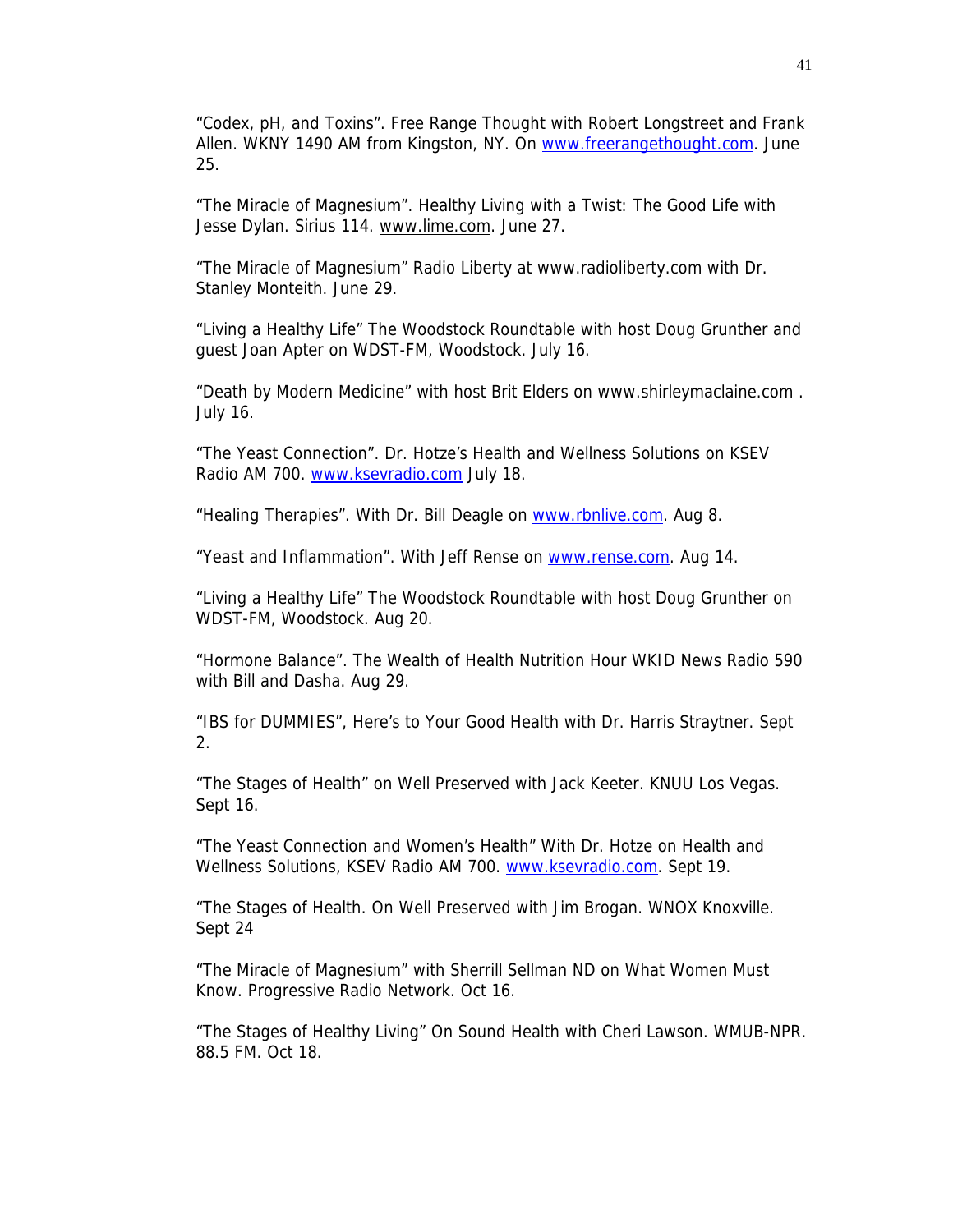"Codex, pH, and Toxins". Free Range Thought with Robert Longstreet and Frank Allen. WKNY 1490 AM from Kingston, NY. On www.freerangethought.com. June 25.

"The Miracle of Magnesium". Healthy Living with a Twist: The Good Life with Jesse Dylan. Sirius 114. www.lime.com. June 27.

"The Miracle of Magnesium" Radio Liberty at www.radioliberty.com with Dr. Stanley Monteith. June 29.

"Living a Healthy Life" The Woodstock Roundtable with host Doug Grunther and guest Joan Apter on WDST-FM, Woodstock. July 16.

"Death by Modern Medicine" with host Brit Elders on www.shirleymaclaine.com . July 16.

"The Yeast Connection". Dr. Hotze's Health and Wellness Solutions on KSEV Radio AM 700. www.ksevradio.com July 18.

"Healing Therapies". With Dr. Bill Deagle on www.rbnlive.com. Aug 8.

"Yeast and Inflammation". With Jeff Rense on www.rense.com. Aug 14.

"Living a Healthy Life" The Woodstock Roundtable with host Doug Grunther on WDST-FM, Woodstock. Aug 20.

"Hormone Balance". The Wealth of Health Nutrition Hour WKID News Radio 590 with Bill and Dasha. Aug 29.

"IBS for DUMMIES", Here's to Your Good Health with Dr. Harris Straytner. Sept 2.

"The Stages of Health" on Well Preserved with Jack Keeter. KNUU Los Vegas. Sept 16.

"The Yeast Connection and Women's Health" With Dr. Hotze on Health and Wellness Solutions, KSEV Radio AM 700. www.ksevradio.com. Sept 19.

"The Stages of Health. On Well Preserved with Jim Brogan. WNOX Knoxville. Sept 24

"The Miracle of Magnesium" with Sherrill Sellman ND on What Women Must Know. Progressive Radio Network. Oct 16.

"The Stages of Healthy Living" On Sound Health with Cheri Lawson. WMUB-NPR. 88.5 FM. Oct 18.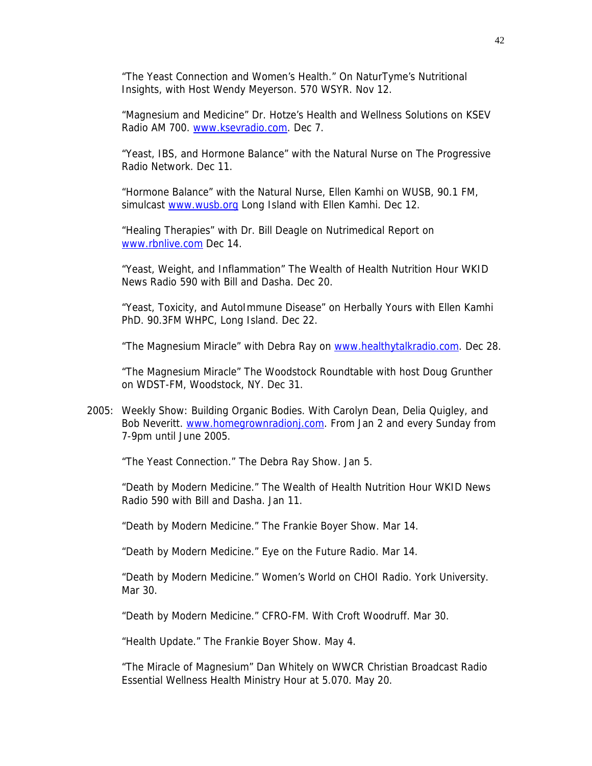"The Yeast Connection and Women's Health." On NaturTyme's Nutritional Insights, with Host Wendy Meyerson. 570 WSYR. Nov 12.

"Magnesium and Medicine" Dr. Hotze's Health and Wellness Solutions on KSEV Radio AM 700. www.ksevradio.com. Dec 7.

"Yeast, IBS, and Hormone Balance" with the Natural Nurse on The Progressive Radio Network. Dec 11.

"Hormone Balance" with the Natural Nurse, Ellen Kamhi on WUSB, 90.1 FM, simulcast www.wusb.org Long Island with Ellen Kamhi. Dec 12.

"Healing Therapies" with Dr. Bill Deagle on Nutrimedical Report on www.rbnlive.com Dec 14.

"Yeast, Weight, and Inflammation" The Wealth of Health Nutrition Hour WKID News Radio 590 with Bill and Dasha. Dec 20.

"Yeast, Toxicity, and AutoImmune Disease" on Herbally Yours with Ellen Kamhi PhD. 90.3FM WHPC, Long Island. Dec 22.

"The Magnesium Miracle" with Debra Ray on www.healthytalkradio.com. Dec 28.

"The Magnesium Miracle" The Woodstock Roundtable with host Doug Grunther on WDST-FM, Woodstock, NY. Dec 31.

2005: Weekly Show: Building Organic Bodies. With Carolyn Dean, Delia Quigley, and Bob Neveritt. www.homegrownradionj.com. From Jan 2 and every Sunday from 7-9pm until June 2005.

"The Yeast Connection." The Debra Ray Show. Jan 5.

"Death by Modern Medicine." The Wealth of Health Nutrition Hour WKID News Radio 590 with Bill and Dasha. Jan 11.

"Death by Modern Medicine." The Frankie Boyer Show. Mar 14.

"Death by Modern Medicine." Eye on the Future Radio. Mar 14.

"Death by Modern Medicine." Women's World on CHOI Radio. York University. Mar 30.

"Death by Modern Medicine." CFRO-FM. With Croft Woodruff. Mar 30.

"Health Update." The Frankie Boyer Show. May 4.

"The Miracle of Magnesium" Dan Whitely on WWCR Christian Broadcast Radio Essential Wellness Health Ministry Hour at 5.070. May 20.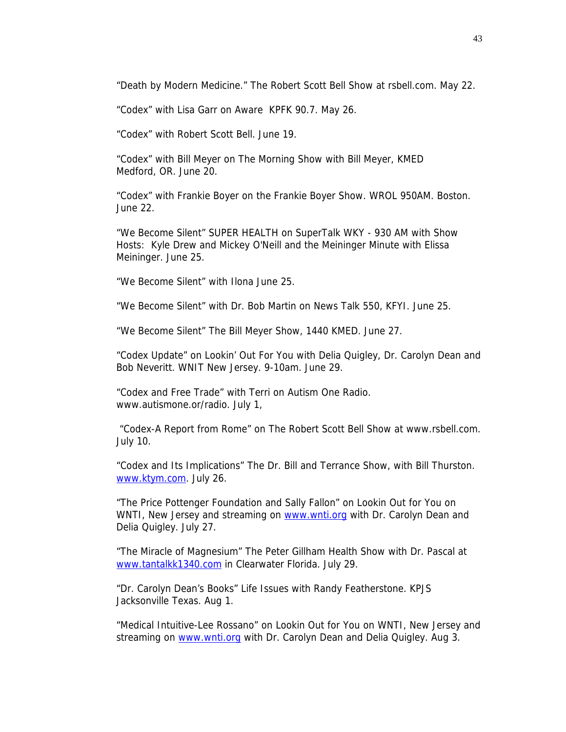"Death by Modern Medicine." The Robert Scott Bell Show at rsbell.com. May 22.

"Codex" with Lisa Garr on Aware KPFK 90.7. May 26.

"Codex" with Robert Scott Bell. June 19.

"Codex" with Bill Meyer on The Morning Show with Bill Meyer, KMED Medford, OR. June 20.

"Codex" with Frankie Boyer on the Frankie Boyer Show. WROL 950AM. Boston. June 22.

"We Become Silent" SUPER HEALTH on SuperTalk WKY - 930 AM with Show Hosts: Kyle Drew and Mickey O'Neill and the Meininger Minute with Elissa Meininger. June 25.

"We Become Silent" with Ilona June 25.

"We Become Silent" with Dr. Bob Martin on News Talk 550, KFYI. June 25.

"We Become Silent" The Bill Meyer Show, 1440 KMED. June 27.

"Codex Update" on Lookin' Out For You with Delia Quigley, Dr. Carolyn Dean and Bob Neveritt. WNIT New Jersey. 9-10am. June 29.

"Codex and Free Trade" with Terri on Autism One Radio. www.autismone.or/radio. July 1,

"Codex-A Report from Rome" on The Robert Scott Bell Show at www.rsbell.com. July 10.

"Codex and Its Implications" The Dr. Bill and Terrance Show, with Bill Thurston. www.ktym.com. July 26.

"The Price Pottenger Foundation and Sally Fallon" on Lookin Out for You on WNTI, New Jersey and streaming on www.wnti.org with Dr. Carolyn Dean and Delia Quigley. July 27.

"The Miracle of Magnesium" The Peter Gillham Health Show with Dr. Pascal at www.tantalkk1340.com in Clearwater Florida. July 29.

"Dr. Carolyn Dean's Books" Life Issues with Randy Featherstone. KPJS Jacksonville Texas. Aug 1.

"Medical Intuitive-Lee Rossano" on Lookin Out for You on WNTI, New Jersey and streaming on www.wnti.org with Dr. Carolyn Dean and Delia Quigley. Aug 3.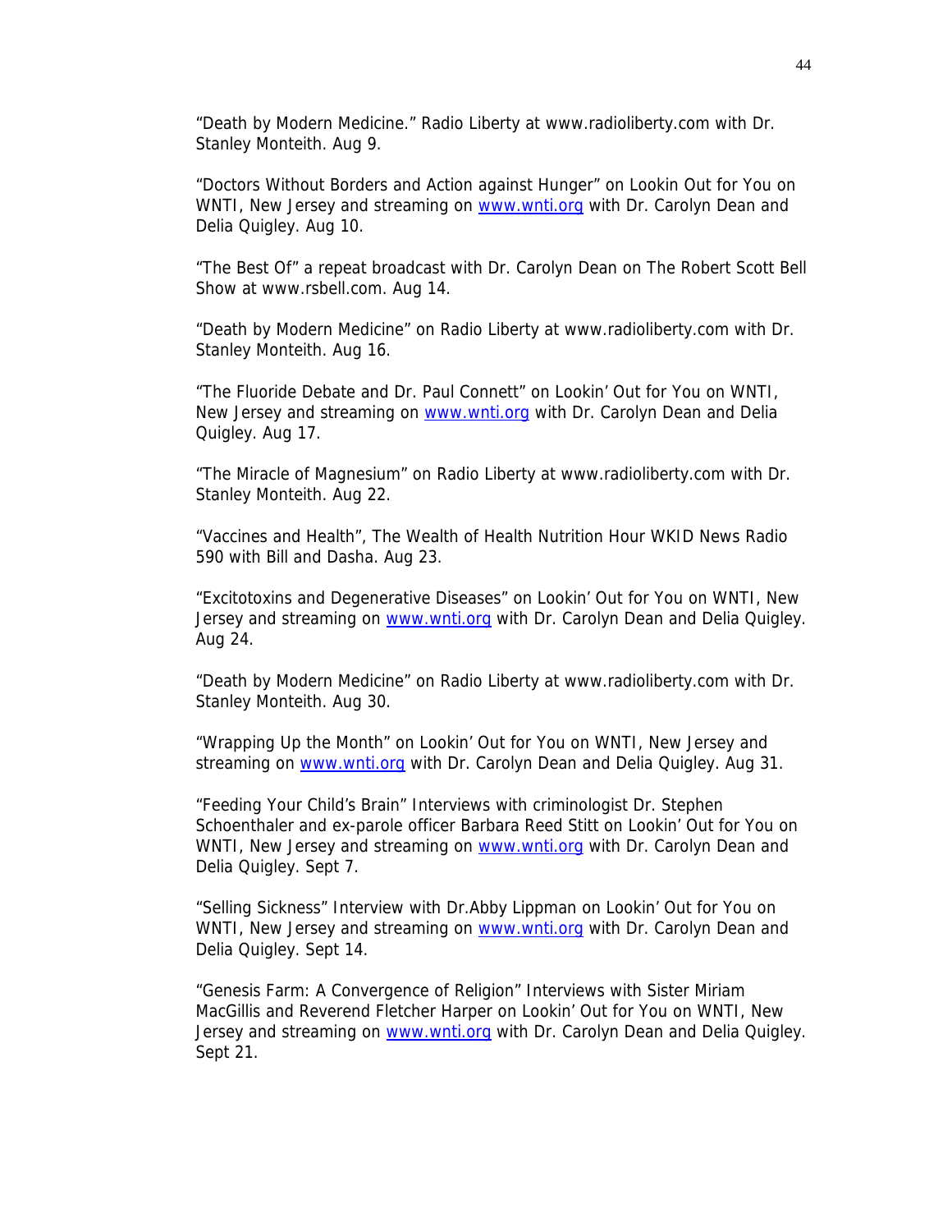"Death by Modern Medicine." Radio Liberty at www.radioliberty.com with Dr. Stanley Monteith. Aug 9.

"Doctors Without Borders and Action against Hunger" on Lookin Out for You on WNTI, New Jersey and streaming on www.wnti.org with Dr. Carolyn Dean and Delia Quigley. Aug 10.

"The Best Of" a repeat broadcast with Dr. Carolyn Dean on The Robert Scott Bell Show at www.rsbell.com. Aug 14.

"Death by Modern Medicine" on Radio Liberty at www.radioliberty.com with Dr. Stanley Monteith. Aug 16.

"The Fluoride Debate and Dr. Paul Connett" on Lookin' Out for You on WNTI, New Jersey and streaming on www.wnti.org with Dr. Carolyn Dean and Delia Quigley. Aug 17.

"The Miracle of Magnesium" on Radio Liberty at www.radioliberty.com with Dr. Stanley Monteith. Aug 22.

"Vaccines and Health", The Wealth of Health Nutrition Hour WKID News Radio 590 with Bill and Dasha. Aug 23.

"Excitotoxins and Degenerative Diseases" on Lookin' Out for You on WNTI, New Jersey and streaming on www.wnti.org with Dr. Carolyn Dean and Delia Quigley. Aug 24.

"Death by Modern Medicine" on Radio Liberty at www.radioliberty.com with Dr. Stanley Monteith. Aug 30.

"Wrapping Up the Month" on Lookin' Out for You on WNTI, New Jersey and streaming on www.wnti.org with Dr. Carolyn Dean and Delia Quigley. Aug 31.

"Feeding Your Child's Brain" Interviews with criminologist Dr. Stephen Schoenthaler and ex-parole officer Barbara Reed Stitt on Lookin' Out for You on WNTI, New Jersey and streaming on www.wnti.org with Dr. Carolyn Dean and Delia Quigley. Sept 7.

"Selling Sickness" Interview with Dr.Abby Lippman on Lookin' Out for You on WNTI, New Jersey and streaming on www.wnti.org with Dr. Carolyn Dean and Delia Quigley. Sept 14.

"Genesis Farm: A Convergence of Religion" Interviews with Sister Miriam MacGillis and Reverend Fletcher Harper on Lookin' Out for You on WNTI, New Jersey and streaming on www.wnti.org with Dr. Carolyn Dean and Delia Quigley. Sept 21.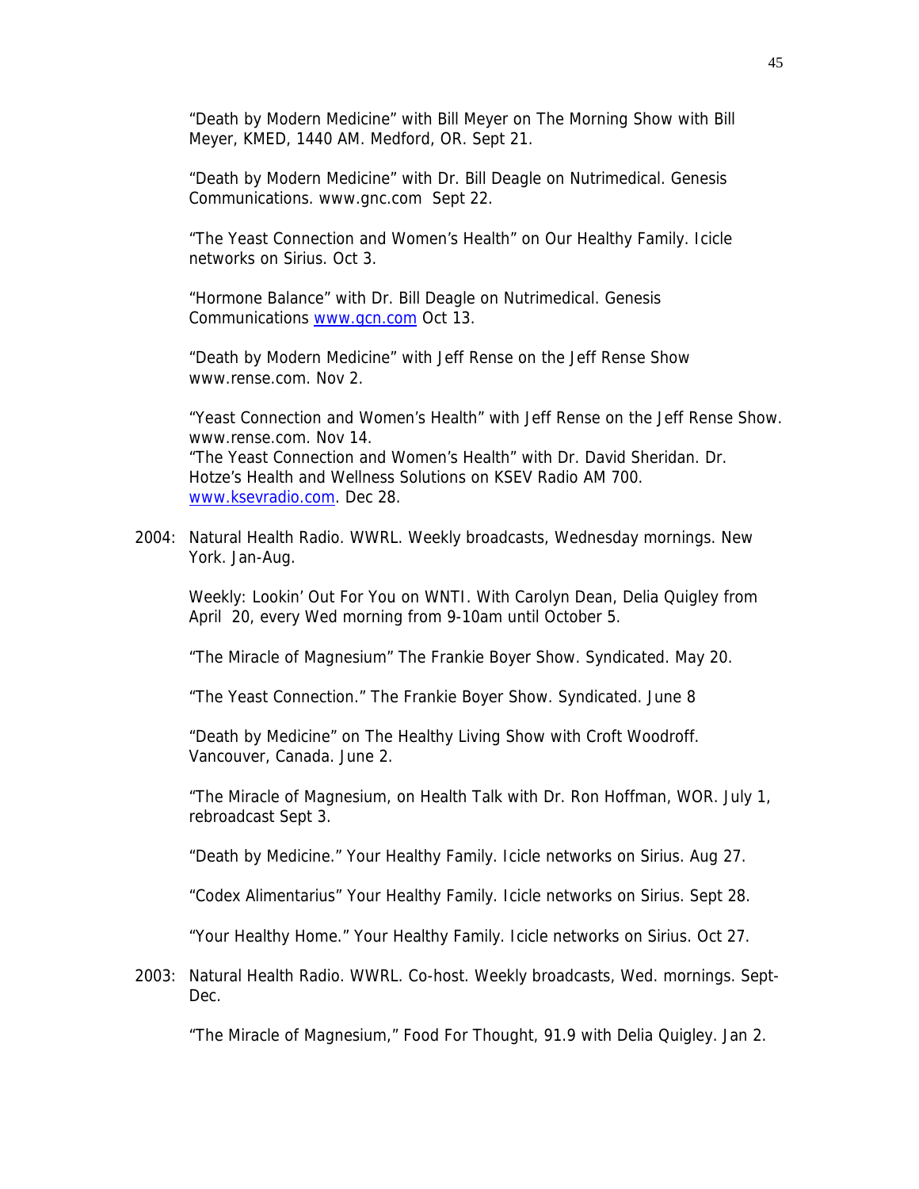"Death by Modern Medicine" with Bill Meyer on The Morning Show with Bill Meyer, KMED, 1440 AM. Medford, OR. Sept 21.

"Death by Modern Medicine" with Dr. Bill Deagle on Nutrimedical. Genesis Communications. www.gnc.com Sept 22.

"The Yeast Connection and Women's Health" on Our Healthy Family. Icicle networks on Sirius. Oct 3.

"Hormone Balance" with Dr. Bill Deagle on Nutrimedical. Genesis Communications www.gcn.com Oct 13.

"Death by Modern Medicine" with Jeff Rense on the Jeff Rense Show www.rense.com. Nov 2.

"Yeast Connection and Women's Health" with Jeff Rense on the Jeff Rense Show. www.rense.com. Nov 14.
"The Yeast Connection and Women's Health" with Dr. David Sheridan. Dr. Hotze's Health and Wellness Solutions on KSEV Radio AM 700. www.ksevradio.com. Dec 28.

2004: Natural Health Radio. WWRL. Weekly broadcasts, Wednesday mornings. New York. Jan-Aug.

Weekly: Lookin' Out For You on WNTI. With Carolyn Dean, Delia Quigley from April 20, every Wed morning from 9-10am until October 5.

"The Miracle of Magnesium" The Frankie Boyer Show. Syndicated. May 20.

"The Yeast Connection." The Frankie Boyer Show. Syndicated. June 8

"Death by Medicine" on The Healthy Living Show with Croft Woodroff. Vancouver, Canada. June 2.

"The Miracle of Magnesium, on Health Talk with Dr. Ron Hoffman, WOR. July 1, rebroadcast Sept 3.

"Death by Medicine." Your Healthy Family. Icicle networks on Sirius. Aug 27.

"Codex Alimentarius" Your Healthy Family. Icicle networks on Sirius. Sept 28.

"Your Healthy Home." Your Healthy Family. Icicle networks on Sirius. Oct 27.

2003: Natural Health Radio. WWRL. Co-host. Weekly broadcasts, Wed. mornings. Sept-Dec.

"The Miracle of Magnesium," Food For Thought, 91.9 with Delia Quigley. Jan 2.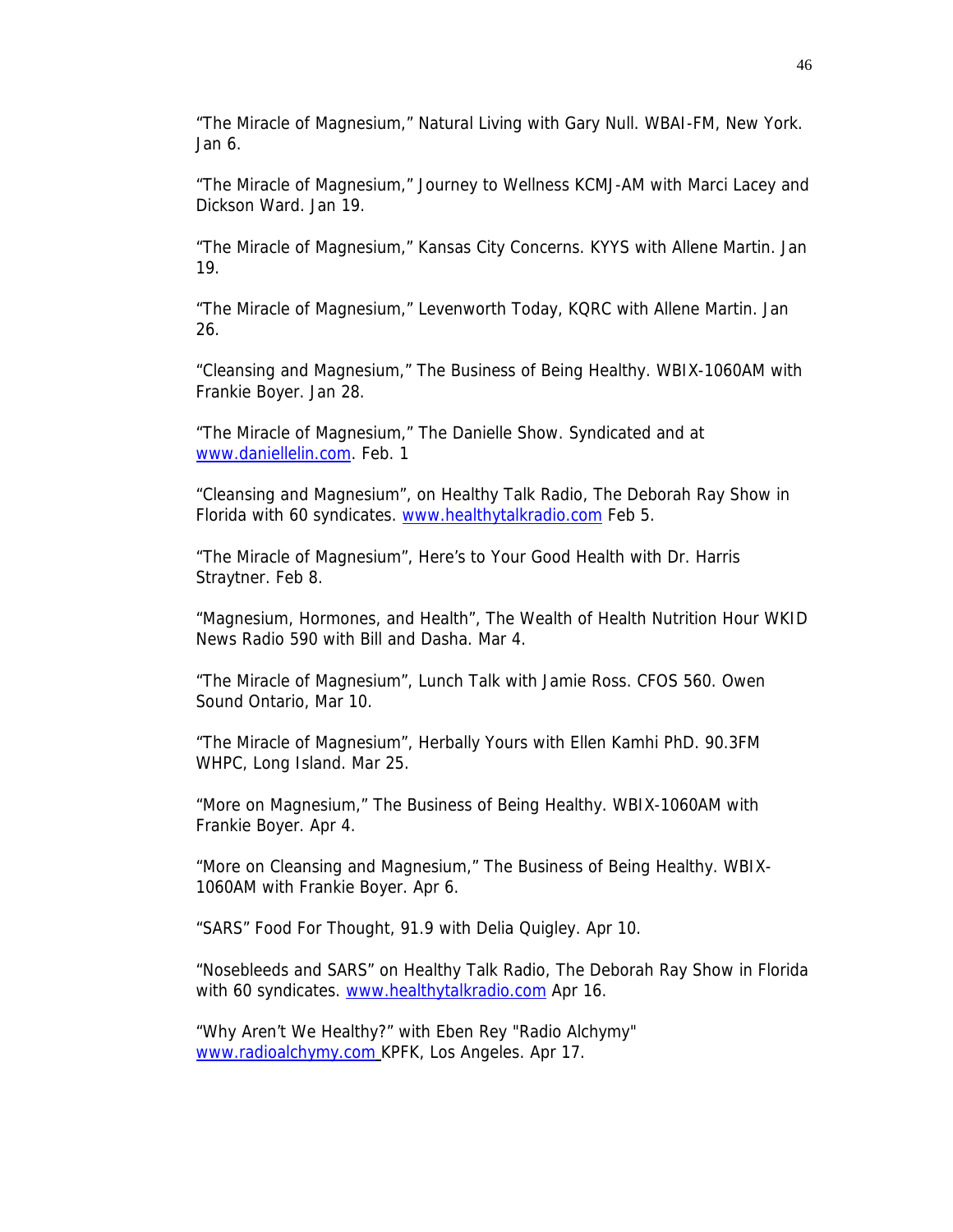“The Miracle of Magnesium,” Natural Living with Gary Null. WBAI-FM, New York. Jan 6.

“The Miracle of Magnesium,” Journey to Wellness KCMJ-AM with Marci Lacey and Dickson Ward. Jan 19.

“The Miracle of Magnesium,” Kansas City Concerns. KYYS with Allene Martin. Jan 19.

“The Miracle of Magnesium,” Levenworth Today, KQRC with Allene Martin. Jan 26.

“Cleansing and Magnesium,” The Business of Being Healthy. WBIX-1060AM with Frankie Boyer. Jan 28.

“The Miracle of Magnesium,” The Danielle Show. Syndicated and at www.daniellelin.com. Feb. 1

“Cleansing and Magnesium”, on Healthy Talk Radio, The Deborah Ray Show in Florida with 60 syndicates. www.healthytalkradio.com Feb 5.

“The Miracle of Magnesium”, Here’s to Your Good Health with Dr. Harris Straytner. Feb 8.

“Magnesium, Hormones, and Health”, The Wealth of Health Nutrition Hour WKID News Radio 590 with Bill and Dasha. Mar 4.

“The Miracle of Magnesium”, Lunch Talk with Jamie Ross. CFOS 560. Owen Sound Ontario, Mar 10.

“The Miracle of Magnesium”, Herbally Yours with Ellen Kamhi PhD. 90.3FM WHPC, Long Island. Mar 25.

“More on Magnesium,” The Business of Being Healthy. WBIX-1060AM with Frankie Boyer. Apr 4.

“More on Cleansing and Magnesium,” The Business of Being Healthy. WBIX-1060AM with Frankie Boyer. Apr 6.

“SARS” Food For Thought, 91.9 with Delia Quigley. Apr 10.

“Nosebleeds and SARS” on Healthy Talk Radio, The Deborah Ray Show in Florida with 60 syndicates. www.healthytalkradio.com Apr 16.

“Why Aren’t We Healthy?” with Eben Rey "Radio Alchymy" www.radioalchymy.com KPFK, Los Angeles. Apr 17.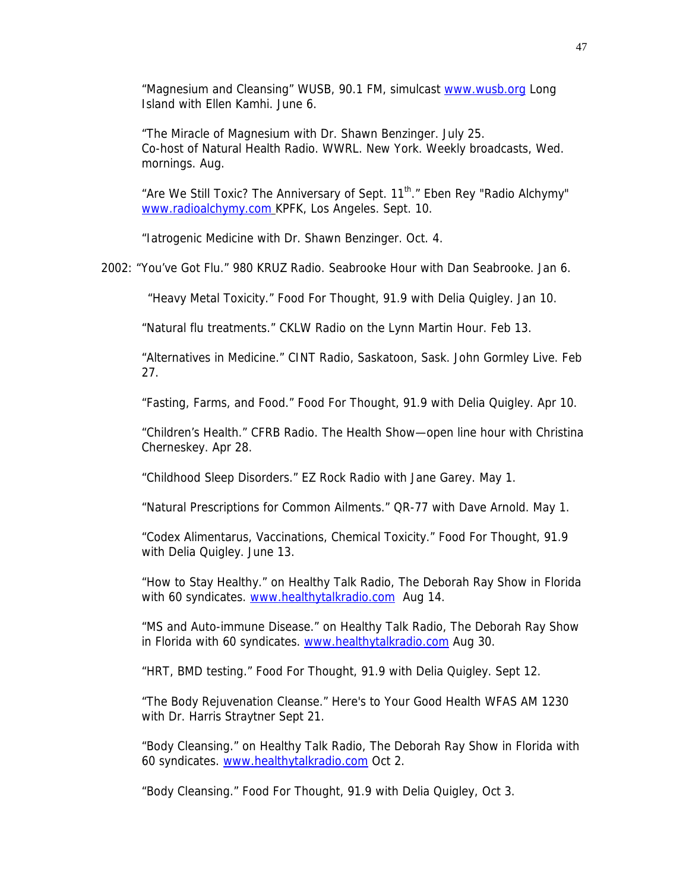"Magnesium and Cleansing" WUSB, 90.1 FM, simulcast www.wusb.org Long Island with Ellen Kamhi. June 6.

"The Miracle of Magnesium with Dr. Shawn Benzinger. July 25.
Co-host of Natural Health Radio. WWRL. New York. Weekly broadcasts, Wed. mornings. Aug.

"Are We Still Toxic? The Anniversary of Sept. 11th." Eben Rey "Radio Alchymy" www.radioalchymy.com KPFK, Los Angeles. Sept. 10.

"Iatrogenic Medicine with Dr. Shawn Benzinger. Oct. 4.

2002: "You've Got Flu." 980 KRUZ Radio. Seabrooke Hour with Dan Seabrooke. Jan 6.

"Heavy Metal Toxicity." Food For Thought, 91.9 with Delia Quigley. Jan 10.

"Natural flu treatments." CKLW Radio on the Lynn Martin Hour. Feb 13.

"Alternatives in Medicine." CINT Radio, Saskatoon, Sask. John Gormley Live. Feb 27.

"Fasting, Farms, and Food." Food For Thought, 91.9 with Delia Quigley. Apr 10.

"Children's Health." CFRB Radio. The Health Show—open line hour with Christina Cherneskey. Apr 28.

"Childhood Sleep Disorders." EZ Rock Radio with Jane Garey. May 1.

"Natural Prescriptions for Common Ailments." QR-77 with Dave Arnold. May 1.

"Codex Alimentarus, Vaccinations, Chemical Toxicity." Food For Thought, 91.9 with Delia Quigley. June 13.

"How to Stay Healthy." on Healthy Talk Radio, The Deborah Ray Show in Florida with 60 syndicates. www.healthytalkradio.com Aug 14.

"MS and Auto-immune Disease." on Healthy Talk Radio, The Deborah Ray Show in Florida with 60 syndicates. www.healthytalkradio.com Aug 30.

"HRT, BMD testing." Food For Thought, 91.9 with Delia Quigley. Sept 12.

"The Body Rejuvenation Cleanse." Here's to Your Good Health WFAS AM 1230 with Dr. Harris Straytner Sept 21.

"Body Cleansing." on Healthy Talk Radio, The Deborah Ray Show in Florida with 60 syndicates. www.healthytalkradio.com Oct 2.

"Body Cleansing." Food For Thought, 91.9 with Delia Quigley, Oct 3.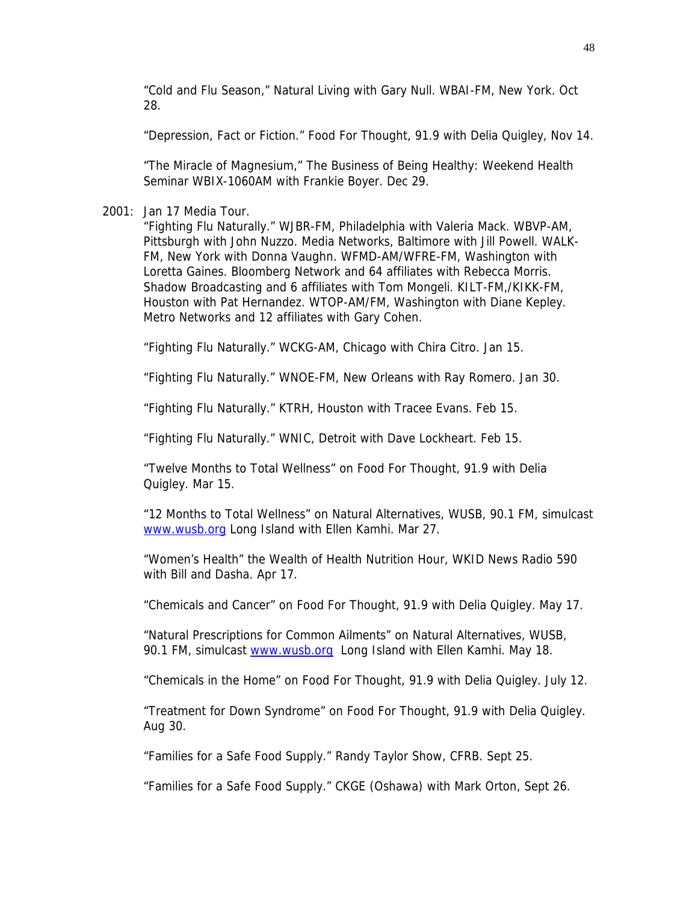"Cold and Flu Season," Natural Living with Gary Null. WBAI-FM, New York. Oct 28.

"Depression, Fact or Fiction." Food For Thought, 91.9 with Delia Quigley, Nov 14.

"The Miracle of Magnesium," The Business of Being Healthy: Weekend Health Seminar WBIX-1060AM with Frankie Boyer. Dec 29.

2001: Jan 17 Media Tour.
"Fighting Flu Naturally." WJBR-FM, Philadelphia with Valeria Mack. WBVP-AM, Pittsburgh with John Nuzzo. Media Networks, Baltimore with Jill Powell. WALK-FM, New York with Donna Vaughn. WFMD-AM/WFRE-FM, Washington with Loretta Gaines. Bloomberg Network and 64 affiliates with Rebecca Morris. Shadow Broadcasting and 6 affiliates with Tom Mongeli. KILT-FM,/KIKK-FM, Houston with Pat Hernandez. WTOP-AM/FM, Washington with Diane Kepley. Metro Networks and 12 affiliates with Gary Cohen.

"Fighting Flu Naturally." WCKG-AM, Chicago with Chira Citro. Jan 15.

"Fighting Flu Naturally." WNOE-FM, New Orleans with Ray Romero. Jan 30.

"Fighting Flu Naturally." KTRH, Houston with Tracee Evans. Feb 15.

"Fighting Flu Naturally." WNIC, Detroit with Dave Lockheart. Feb 15.

"Twelve Months to Total Wellness" on Food For Thought, 91.9 with Delia Quigley. Mar 15.

"12 Months to Total Wellness" on Natural Alternatives, WUSB, 90.1 FM, simulcast www.wusb.org Long Island with Ellen Kamhi. Mar 27.

"Women's Health" the Wealth of Health Nutrition Hour, WKID News Radio 590 with Bill and Dasha. Apr 17.

"Chemicals and Cancer" on Food For Thought, 91.9 with Delia Quigley. May 17.

"Natural Prescriptions for Common Ailments" on Natural Alternatives, WUSB, 90.1 FM, simulcast www.wusb.org Long Island with Ellen Kamhi. May 18.

"Chemicals in the Home" on Food For Thought, 91.9 with Delia Quigley. July 12.

"Treatment for Down Syndrome" on Food For Thought, 91.9 with Delia Quigley. Aug 30.

"Families for a Safe Food Supply." Randy Taylor Show, CFRB. Sept 25.

"Families for a Safe Food Supply." CKGE (Oshawa) with Mark Orton, Sept 26.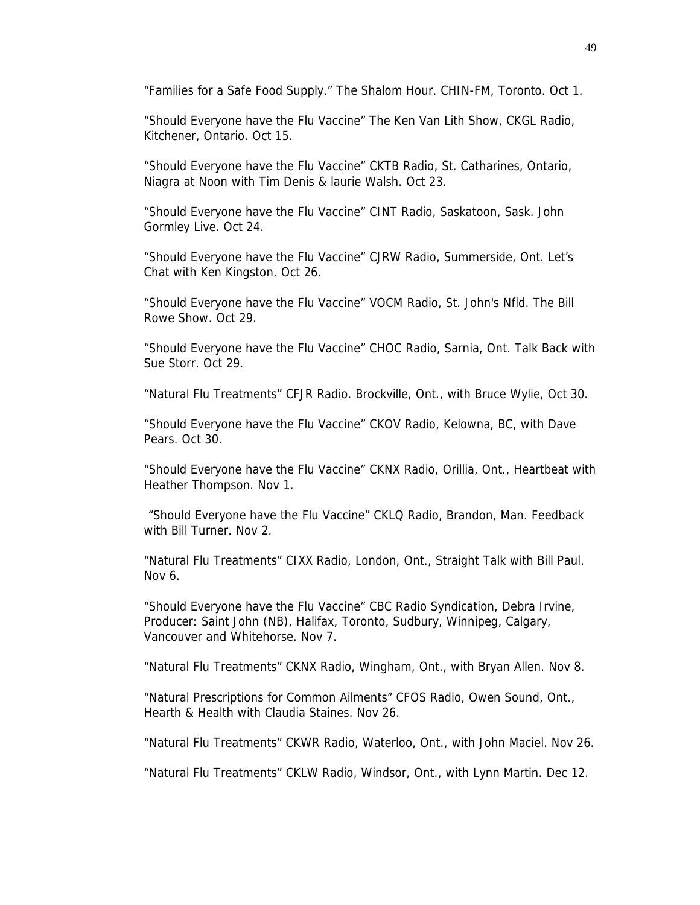"Families for a Safe Food Supply." The Shalom Hour. CHIN-FM, Toronto. Oct 1.

"Should Everyone have the Flu Vaccine" The Ken Van Lith Show, CKGL Radio, Kitchener, Ontario. Oct 15.

"Should Everyone have the Flu Vaccine" CKTB Radio, St. Catharines, Ontario, Niagra at Noon with Tim Denis & laurie Walsh. Oct 23.

"Should Everyone have the Flu Vaccine" CINT Radio, Saskatoon, Sask. John Gormley Live. Oct 24.

"Should Everyone have the Flu Vaccine" CJRW Radio, Summerside, Ont. Let's Chat with Ken Kingston. Oct 26.

"Should Everyone have the Flu Vaccine" VOCM Radio, St. John's Nfld. The Bill Rowe Show. Oct 29.

"Should Everyone have the Flu Vaccine" CHOC Radio, Sarnia, Ont. Talk Back with Sue Storr. Oct 29.

"Natural Flu Treatments" CFJR Radio. Brockville, Ont., with Bruce Wylie, Oct 30.

"Should Everyone have the Flu Vaccine" CKOV Radio, Kelowna, BC, with Dave Pears. Oct 30.

"Should Everyone have the Flu Vaccine" CKNX Radio, Orillia, Ont., Heartbeat with Heather Thompson. Nov 1.

"Should Everyone have the Flu Vaccine" CKLQ Radio, Brandon, Man. Feedback with Bill Turner. Nov 2.

"Natural Flu Treatments" CIXX Radio, London, Ont., Straight Talk with Bill Paul. Nov 6.

"Should Everyone have the Flu Vaccine" CBC Radio Syndication, Debra Irvine, Producer: Saint John (NB), Halifax, Toronto, Sudbury, Winnipeg, Calgary, Vancouver and Whitehorse. Nov 7.

"Natural Flu Treatments" CKNX Radio, Wingham, Ont., with Bryan Allen. Nov 8.

"Natural Prescriptions for Common Ailments" CFOS Radio, Owen Sound, Ont., Hearth & Health with Claudia Staines. Nov 26.

"Natural Flu Treatments" CKWR Radio, Waterloo, Ont., with John Maciel. Nov 26.

"Natural Flu Treatments" CKLW Radio, Windsor, Ont., with Lynn Martin. Dec 12.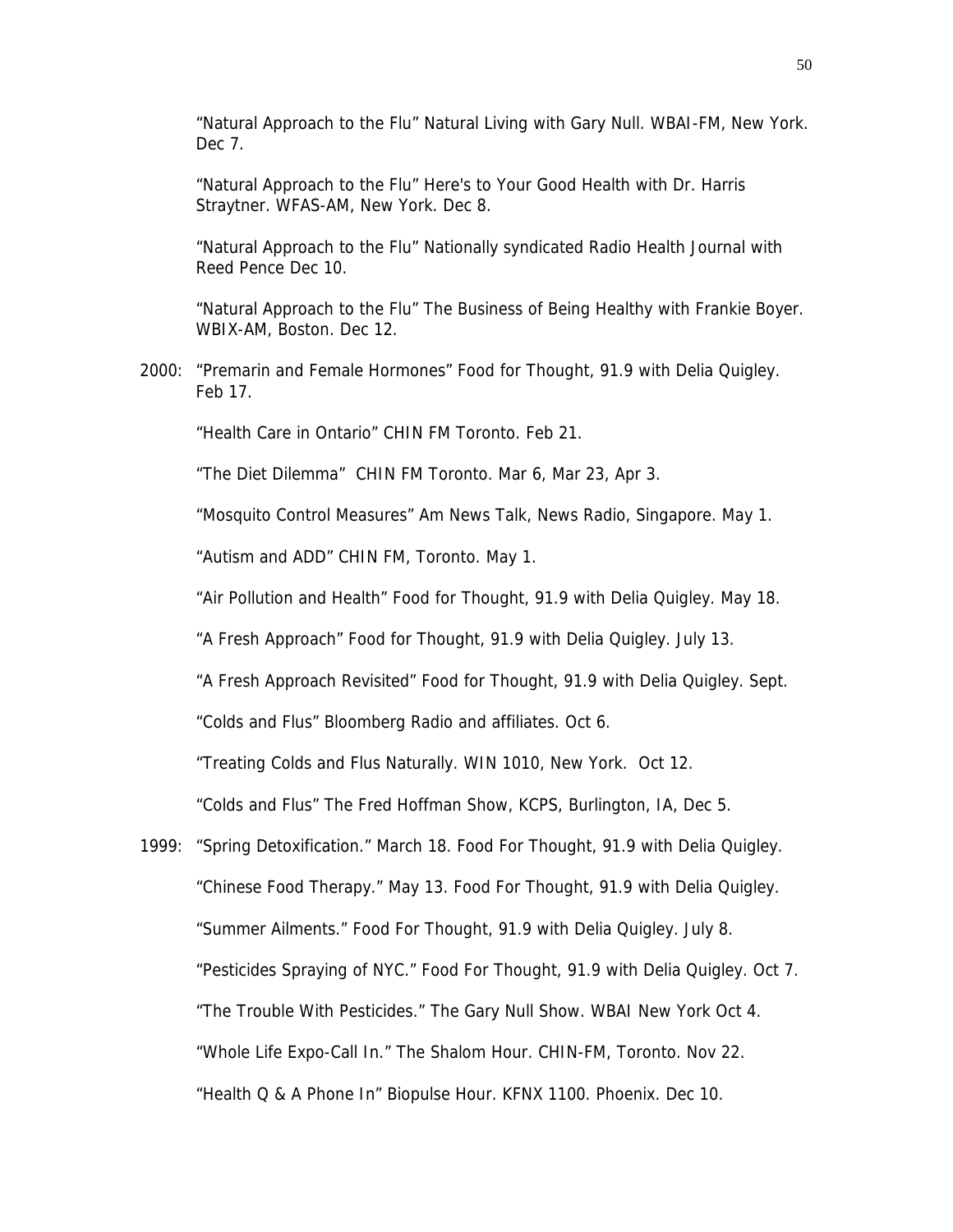“Natural Approach to the Flu” Natural Living with Gary Null. WBAI-FM, New York. Dec 7.

“Natural Approach to the Flu” Here's to Your Good Health with Dr. Harris Straytner. WFAS-AM, New York. Dec 8.

“Natural Approach to the Flu” Nationally syndicated Radio Health Journal with Reed Pence Dec 10.

“Natural Approach to the Flu” The Business of Being Healthy with Frankie Boyer. WBIX-AM, Boston. Dec 12.

2000: “Premarin and Female Hormones” Food for Thought, 91.9 with Delia Quigley. Feb 17.

“Health Care in Ontario” CHIN FM Toronto. Feb 21.

“The Diet Dilemma” CHIN FM Toronto. Mar 6, Mar 23, Apr 3.

“Mosquito Control Measures” Am News Talk, News Radio, Singapore. May 1.

“Autism and ADD” CHIN FM, Toronto. May 1.

“Air Pollution and Health” Food for Thought, 91.9 with Delia Quigley. May 18.

“A Fresh Approach” Food for Thought, 91.9 with Delia Quigley. July 13.

“A Fresh Approach Revisited” Food for Thought, 91.9 with Delia Quigley. Sept.

“Colds and Flus” Bloomberg Radio and affiliates. Oct 6.

“Treating Colds and Flus Naturally. WIN 1010, New York. Oct 12.

“Colds and Flus” The Fred Hoffman Show, KCPS, Burlington, IA, Dec 5.

1999: “Spring Detoxification.” March 18. Food For Thought, 91.9 with Delia Quigley.

“Chinese Food Therapy.” May 13. Food For Thought, 91.9 with Delia Quigley.

“Summer Ailments.” Food For Thought, 91.9 with Delia Quigley. July 8.

“Pesticides Spraying of NYC.” Food For Thought, 91.9 with Delia Quigley. Oct 7.

“The Trouble With Pesticides.” The Gary Null Show. WBAI New York Oct 4.

“Whole Life Expo-Call In.” The Shalom Hour. CHIN-FM, Toronto. Nov 22.

“Health Q & A Phone In” Biopulse Hour. KFNX 1100. Phoenix. Dec 10.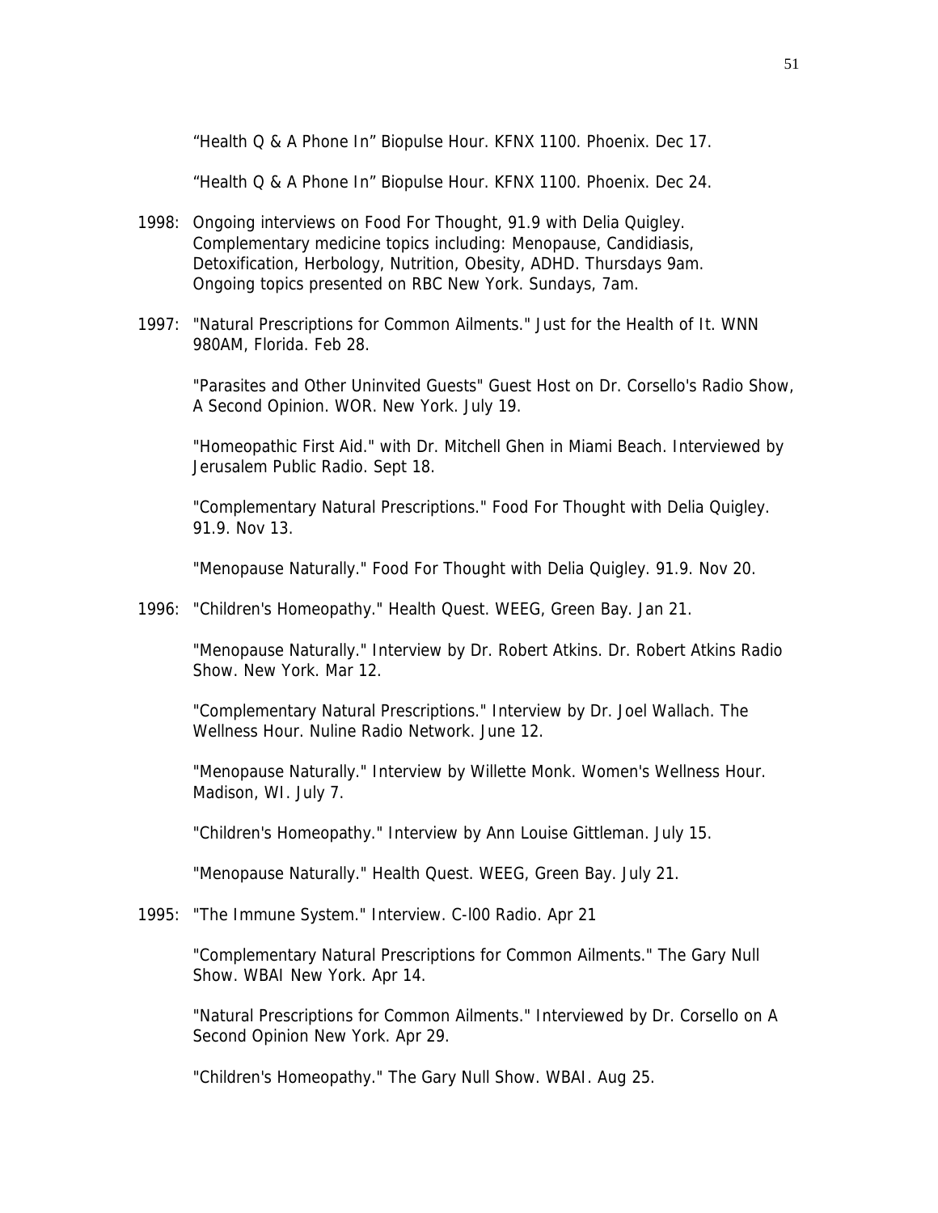"Health Q & A Phone In" Biopulse Hour. KFNX 1100. Phoenix. Dec 17.

"Health Q & A Phone In" Biopulse Hour. KFNX 1100. Phoenix. Dec 24.

1998: Ongoing interviews on Food For Thought, 91.9 with Delia Quigley. Complementary medicine topics including: Menopause, Candidiasis, Detoxification, Herbology, Nutrition, Obesity, ADHD. Thursdays 9am. Ongoing topics presented on RBC New York. Sundays, 7am.

1997: "Natural Prescriptions for Common Ailments." Just for the Health of It. WNN 980AM, Florida. Feb 28.

"Parasites and Other Uninvited Guests" Guest Host on Dr. Corsello's Radio Show, A Second Opinion. WOR. New York. July 19.

"Homeopathic First Aid." with Dr. Mitchell Ghen in Miami Beach. Interviewed by Jerusalem Public Radio. Sept 18.

"Complementary Natural Prescriptions." Food For Thought with Delia Quigley. 91.9. Nov 13.

"Menopause Naturally." Food For Thought with Delia Quigley. 91.9. Nov 20.

1996: "Children's Homeopathy." Health Quest. WEEG, Green Bay. Jan 21.

"Menopause Naturally." Interview by Dr. Robert Atkins. Dr. Robert Atkins Radio Show. New York. Mar 12.

"Complementary Natural Prescriptions." Interview by Dr. Joel Wallach. The Wellness Hour. Nuline Radio Network. June 12.

"Menopause Naturally." Interview by Willette Monk. Women's Wellness Hour. Madison, WI. July 7.

"Children's Homeopathy." Interview by Ann Louise Gittleman. July 15.

"Menopause Naturally." Health Quest. WEEG, Green Bay. July 21.

1995: "The Immune System." Interview. C-l00 Radio. Apr 21

"Complementary Natural Prescriptions for Common Ailments." The Gary Null Show. WBAI New York. Apr 14.

"Natural Prescriptions for Common Ailments." Interviewed by Dr. Corsello on A Second Opinion New York. Apr 29.

"Children's Homeopathy." The Gary Null Show. WBAI. Aug 25.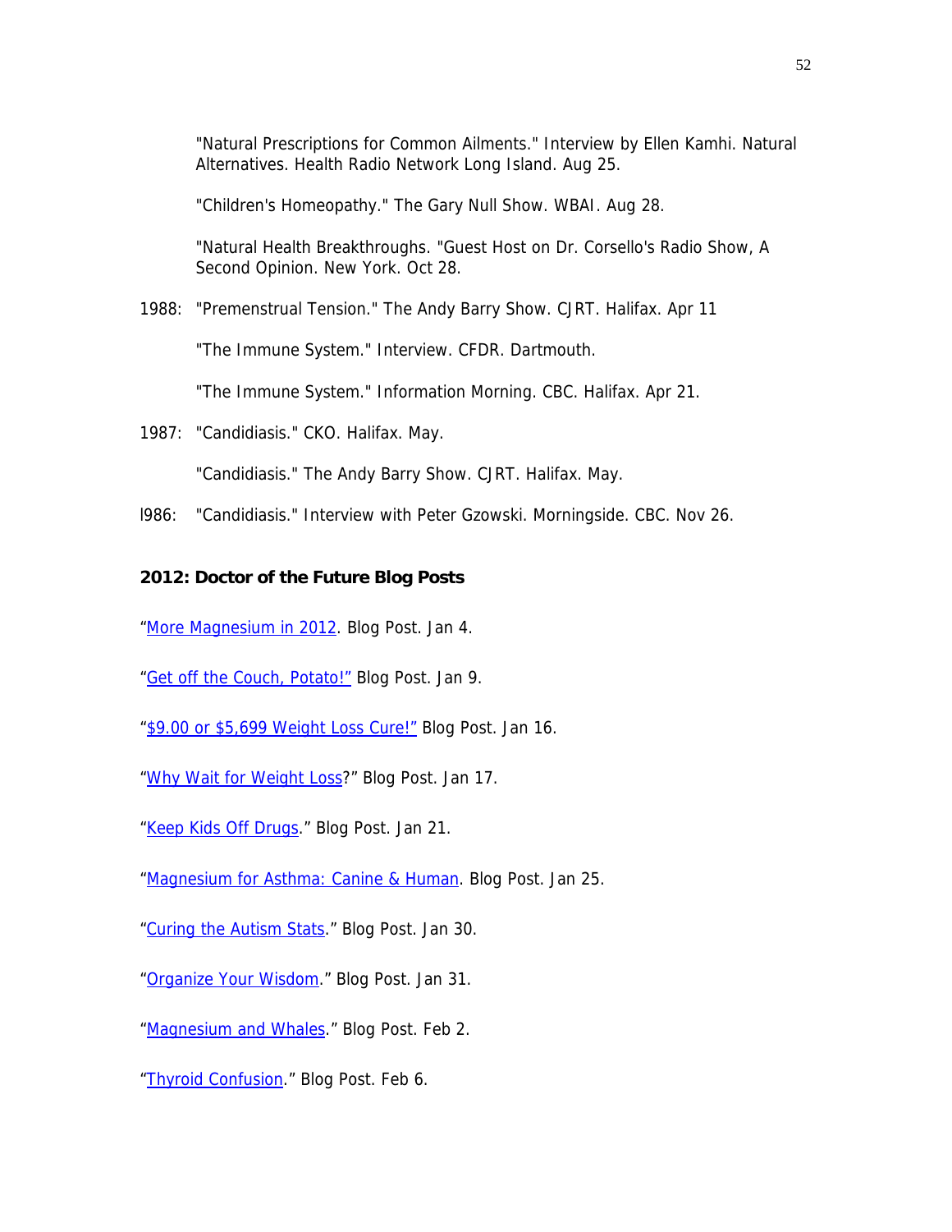"Natural Prescriptions for Common Ailments." Interview by Ellen Kamhi. Natural Alternatives. Health Radio Network Long Island. Aug 25.

"Children's Homeopathy." The Gary Null Show. WBAI. Aug 28.

"Natural Health Breakthroughs. "Guest Host on Dr. Corsello's Radio Show, A Second Opinion. New York. Oct 28.

1988: "Premenstrual Tension." The Andy Barry Show. CJRT. Halifax. Apr 11

"The Immune System." Interview. CFDR. Dartmouth.

"The Immune System." Information Morning. CBC. Halifax. Apr 21.

1987: "Candidiasis." CKO. Halifax. May.

"Candidiasis." The Andy Barry Show. CJRT. Halifax. May.

l986: "Candidiasis." Interview with Peter Gzowski. Morningside. CBC. Nov 26.

**2012: Doctor of the Future Blog Posts**

"More Magnesium in 2012. Blog Post. Jan 4.

"Get off the Couch, Potato!" Blog Post. Jan 9.

"$9.00 or $5,699 Weight Loss Cure!" Blog Post. Jan 16.

"Why Wait for Weight Loss?" Blog Post. Jan 17.

"Keep Kids Off Drugs." Blog Post. Jan 21.

"Magnesium for Asthma: Canine & Human. Blog Post. Jan 25.

"Curing the Autism Stats." Blog Post. Jan 30.

"Organize Your Wisdom." Blog Post. Jan 31.

"Magnesium and Whales." Blog Post. Feb 2.

"Thyroid Confusion." Blog Post. Feb 6.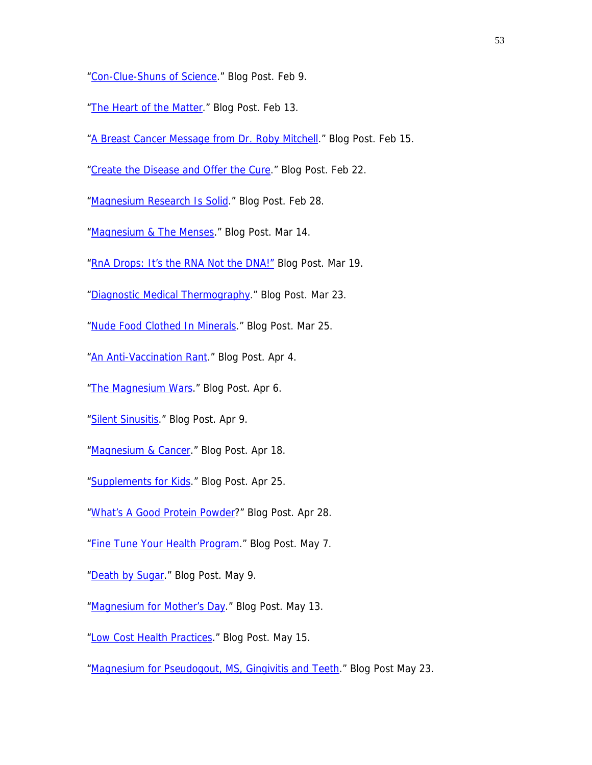"Con-Clue-Shuns of Science." Blog Post. Feb 9.

"The Heart of the Matter." Blog Post. Feb 13.

"A Breast Cancer Message from Dr. Roby Mitchell." Blog Post. Feb 15.

"Create the Disease and Offer the Cure." Blog Post. Feb 22.

"Magnesium Research Is Solid." Blog Post. Feb 28.

"Magnesium & The Menses." Blog Post. Mar 14.

"RnA Drops: It's the RNA Not the DNA!" Blog Post. Mar 19.

"Diagnostic Medical Thermography." Blog Post. Mar 23.

"Nude Food Clothed In Minerals." Blog Post. Mar 25.

"An Anti-Vaccination Rant." Blog Post. Apr 4.

"The Magnesium Wars." Blog Post. Apr 6.

"Silent Sinusitis." Blog Post. Apr 9.

"Magnesium & Cancer." Blog Post. Apr 18.

"Supplements for Kids." Blog Post. Apr 25.

"What's A Good Protein Powder?" Blog Post. Apr 28.

"Fine Tune Your Health Program." Blog Post. May 7.

"Death by Sugar." Blog Post. May 9.

"Magnesium for Mother's Day." Blog Post. May 13.

"Low Cost Health Practices." Blog Post. May 15.

"Magnesium for Pseudogout, MS, Gingivitis and Teeth." Blog Post May 23.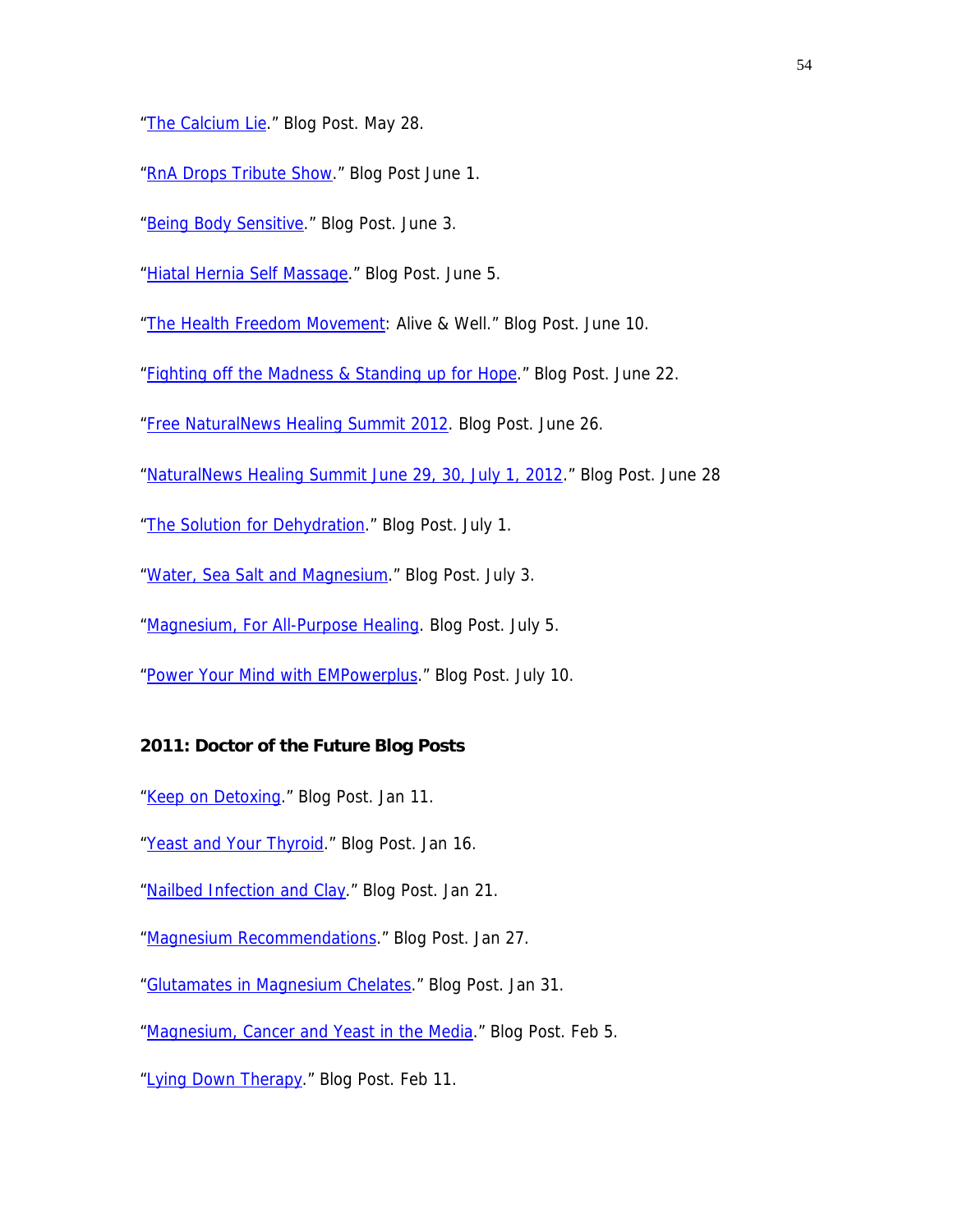"The Calcium Lie." Blog Post. May 28.

"RnA Drops Tribute Show." Blog Post June 1.

"Being Body Sensitive." Blog Post. June 3.

"Hiatal Hernia Self Massage." Blog Post. June 5.

"The Health Freedom Movement: Alive & Well." Blog Post. June 10.

"Fighting off the Madness & Standing up for Hope." Blog Post. June 22.

"Free NaturalNews Healing Summit 2012. Blog Post. June 26.

"NaturalNews Healing Summit June 29, 30, July 1, 2012." Blog Post. June 28

"The Solution for Dehydration." Blog Post. July 1.

"Water, Sea Salt and Magnesium." Blog Post. July 3.

"Magnesium, For All-Purpose Healing. Blog Post. July 5.

"Power Your Mind with EMPowerplus." Blog Post. July 10.

**2011: Doctor of the Future Blog Posts**

"Keep on Detoxing." Blog Post. Jan 11.

"Yeast and Your Thyroid." Blog Post. Jan 16.

"Nailbed Infection and Clay." Blog Post. Jan 21.

"Magnesium Recommendations." Blog Post. Jan 27.

"Glutamates in Magnesium Chelates." Blog Post. Jan 31.

"Magnesium, Cancer and Yeast in the Media." Blog Post. Feb 5.

"Lying Down Therapy." Blog Post. Feb 11.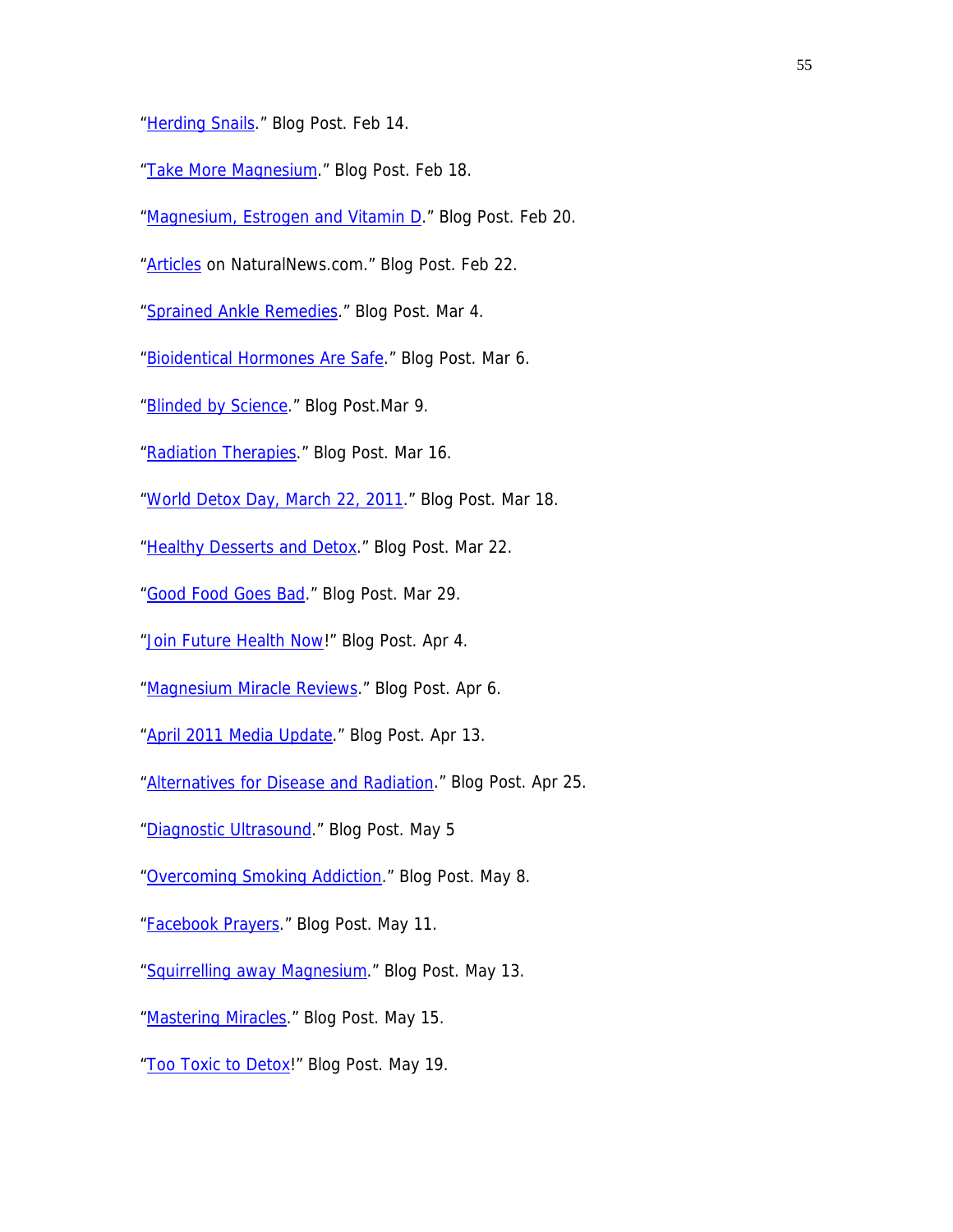"Herding Snails." Blog Post. Feb 14.

"Take More Magnesium." Blog Post. Feb 18.

"Magnesium, Estrogen and Vitamin D." Blog Post. Feb 20.

"Articles on NaturalNews.com." Blog Post. Feb 22.

"Sprained Ankle Remedies." Blog Post. Mar 4.

"Bioidentical Hormones Are Safe." Blog Post. Mar 6.

"Blinded by Science." Blog Post.Mar 9.

"Radiation Therapies." Blog Post. Mar 16.

"World Detox Day, March 22, 2011." Blog Post. Mar 18.

"Healthy Desserts and Detox." Blog Post. Mar 22.

"Good Food Goes Bad." Blog Post. Mar 29.

"Join Future Health Now!" Blog Post. Apr 4.

"Magnesium Miracle Reviews." Blog Post. Apr 6.

"April 2011 Media Update." Blog Post. Apr 13.

"Alternatives for Disease and Radiation." Blog Post. Apr 25.

"Diagnostic Ultrasound." Blog Post. May 5

"Overcoming Smoking Addiction." Blog Post. May 8.

"Facebook Prayers." Blog Post. May 11.

"Squirrelling away Magnesium." Blog Post. May 13.

"Mastering Miracles." Blog Post. May 15.

"Too Toxic to Detox!" Blog Post. May 19.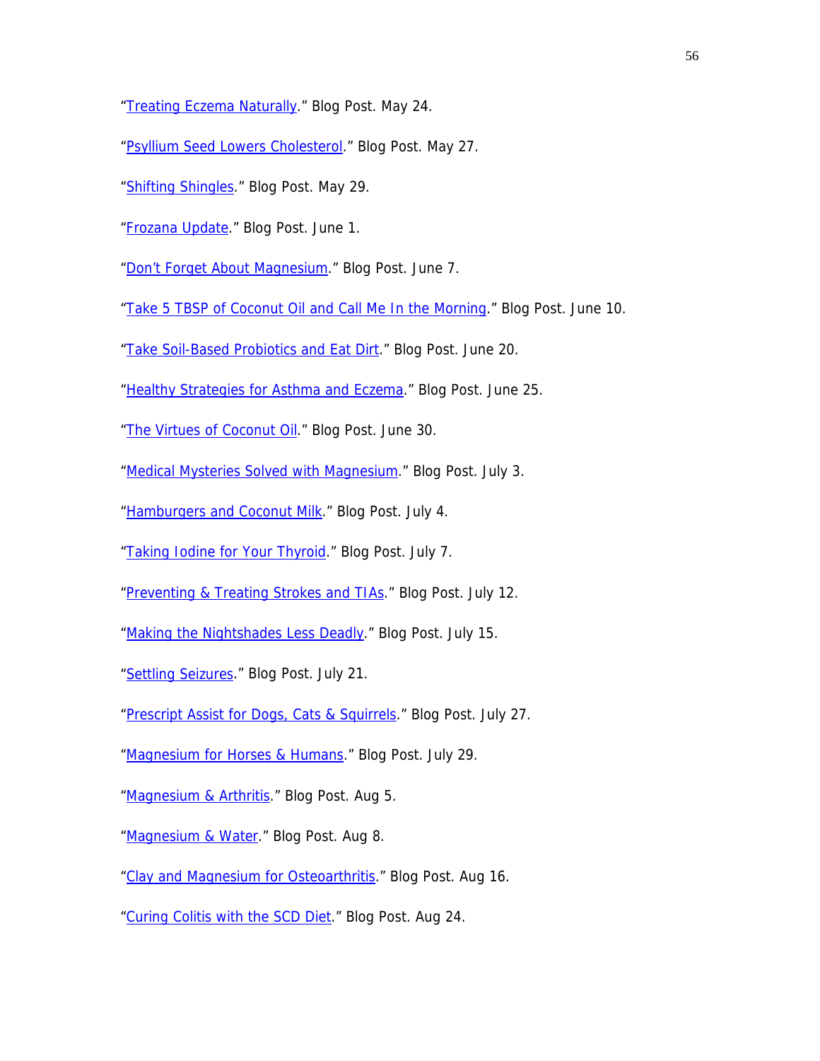"Treating Eczema Naturally." Blog Post. May 24.

"Psyllium Seed Lowers Cholesterol." Blog Post. May 27.

"Shifting Shingles." Blog Post. May 29.

"Frozana Update." Blog Post. June 1.

"Don't Forget About Magnesium." Blog Post. June 7.

"Take 5 TBSP of Coconut Oil and Call Me In the Morning." Blog Post. June 10.

"Take Soil-Based Probiotics and Eat Dirt." Blog Post. June 20.

"Healthy Strategies for Asthma and Eczema." Blog Post. June 25.

"The Virtues of Coconut Oil." Blog Post. June 30.

"Medical Mysteries Solved with Magnesium." Blog Post. July 3.

"Hamburgers and Coconut Milk." Blog Post. July 4.

"Taking Iodine for Your Thyroid." Blog Post. July 7.

"Preventing & Treating Strokes and TIAs." Blog Post. July 12.

"Making the Nightshades Less Deadly." Blog Post. July 15.

"Settling Seizures." Blog Post. July 21.

"Prescript Assist for Dogs, Cats & Squirrels." Blog Post. July 27.

"Magnesium for Horses & Humans." Blog Post. July 29.

"Magnesium & Arthritis." Blog Post. Aug 5.

"Magnesium & Water." Blog Post. Aug 8.

"Clay and Magnesium for Osteoarthritis." Blog Post. Aug 16.

"Curing Colitis with the SCD Diet." Blog Post. Aug 24.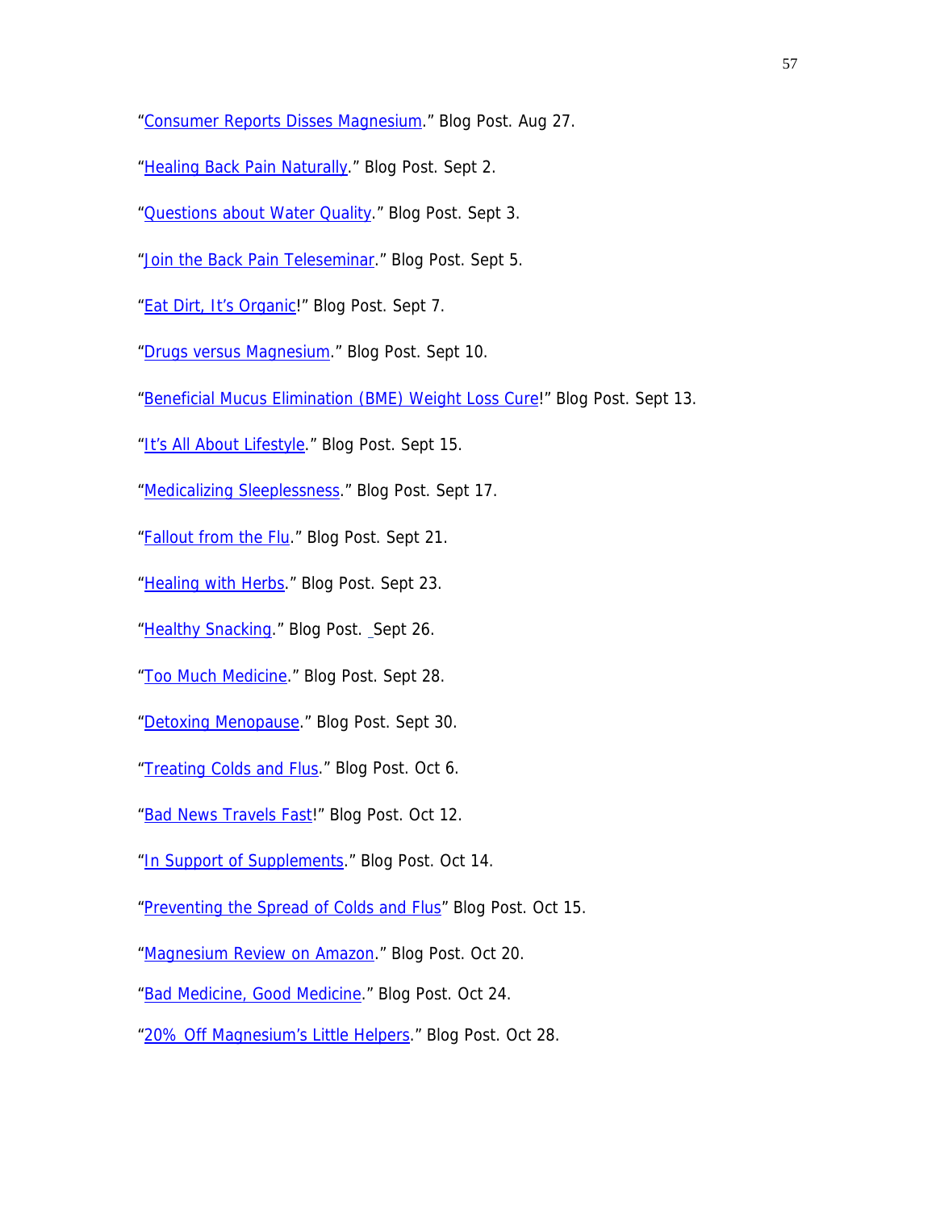"Consumer Reports Disses Magnesium." Blog Post. Aug 27.

"Healing Back Pain Naturally." Blog Post. Sept 2.

"Questions about Water Quality." Blog Post. Sept 3.

"Join the Back Pain Teleseminar." Blog Post. Sept 5.

"Eat Dirt, It's Organic!" Blog Post. Sept 7.

"Drugs versus Magnesium." Blog Post. Sept 10.

"Beneficial Mucus Elimination (BME) Weight Loss Cure!" Blog Post. Sept 13.

"It's All About Lifestyle." Blog Post. Sept 15.

"Medicalizing Sleeplessness." Blog Post. Sept 17.

"Fallout from the Flu." Blog Post. Sept 21.

"Healing with Herbs." Blog Post. Sept 23.

"Healthy Snacking." Blog Post. Sept 26.

"Too Much Medicine." Blog Post. Sept 28.

"Detoxing Menopause." Blog Post. Sept 30.

"Treating Colds and Flus." Blog Post. Oct 6.

"Bad News Travels Fast!" Blog Post. Oct 12.

"In Support of Supplements." Blog Post. Oct 14.

"Preventing the Spread of Colds and Flus" Blog Post. Oct 15.

"Magnesium Review on Amazon." Blog Post. Oct 20.

"Bad Medicine, Good Medicine." Blog Post. Oct 24.

"20% Off Magnesium's Little Helpers." Blog Post. Oct 28.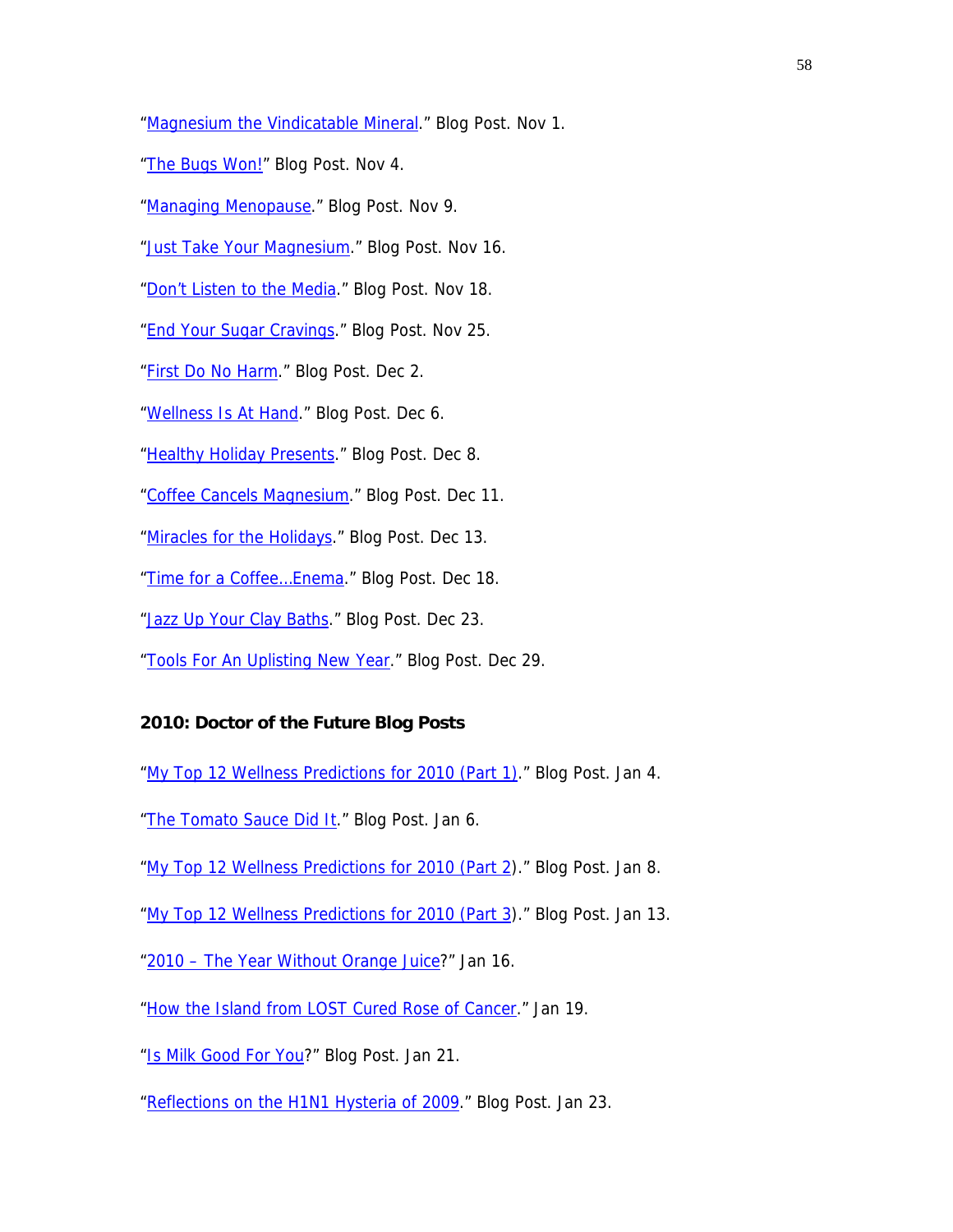"Magnesium the Vindicatable Mineral." Blog Post. Nov 1.

"The Bugs Won!" Blog Post. Nov 4.

"Managing Menopause." Blog Post. Nov 9.

"Just Take Your Magnesium." Blog Post. Nov 16.

"Don't Listen to the Media." Blog Post. Nov 18.

"End Your Sugar Cravings." Blog Post. Nov 25.

"First Do No Harm." Blog Post. Dec 2.

"Wellness Is At Hand." Blog Post. Dec 6.

"Healthy Holiday Presents." Blog Post. Dec 8.

"Coffee Cancels Magnesium." Blog Post. Dec 11.

"Miracles for the Holidays." Blog Post. Dec 13.

"Time for a Coffee...Enema." Blog Post. Dec 18.

"Jazz Up Your Clay Baths." Blog Post. Dec 23.

"Tools For An Uplisting New Year." Blog Post. Dec 29.

**2010: Doctor of the Future Blog Posts**

"My Top 12 Wellness Predictions for 2010 (Part 1)." Blog Post. Jan 4.

"The Tomato Sauce Did It." Blog Post. Jan 6.

"My Top 12 Wellness Predictions for 2010 (Part 2)." Blog Post. Jan 8.

"My Top 12 Wellness Predictions for 2010 (Part 3)." Blog Post. Jan 13.

"2010 – The Year Without Orange Juice?" Jan 16.

"How the Island from LOST Cured Rose of Cancer." Jan 19.

"Is Milk Good For You?" Blog Post. Jan 21.

"Reflections on the H1N1 Hysteria of 2009." Blog Post. Jan 23.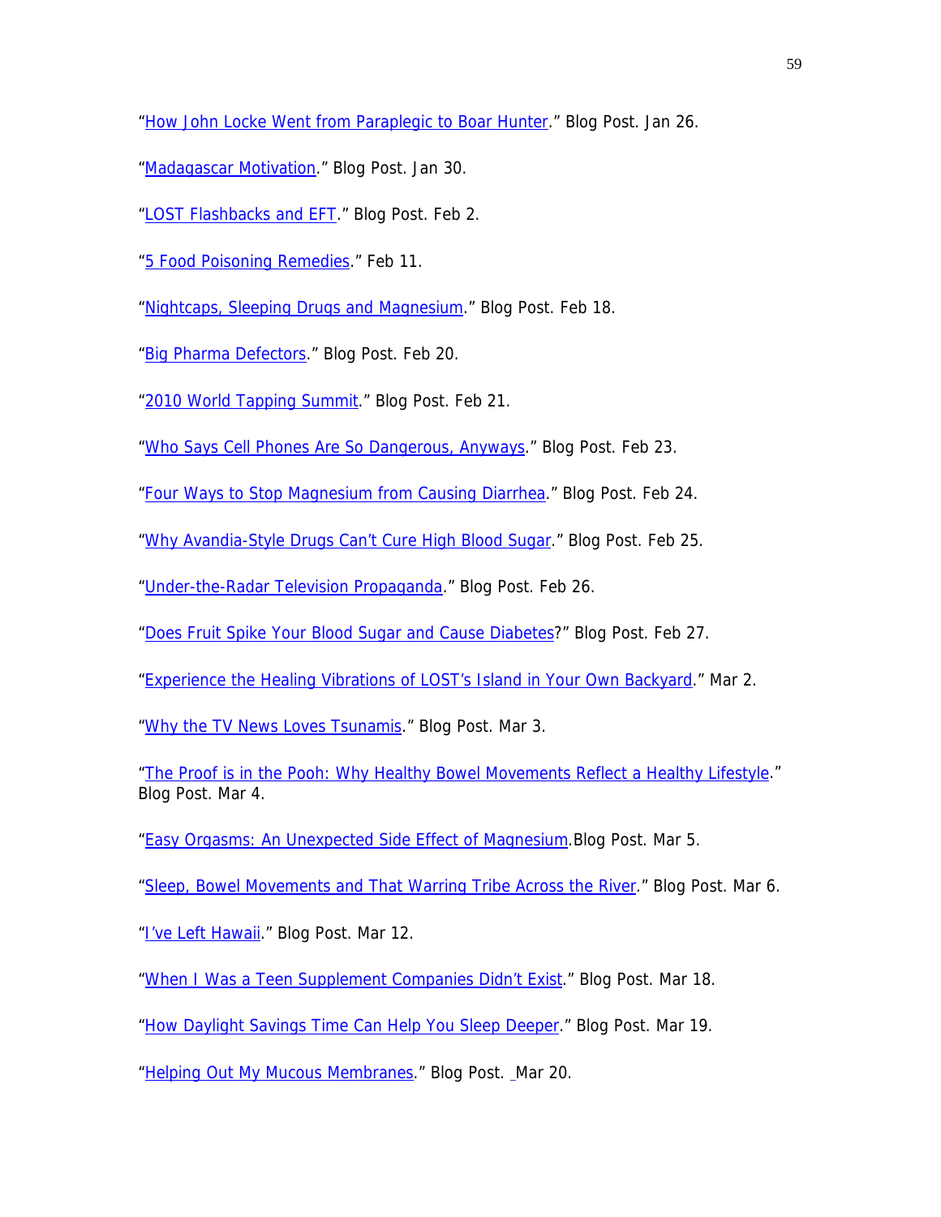"How John Locke Went from Paraplegic to Boar Hunter." Blog Post. Jan 26.

"Madagascar Motivation." Blog Post. Jan 30.

"LOST Flashbacks and EFT." Blog Post. Feb 2.

"5 Food Poisoning Remedies." Feb 11.

"Nightcaps, Sleeping Drugs and Magnesium." Blog Post. Feb 18.

"Big Pharma Defectors." Blog Post. Feb 20.

"2010 World Tapping Summit." Blog Post. Feb 21.

"Who Says Cell Phones Are So Dangerous, Anyways." Blog Post. Feb 23.

"Four Ways to Stop Magnesium from Causing Diarrhea." Blog Post. Feb 24.

"Why Avandia-Style Drugs Can't Cure High Blood Sugar." Blog Post. Feb 25.

"Under-the-Radar Television Propaganda." Blog Post. Feb 26.

"Does Fruit Spike Your Blood Sugar and Cause Diabetes?" Blog Post. Feb 27.

"Experience the Healing Vibrations of LOST's Island in Your Own Backyard." Mar 2.

"Why the TV News Loves Tsunamis." Blog Post. Mar 3.

"The Proof is in the Pooh: Why Healthy Bowel Movements Reflect a Healthy Lifestyle." Blog Post. Mar 4.

"Easy Orgasms: An Unexpected Side Effect of Magnesium.Blog Post. Mar 5.

"Sleep, Bowel Movements and That Warring Tribe Across the River." Blog Post. Mar 6.

"I've Left Hawaii." Blog Post. Mar 12.

"When I Was a Teen Supplement Companies Didn't Exist." Blog Post. Mar 18.

"How Daylight Savings Time Can Help You Sleep Deeper." Blog Post. Mar 19.

"Helping Out My Mucous Membranes." Blog Post. Mar 20.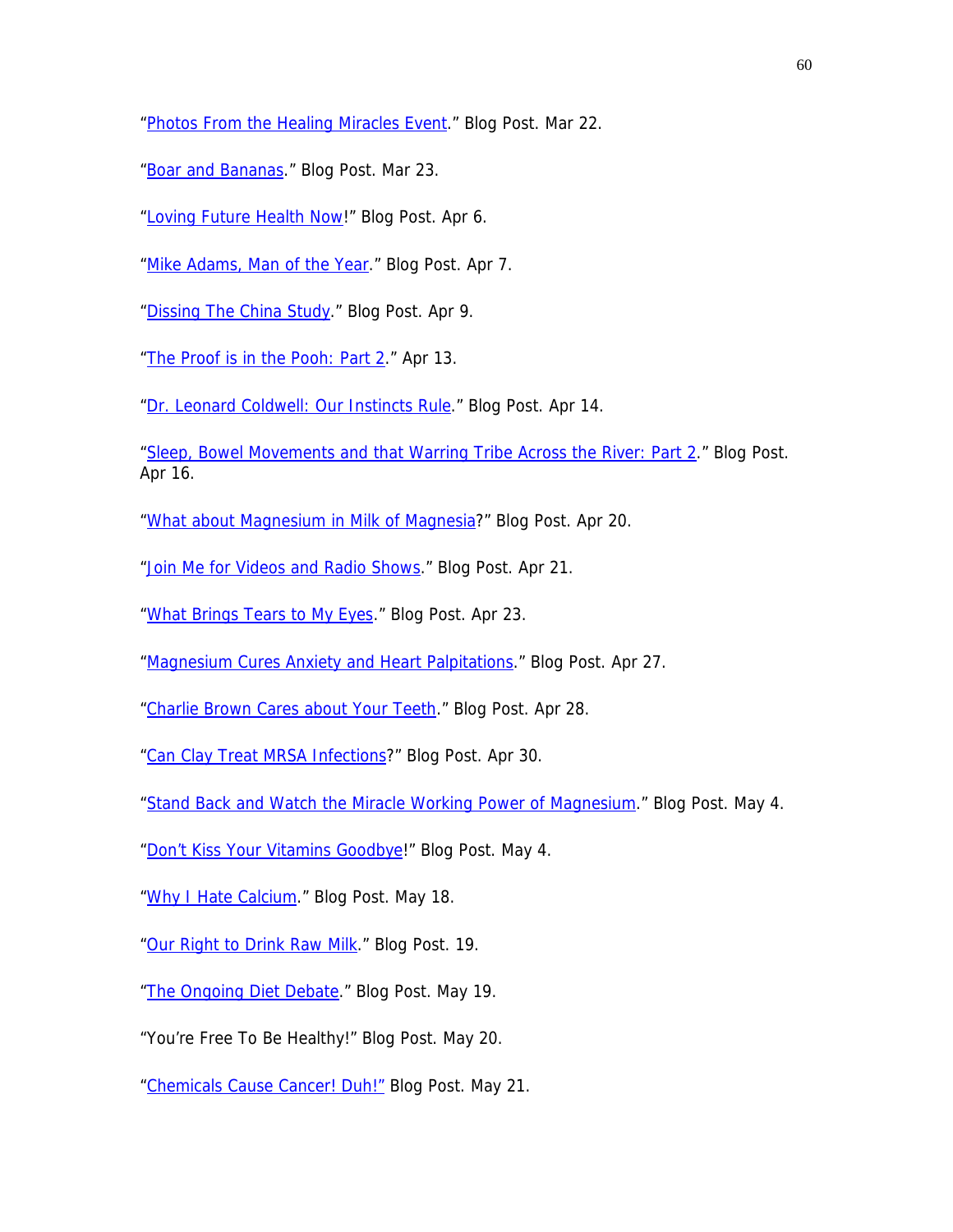"Photos From the Healing Miracles Event." Blog Post. Mar 22.

"Boar and Bananas." Blog Post. Mar 23.

"Loving Future Health Now!" Blog Post. Apr 6.

"Mike Adams, Man of the Year." Blog Post. Apr 7.

"Dissing The China Study." Blog Post. Apr 9.

"The Proof is in the Pooh: Part 2." Apr 13.

"Dr. Leonard Coldwell: Our Instincts Rule." Blog Post. Apr 14.

"Sleep, Bowel Movements and that Warring Tribe Across the River: Part 2." Blog Post. Apr 16.

"What about Magnesium in Milk of Magnesia?" Blog Post. Apr 20.

"Join Me for Videos and Radio Shows." Blog Post. Apr 21.

"What Brings Tears to My Eyes." Blog Post. Apr 23.

"Magnesium Cures Anxiety and Heart Palpitations." Blog Post. Apr 27.

"Charlie Brown Cares about Your Teeth." Blog Post. Apr 28.

"Can Clay Treat MRSA Infections?" Blog Post. Apr 30.

"Stand Back and Watch the Miracle Working Power of Magnesium." Blog Post. May 4.

"Don't Kiss Your Vitamins Goodbye!" Blog Post. May 4.

"Why I Hate Calcium." Blog Post. May 18.

"Our Right to Drink Raw Milk." Blog Post. 19.

"The Ongoing Diet Debate." Blog Post. May 19.

"You're Free To Be Healthy!" Blog Post. May 20.

"Chemicals Cause Cancer! Duh!" Blog Post. May 21.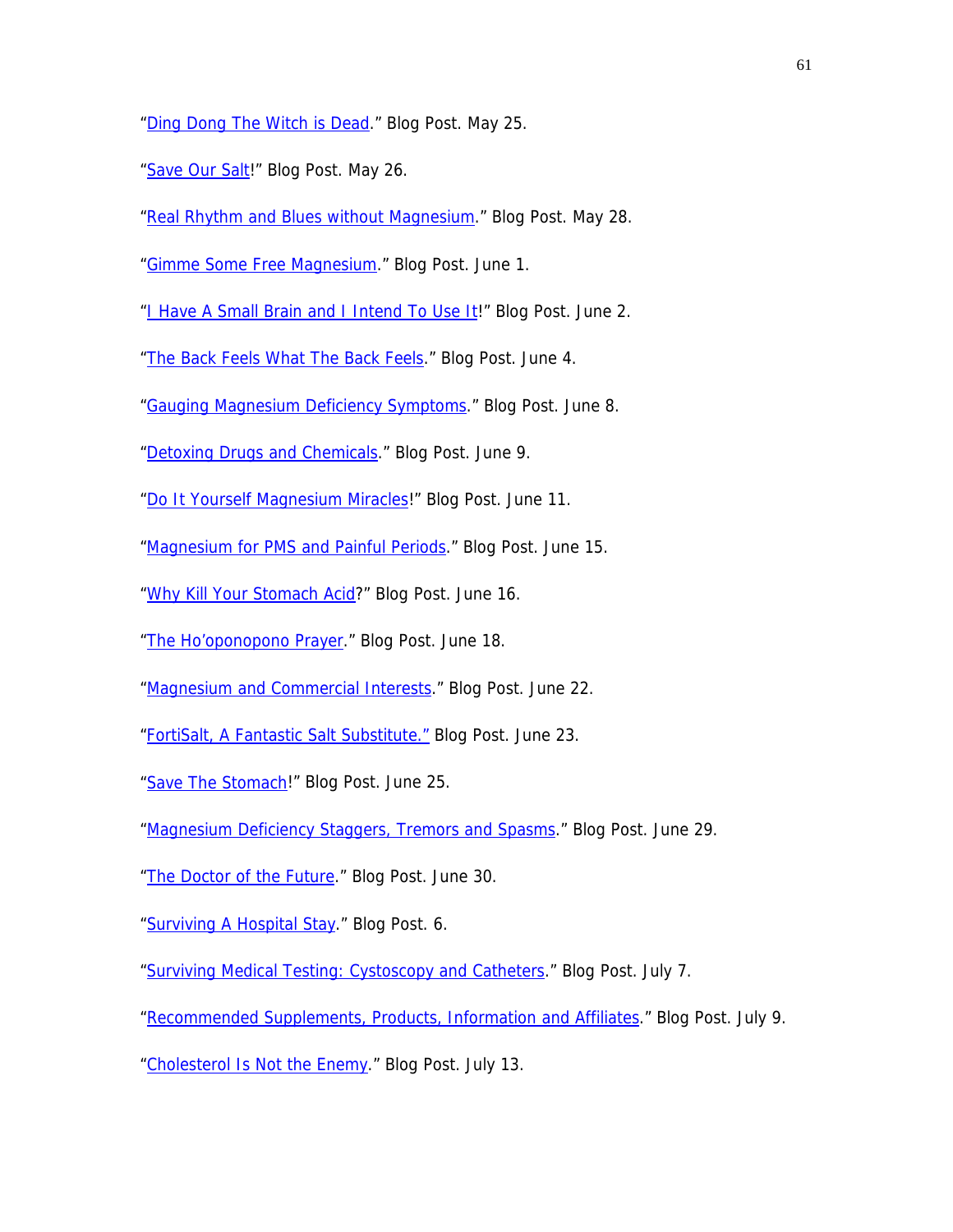"Ding Dong The Witch is Dead." Blog Post. May 25.

"Save Our Salt!" Blog Post. May 26.

"Real Rhythm and Blues without Magnesium." Blog Post. May 28.

"Gimme Some Free Magnesium." Blog Post. June 1.

"I Have A Small Brain and I Intend To Use It!" Blog Post. June 2.

"The Back Feels What The Back Feels." Blog Post. June 4.

"Gauging Magnesium Deficiency Symptoms." Blog Post. June 8.

"Detoxing Drugs and Chemicals." Blog Post. June 9.

"Do It Yourself Magnesium Miracles!" Blog Post. June 11.

"Magnesium for PMS and Painful Periods." Blog Post. June 15.

"Why Kill Your Stomach Acid?" Blog Post. June 16.

"The Ho'oponopono Prayer." Blog Post. June 18.

"Magnesium and Commercial Interests." Blog Post. June 22.

"FortiSalt, A Fantastic Salt Substitute." Blog Post. June 23.

"Save The Stomach!" Blog Post. June 25.

"Magnesium Deficiency Staggers, Tremors and Spasms." Blog Post. June 29.

"The Doctor of the Future." Blog Post. June 30.

"Surviving A Hospital Stay." Blog Post. 6.

"Surviving Medical Testing: Cystoscopy and Catheters." Blog Post. July 7.

"Recommended Supplements, Products, Information and Affiliates." Blog Post. July 9.

"Cholesterol Is Not the Enemy." Blog Post. July 13.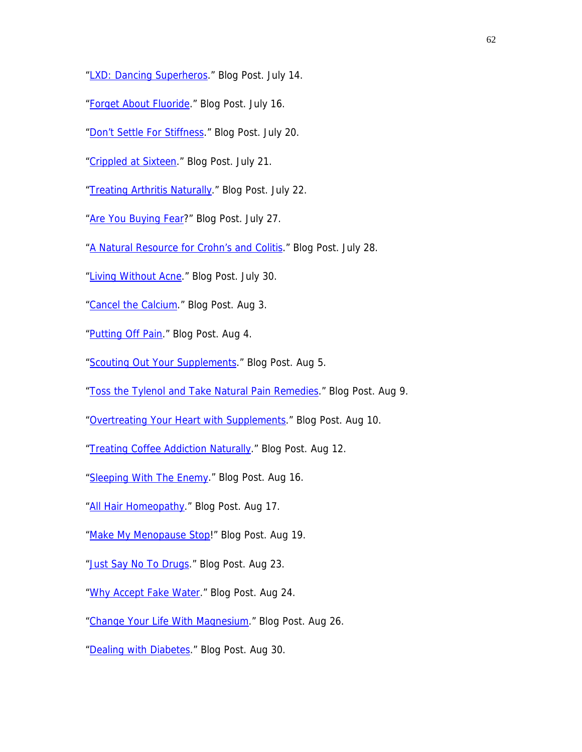"LXD: Dancing Superheros." Blog Post. July 14.

"Forget About Fluoride." Blog Post. July 16.

"Don't Settle For Stiffness." Blog Post. July 20.

"Crippled at Sixteen." Blog Post. July 21.

"Treating Arthritis Naturally." Blog Post. July 22.

"Are You Buying Fear?" Blog Post. July 27.

"A Natural Resource for Crohn's and Colitis." Blog Post. July 28.

"Living Without Acne." Blog Post. July 30.

"Cancel the Calcium." Blog Post. Aug 3.

"Putting Off Pain." Blog Post. Aug 4.

"Scouting Out Your Supplements." Blog Post. Aug 5.

"Toss the Tylenol and Take Natural Pain Remedies." Blog Post. Aug 9.

"Overtreating Your Heart with Supplements." Blog Post. Aug 10.

"Treating Coffee Addiction Naturally." Blog Post. Aug 12.

"Sleeping With The Enemy." Blog Post. Aug 16.

"All Hair Homeopathy." Blog Post. Aug 17.

"Make My Menopause Stop!" Blog Post. Aug 19.

"Just Say No To Drugs." Blog Post. Aug 23.

"Why Accept Fake Water." Blog Post. Aug 24.

"Change Your Life With Magnesium." Blog Post. Aug 26.

"Dealing with Diabetes." Blog Post. Aug 30.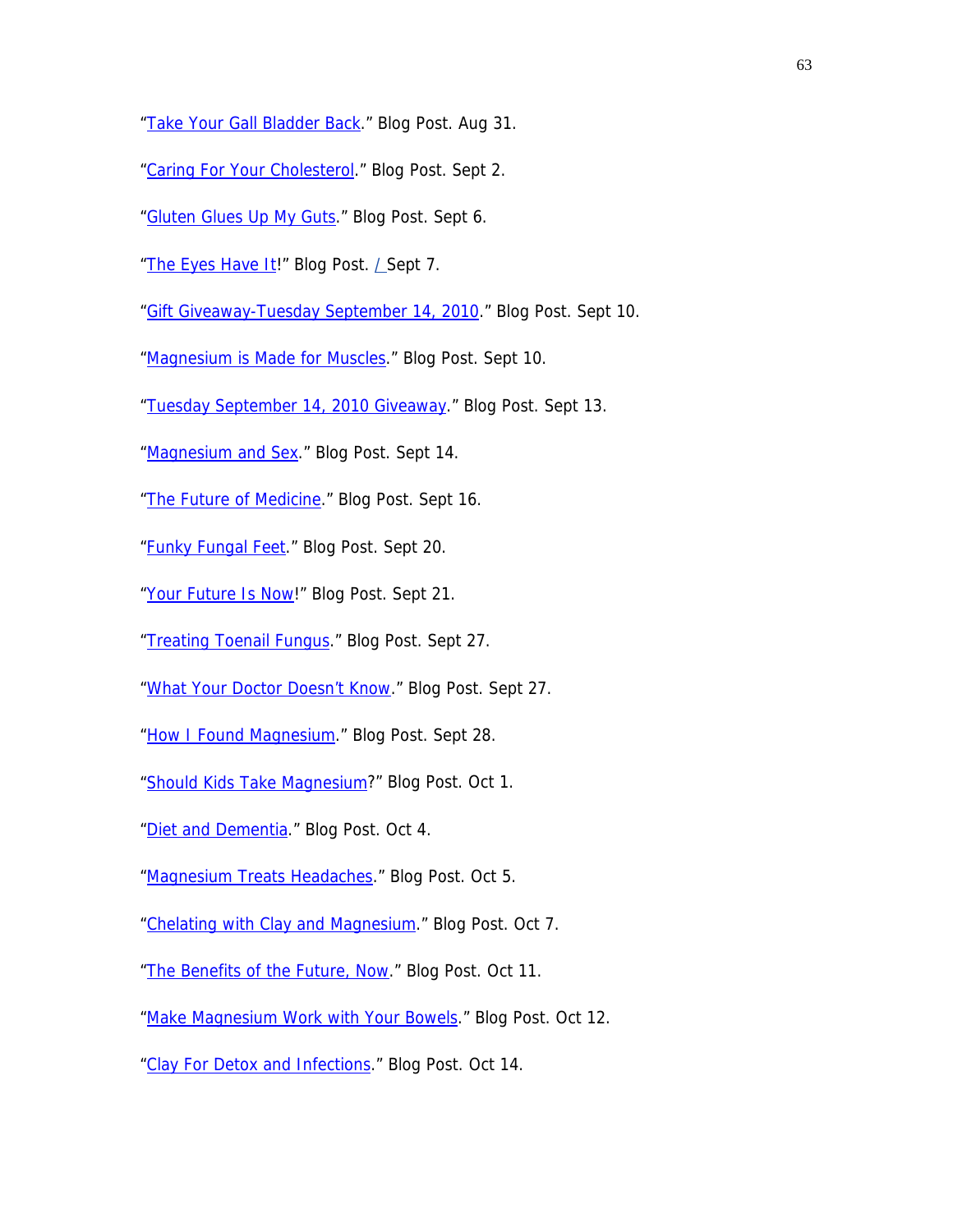"Take Your Gall Bladder Back." Blog Post. Aug 31.

"Caring For Your Cholesterol." Blog Post. Sept 2.

"Gluten Glues Up My Guts." Blog Post. Sept 6.

"The Eyes Have It!" Blog Post. / Sept 7.

"Gift Giveaway-Tuesday September 14, 2010." Blog Post. Sept 10.

"Magnesium is Made for Muscles." Blog Post. Sept 10.

"Tuesday September 14, 2010 Giveaway." Blog Post. Sept 13.

"Magnesium and Sex." Blog Post. Sept 14.

"The Future of Medicine." Blog Post. Sept 16.

"Funky Fungal Feet." Blog Post. Sept 20.

"Your Future Is Now!" Blog Post. Sept 21.

"Treating Toenail Fungus." Blog Post. Sept 27.

"What Your Doctor Doesn't Know." Blog Post. Sept 27.

"How I Found Magnesium." Blog Post. Sept 28.

"Should Kids Take Magnesium?" Blog Post. Oct 1.

"Diet and Dementia." Blog Post. Oct 4.

"Magnesium Treats Headaches." Blog Post. Oct 5.

"Chelating with Clay and Magnesium." Blog Post. Oct 7.

"The Benefits of the Future, Now." Blog Post. Oct 11.

"Make Magnesium Work with Your Bowels." Blog Post. Oct 12.

"Clay For Detox and Infections." Blog Post. Oct 14.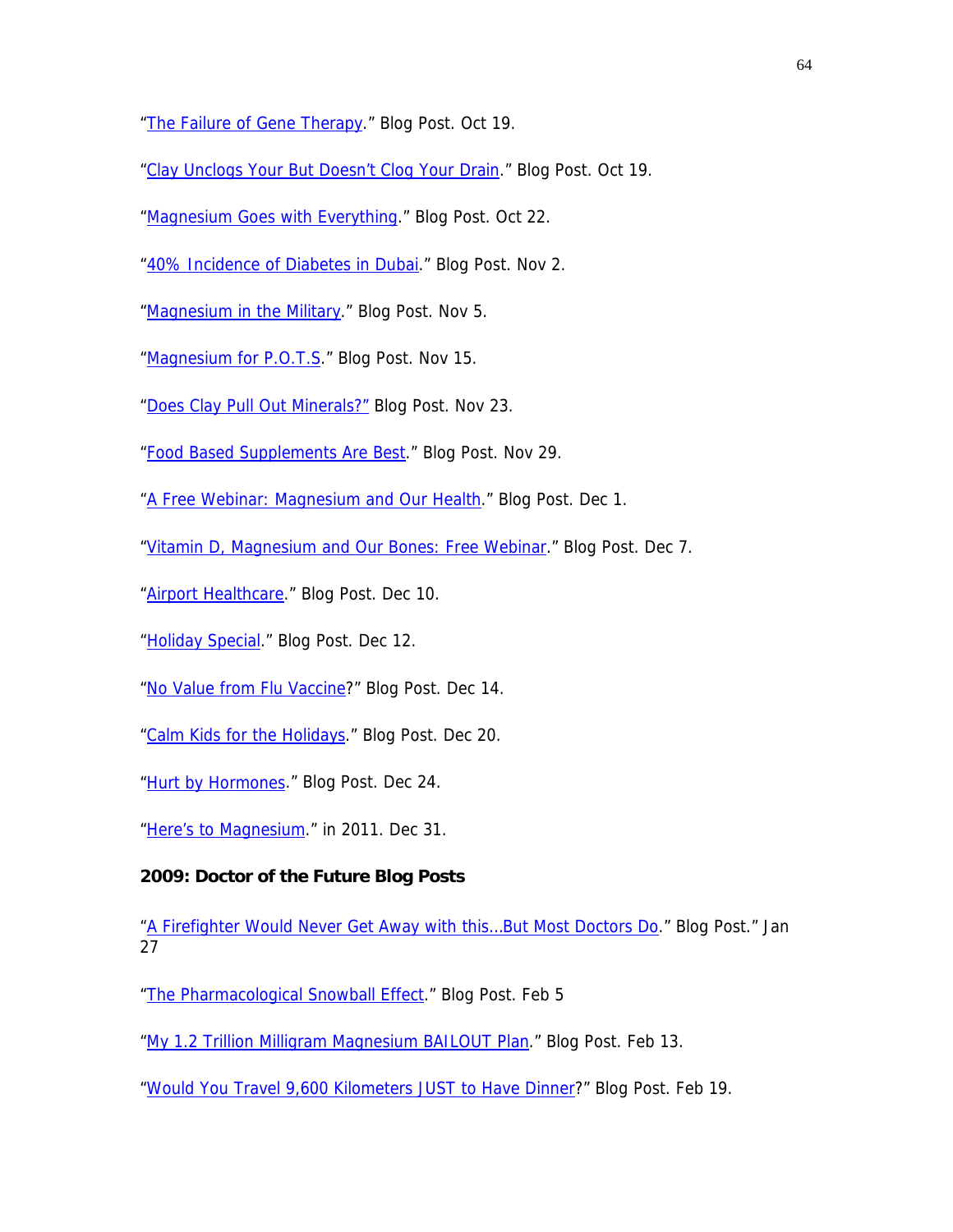"The Failure of Gene Therapy." Blog Post. Oct 19.

"Clay Unclogs Your But Doesn't Clog Your Drain." Blog Post. Oct 19.

"Magnesium Goes with Everything." Blog Post. Oct 22.

"40% Incidence of Diabetes in Dubai." Blog Post. Nov 2.

"Magnesium in the Military." Blog Post. Nov 5.

"Magnesium for P.O.T.S." Blog Post. Nov 15.

"Does Clay Pull Out Minerals?" Blog Post. Nov 23.

"Food Based Supplements Are Best." Blog Post. Nov 29.

"A Free Webinar: Magnesium and Our Health." Blog Post. Dec 1.

"Vitamin D, Magnesium and Our Bones: Free Webinar." Blog Post. Dec 7.

"Airport Healthcare." Blog Post. Dec 10.

"Holiday Special." Blog Post. Dec 12.

"No Value from Flu Vaccine?" Blog Post. Dec 14.

"Calm Kids for the Holidays." Blog Post. Dec 20.

"Hurt by Hormones." Blog Post. Dec 24.

"Here's to Magnesium." in 2011. Dec 31.

**2009: Doctor of the Future Blog Posts**

"A Firefighter Would Never Get Away with this…But Most Doctors Do." Blog Post." Jan 27

"The Pharmacological Snowball Effect." Blog Post. Feb 5

"My 1.2 Trillion Milligram Magnesium BAILOUT Plan." Blog Post. Feb 13.

"Would You Travel 9,600 Kilometers JUST to Have Dinner?" Blog Post. Feb 19.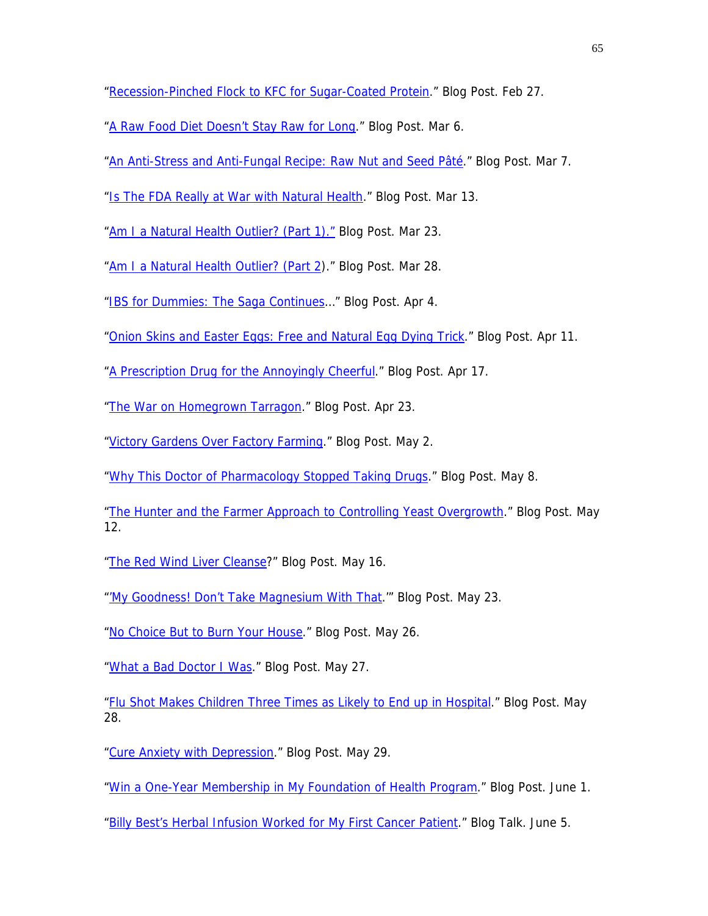"Recession-Pinched Flock to KFC for Sugar-Coated Protein." Blog Post. Feb 27.

"A Raw Food Diet Doesn't Stay Raw for Long." Blog Post. Mar 6.

"An Anti-Stress and Anti-Fungal Recipe: Raw Nut and Seed Pâté." Blog Post. Mar 7.

"Is The FDA Really at War with Natural Health." Blog Post. Mar 13.

"Am I a Natural Health Outlier? (Part 1)." Blog Post. Mar 23.

"Am I a Natural Health Outlier? (Part 2)." Blog Post. Mar 28.

"IBS for Dummies: The Saga Continues..." Blog Post. Apr 4.

"Onion Skins and Easter Eggs: Free and Natural Egg Dying Trick." Blog Post. Apr 11.

"A Prescription Drug for the Annoyingly Cheerful." Blog Post. Apr 17.

"The War on Homegrown Tarragon." Blog Post. Apr 23.

"Victory Gardens Over Factory Farming." Blog Post. May 2.

"Why This Doctor of Pharmacology Stopped Taking Drugs." Blog Post. May 8.

"The Hunter and the Farmer Approach to Controlling Yeast Overgrowth." Blog Post. May 12.

"The Red Wind Liver Cleanse?" Blog Post. May 16.

"'My Goodness! Don't Take Magnesium With That.'" Blog Post. May 23.

"No Choice But to Burn Your House." Blog Post. May 26.

"What a Bad Doctor I Was." Blog Post. May 27.

"Flu Shot Makes Children Three Times as Likely to End up in Hospital." Blog Post. May 28.

"Cure Anxiety with Depression." Blog Post. May 29.

"Win a One-Year Membership in My Foundation of Health Program." Blog Post. June 1.

"Billy Best's Herbal Infusion Worked for My First Cancer Patient." Blog Talk. June 5.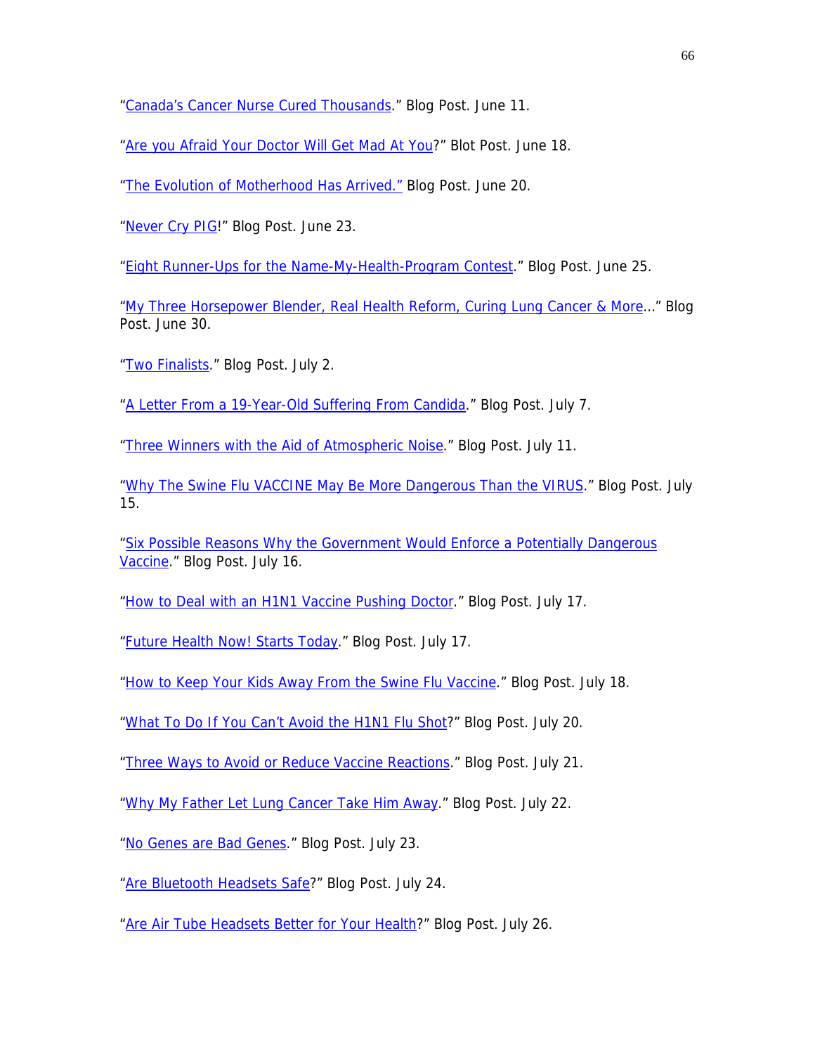"Canada's Cancer Nurse Cured Thousands." Blog Post. June 11.

"Are you Afraid Your Doctor Will Get Mad At You?" Blot Post. June 18.

"The Evolution of Motherhood Has Arrived." Blog Post. June 20.

"Never Cry PIG!" Blog Post. June 23.

"Eight Runner-Ups for the Name-My-Health-Program Contest." Blog Post. June 25.

"My Three Horsepower Blender, Real Health Reform, Curing Lung Cancer & More…" Blog Post. June 30.

"Two Finalists." Blog Post. July 2.

"A Letter From a 19-Year-Old Suffering From Candida." Blog Post. July 7.

"Three Winners with the Aid of Atmospheric Noise." Blog Post. July 11.

"Why The Swine Flu VACCINE May Be More Dangerous Than the VIRUS." Blog Post. July 15.

"Six Possible Reasons Why the Government Would Enforce a Potentially Dangerous Vaccine." Blog Post. July 16.

"How to Deal with an H1N1 Vaccine Pushing Doctor." Blog Post. July 17.

"Future Health Now! Starts Today." Blog Post. July 17.

"How to Keep Your Kids Away From the Swine Flu Vaccine." Blog Post. July 18.

"What To Do If You Can't Avoid the H1N1 Flu Shot?" Blog Post. July 20.

"Three Ways to Avoid or Reduce Vaccine Reactions." Blog Post. July 21.

"Why My Father Let Lung Cancer Take Him Away." Blog Post. July 22.

"No Genes are Bad Genes." Blog Post. July 23.

"Are Bluetooth Headsets Safe?" Blog Post. July 24.

"Are Air Tube Headsets Better for Your Health?" Blog Post. July 26.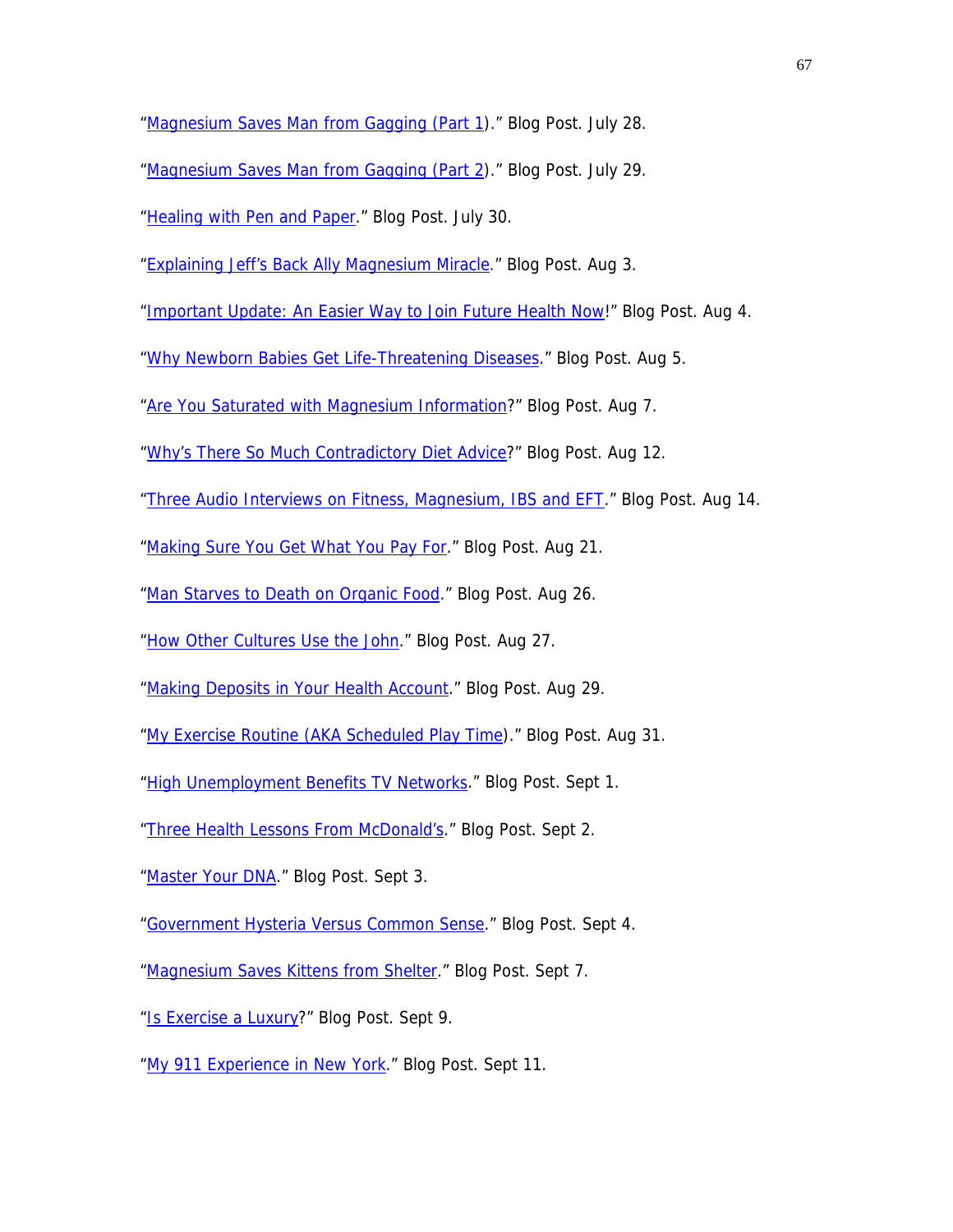"Magnesium Saves Man from Gagging (Part 1)." Blog Post. July 28.

"Magnesium Saves Man from Gagging (Part 2)." Blog Post. July 29.

"Healing with Pen and Paper." Blog Post. July 30.

"Explaining Jeff's Back Ally Magnesium Miracle." Blog Post. Aug 3.

"Important Update: An Easier Way to Join Future Health Now!" Blog Post. Aug 4.

"Why Newborn Babies Get Life-Threatening Diseases." Blog Post. Aug 5.

"Are You Saturated with Magnesium Information?" Blog Post. Aug 7.

"Why's There So Much Contradictory Diet Advice?" Blog Post. Aug 12.

"Three Audio Interviews on Fitness, Magnesium, IBS and EFT." Blog Post. Aug 14.

"Making Sure You Get What You Pay For." Blog Post. Aug 21.

"Man Starves to Death on Organic Food." Blog Post. Aug 26.

"How Other Cultures Use the John." Blog Post. Aug 27.

"Making Deposits in Your Health Account." Blog Post. Aug 29.

"My Exercise Routine (AKA Scheduled Play Time)." Blog Post. Aug 31.

"High Unemployment Benefits TV Networks." Blog Post. Sept 1.

"Three Health Lessons From McDonald's." Blog Post. Sept 2.

"Master Your DNA." Blog Post. Sept 3.

"Government Hysteria Versus Common Sense." Blog Post. Sept 4.

"Magnesium Saves Kittens from Shelter." Blog Post. Sept 7.

"Is Exercise a Luxury?" Blog Post. Sept 9.

"My 911 Experience in New York." Blog Post. Sept 11.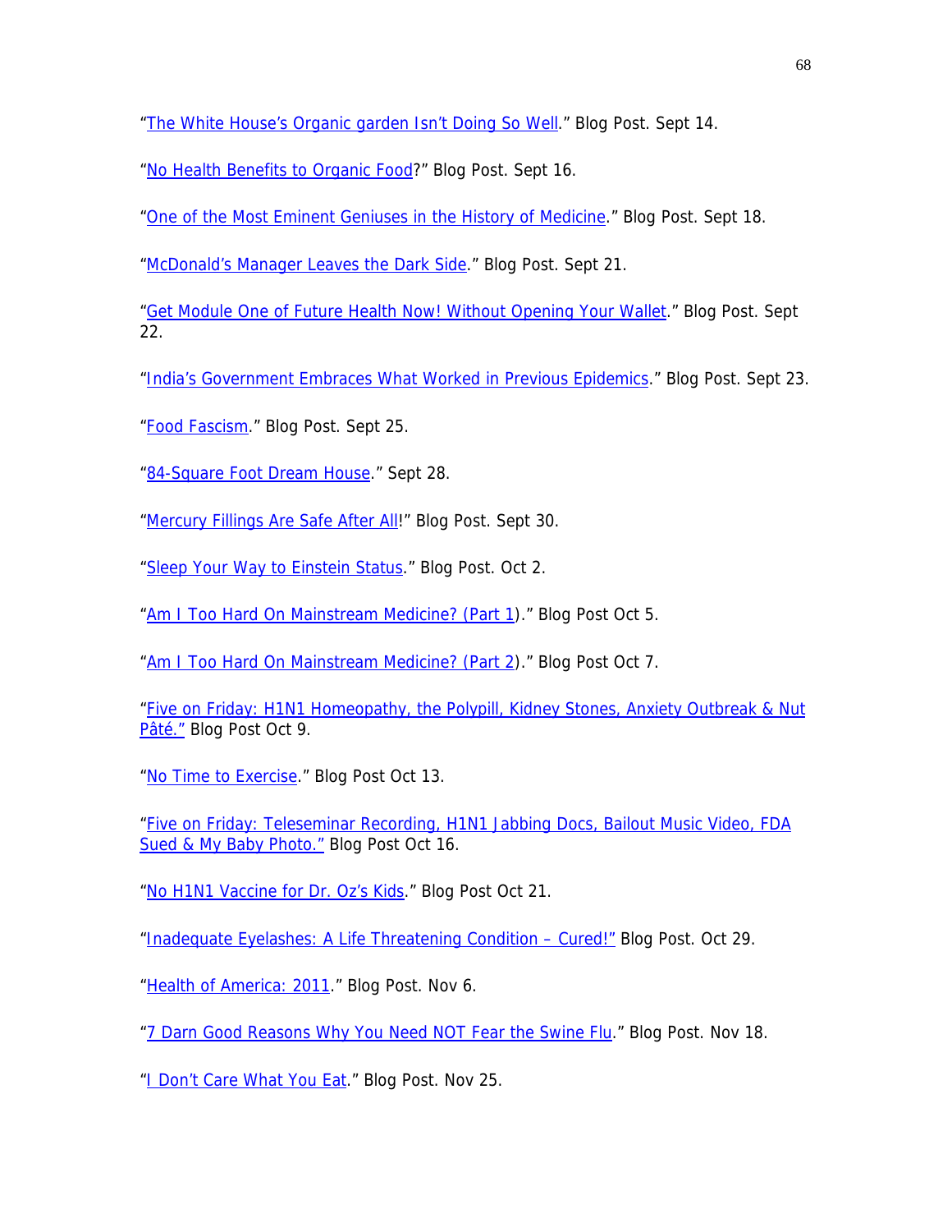"The White House's Organic garden Isn't Doing So Well." Blog Post. Sept 14.

"No Health Benefits to Organic Food?" Blog Post. Sept 16.

"One of the Most Eminent Geniuses in the History of Medicine." Blog Post. Sept 18.

"McDonald's Manager Leaves the Dark Side." Blog Post. Sept 21.

"Get Module One of Future Health Now! Without Opening Your Wallet." Blog Post. Sept 22.

"India's Government Embraces What Worked in Previous Epidemics." Blog Post. Sept 23.

"Food Fascism." Blog Post. Sept 25.

"84-Square Foot Dream House." Sept 28.

"Mercury Fillings Are Safe After All!" Blog Post. Sept 30.

"Sleep Your Way to Einstein Status." Blog Post. Oct 2.

"Am I Too Hard On Mainstream Medicine? (Part 1)." Blog Post Oct 5.

"Am I Too Hard On Mainstream Medicine? (Part 2)." Blog Post Oct 7.

"Five on Friday: H1N1 Homeopathy, the Polypill, Kidney Stones, Anxiety Outbreak & Nut Pâté." Blog Post Oct 9.

"No Time to Exercise." Blog Post Oct 13.

"Five on Friday: Teleseminar Recording, H1N1 Jabbing Docs, Bailout Music Video, FDA Sued & My Baby Photo." Blog Post Oct 16.

"No H1N1 Vaccine for Dr. Oz's Kids." Blog Post Oct 21.

"Inadequate Eyelashes: A Life Threatening Condition – Cured!" Blog Post. Oct 29.

"Health of America: 2011." Blog Post. Nov 6.

"7 Darn Good Reasons Why You Need NOT Fear the Swine Flu." Blog Post. Nov 18.

"I Don't Care What You Eat." Blog Post. Nov 25.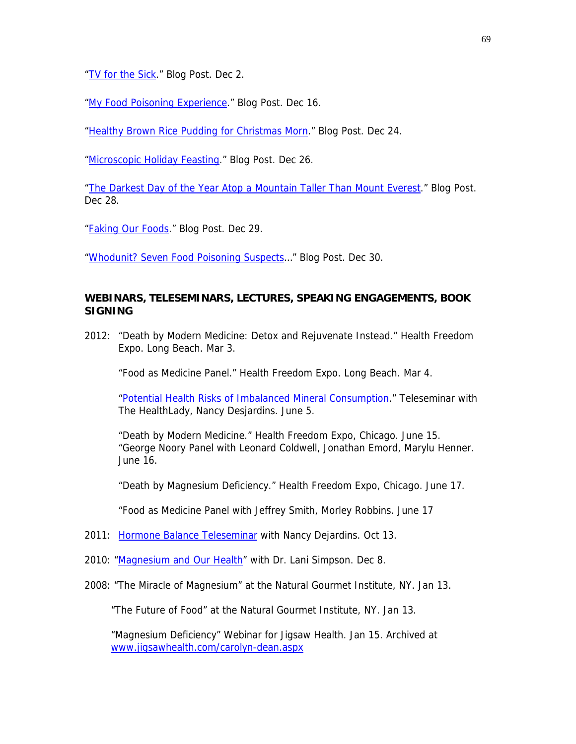"TV for the Sick." Blog Post. Dec 2.

"My Food Poisoning Experience." Blog Post. Dec 16.

"Healthy Brown Rice Pudding for Christmas Morn." Blog Post. Dec 24.

"Microscopic Holiday Feasting." Blog Post. Dec 26.

"The Darkest Day of the Year Atop a Mountain Taller Than Mount Everest." Blog Post. Dec 28.

"Faking Our Foods." Blog Post. Dec 29.

"Whodunit? Seven Food Poisoning Suspects..." Blog Post. Dec 30.

**WEBINARS, TELESEMINARS, LECTURES, SPEAKING ENGAGEMENTS, BOOK SIGNING**

2012: "Death by Modern Medicine: Detox and Rejuvenate Instead." Health Freedom Expo. Long Beach. Mar 3.

"Food as Medicine Panel." Health Freedom Expo. Long Beach. Mar 4.

"Potential Health Risks of Imbalanced Mineral Consumption." Teleseminar with The HealthLady, Nancy Desjardins. June 5.

"Death by Modern Medicine." Health Freedom Expo, Chicago. June 15.
"George Noory Panel with Leonard Coldwell, Jonathan Emord, Marylu Henner. June 16.

"Death by Magnesium Deficiency." Health Freedom Expo, Chicago. June 17.

"Food as Medicine Panel with Jeffrey Smith, Morley Robbins. June 17

2011: Hormone Balance Teleseminar with Nancy Dejardins. Oct 13.

2010: "Magnesium and Our Health" with Dr. Lani Simpson. Dec 8.

2008: "The Miracle of Magnesium" at the Natural Gourmet Institute, NY. Jan 13.

"The Future of Food" at the Natural Gourmet Institute, NY. Jan 13.

"Magnesium Deficiency" Webinar for Jigsaw Health. Jan 15. Archived at www.jigsawhealth.com/carolyn-dean.aspx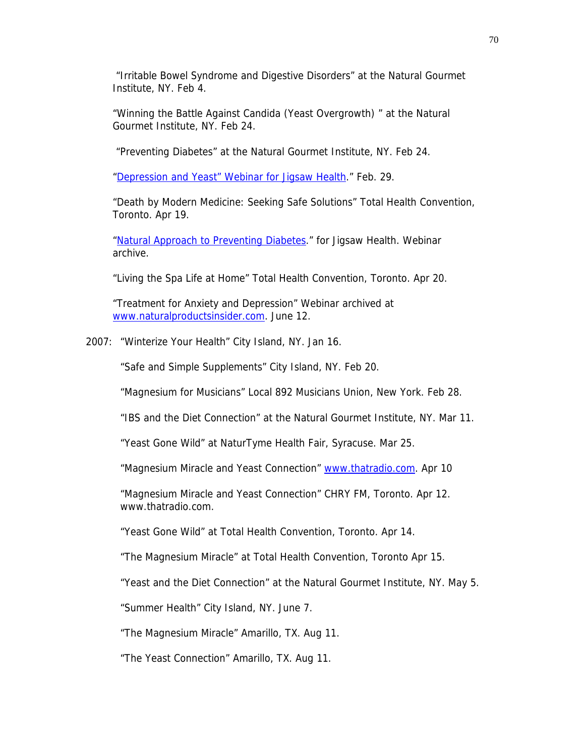"Irritable Bowel Syndrome and Digestive Disorders" at the Natural Gourmet Institute, NY. Feb 4.

"Winning the Battle Against Candida (Yeast Overgrowth) " at the Natural Gourmet Institute, NY. Feb 24.

"Preventing Diabetes" at the Natural Gourmet Institute, NY. Feb 24.

"Depression and Yeast" Webinar for Jigsaw Health." Feb. 29.

"Death by Modern Medicine: Seeking Safe Solutions" Total Health Convention, Toronto. Apr 19.

"Natural Approach to Preventing Diabetes." for Jigsaw Health. Webinar archive.

"Living the Spa Life at Home" Total Health Convention, Toronto. Apr 20.

"Treatment for Anxiety and Depression" Webinar archived at www.naturalproductsinsider.com. June 12.

2007: "Winterize Your Health" City Island, NY. Jan 16.

"Safe and Simple Supplements" City Island, NY. Feb 20.

"Magnesium for Musicians" Local 892 Musicians Union, New York. Feb 28.

"IBS and the Diet Connection" at the Natural Gourmet Institute, NY. Mar 11.

"Yeast Gone Wild" at NaturTyme Health Fair, Syracuse. Mar 25.

"Magnesium Miracle and Yeast Connection" www.thatradio.com. Apr 10

"Magnesium Miracle and Yeast Connection" CHRY FM, Toronto. Apr 12. www.thatradio.com.

"Yeast Gone Wild" at Total Health Convention, Toronto. Apr 14.

"The Magnesium Miracle" at Total Health Convention, Toronto Apr 15.

"Yeast and the Diet Connection" at the Natural Gourmet Institute, NY. May 5.

"Summer Health" City Island, NY. June 7.

"The Magnesium Miracle" Amarillo, TX. Aug 11.

"The Yeast Connection" Amarillo, TX. Aug 11.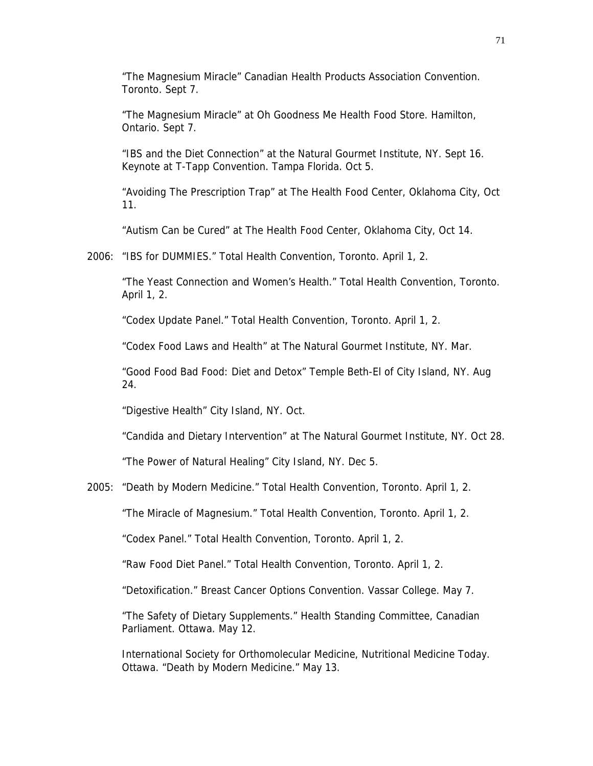"The Magnesium Miracle" Canadian Health Products Association Convention. Toronto. Sept 7.

"The Magnesium Miracle" at Oh Goodness Me Health Food Store. Hamilton, Ontario. Sept 7.

"IBS and the Diet Connection" at the Natural Gourmet Institute, NY. Sept 16. Keynote at T-Tapp Convention. Tampa Florida. Oct 5.

"Avoiding The Prescription Trap" at The Health Food Center, Oklahoma City, Oct 11.

"Autism Can be Cured" at The Health Food Center, Oklahoma City, Oct 14.

2006: "IBS for DUMMIES." Total Health Convention, Toronto. April 1, 2.

"The Yeast Connection and Women's Health." Total Health Convention, Toronto. April 1, 2.

"Codex Update Panel." Total Health Convention, Toronto. April 1, 2.

"Codex Food Laws and Health" at The Natural Gourmet Institute, NY. Mar.

"Good Food Bad Food: Diet and Detox" Temple Beth-El of City Island, NY. Aug 24.

"Digestive Health" City Island, NY. Oct.

"Candida and Dietary Intervention" at The Natural Gourmet Institute, NY. Oct 28.

"The Power of Natural Healing" City Island, NY. Dec 5.

2005: "Death by Modern Medicine." Total Health Convention, Toronto. April 1, 2.

"The Miracle of Magnesium." Total Health Convention, Toronto. April 1, 2.

"Codex Panel." Total Health Convention, Toronto. April 1, 2.

"Raw Food Diet Panel." Total Health Convention, Toronto. April 1, 2.

"Detoxification." Breast Cancer Options Convention. Vassar College. May 7.

"The Safety of Dietary Supplements." Health Standing Committee, Canadian Parliament. Ottawa. May 12.

International Society for Orthomolecular Medicine, Nutritional Medicine Today. Ottawa. "Death by Modern Medicine." May 13.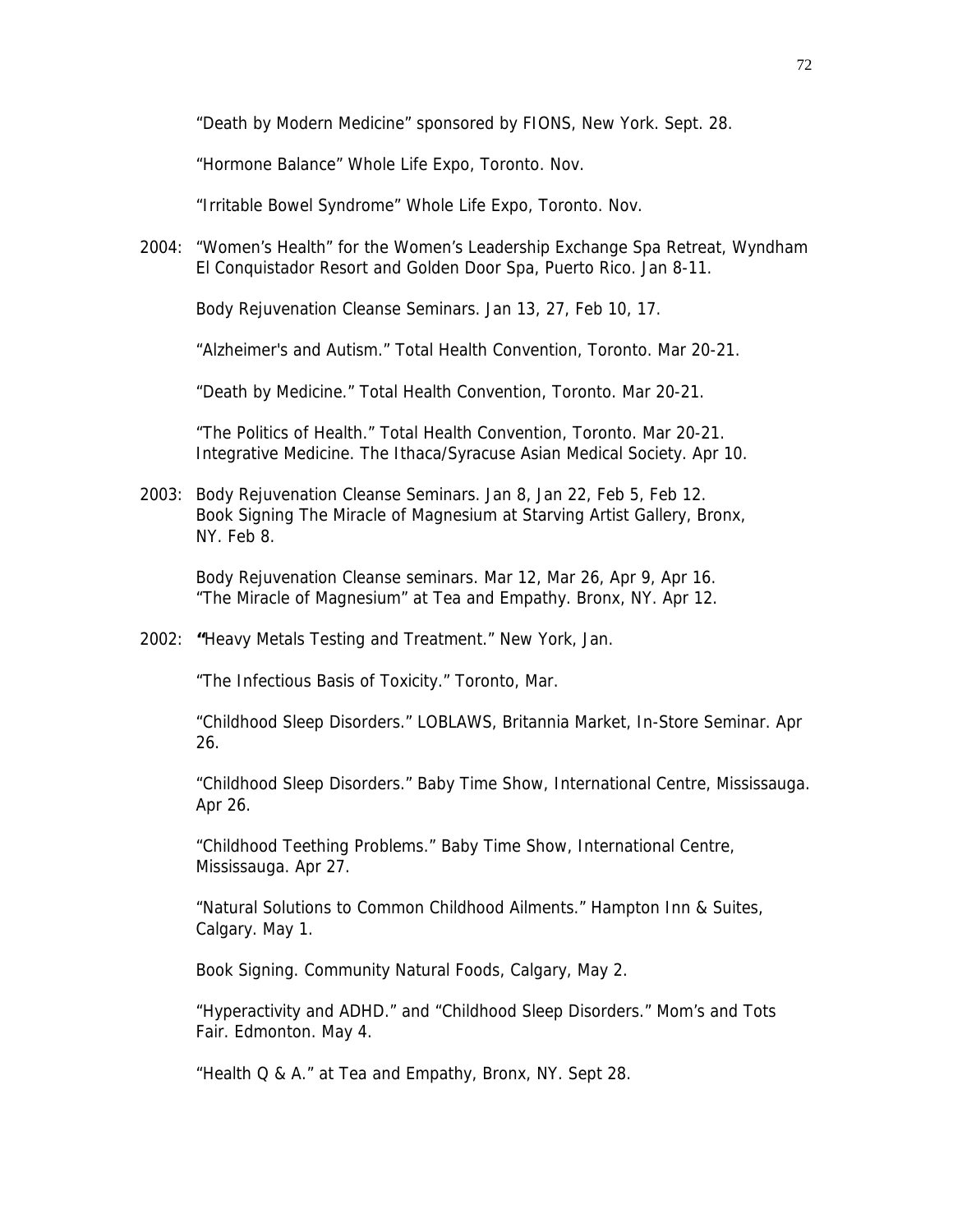"Death by Modern Medicine" sponsored by FIONS, New York. Sept. 28.

"Hormone Balance" Whole Life Expo, Toronto. Nov.

"Irritable Bowel Syndrome" Whole Life Expo, Toronto. Nov.

2004: "Women's Health" for the Women's Leadership Exchange Spa Retreat, Wyndham El Conquistador Resort and Golden Door Spa, Puerto Rico. Jan 8-11.

Body Rejuvenation Cleanse Seminars. Jan 13, 27, Feb 10, 17.

"Alzheimer's and Autism." Total Health Convention, Toronto. Mar 20-21.

"Death by Medicine." Total Health Convention, Toronto. Mar 20-21.

"The Politics of Health." Total Health Convention, Toronto. Mar 20-21.
Integrative Medicine. The Ithaca/Syracuse Asian Medical Society. Apr 10.

2003: Body Rejuvenation Cleanse Seminars. Jan 8, Jan 22, Feb 5, Feb 12.
Book Signing The Miracle of Magnesium at Starving Artist Gallery, Bronx, NY. Feb 8.

Body Rejuvenation Cleanse seminars. Mar 12, Mar 26, Apr 9, Apr 16.
"The Miracle of Magnesium" at Tea and Empathy. Bronx, NY. Apr 12.

2002: **"**Heavy Metals Testing and Treatment." New York, Jan.

"The Infectious Basis of Toxicity." Toronto, Mar.

"Childhood Sleep Disorders." LOBLAWS, Britannia Market, In-Store Seminar. Apr 26.

"Childhood Sleep Disorders." Baby Time Show, International Centre, Mississauga. Apr 26.

"Childhood Teething Problems." Baby Time Show, International Centre, Mississauga. Apr 27.

"Natural Solutions to Common Childhood Ailments." Hampton Inn & Suites, Calgary. May 1.

Book Signing. Community Natural Foods, Calgary, May 2.

"Hyperactivity and ADHD." and "Childhood Sleep Disorders." Mom's and Tots Fair. Edmonton. May 4.

"Health Q & A." at Tea and Empathy, Bronx, NY. Sept 28.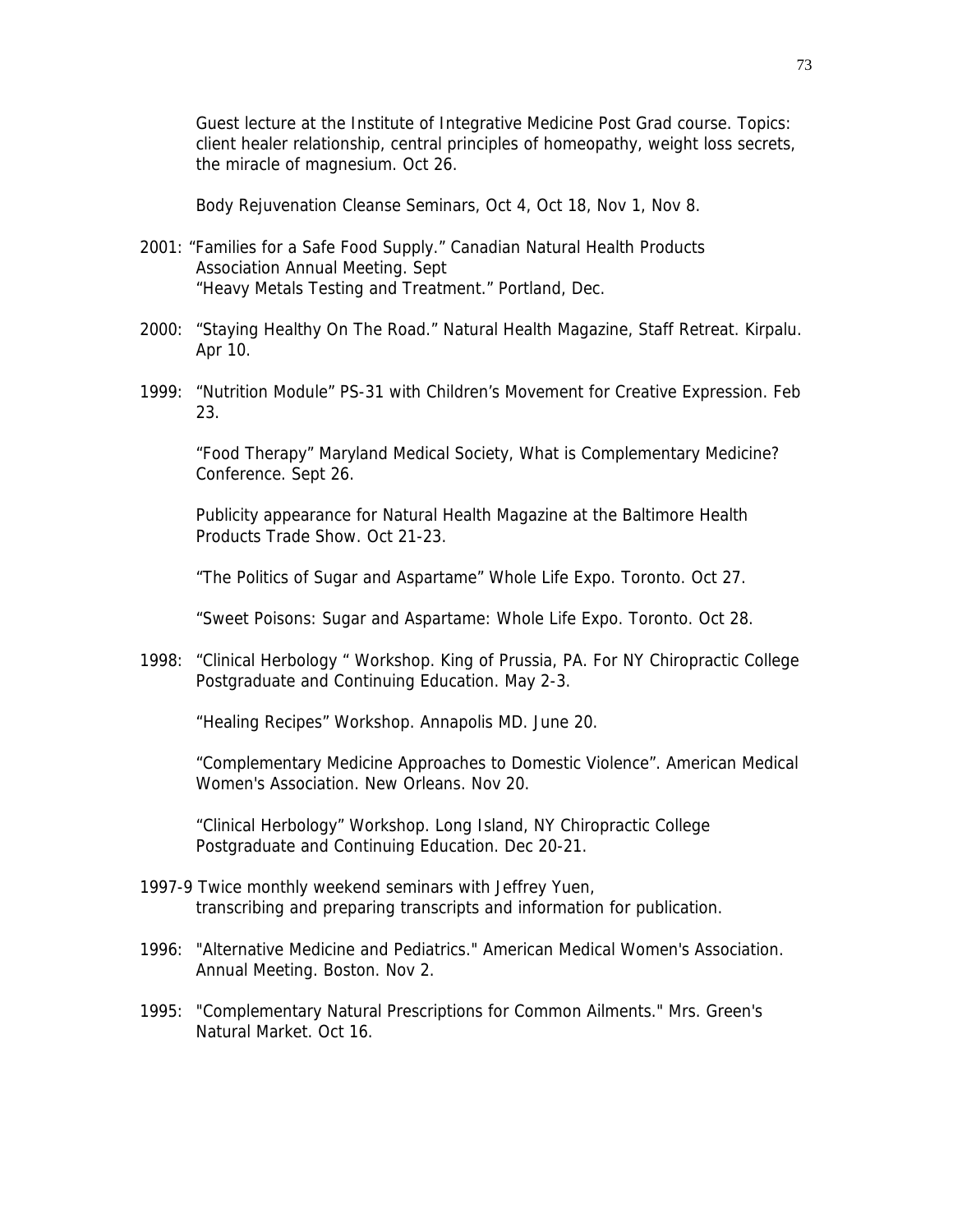Guest lecture at the Institute of Integrative Medicine Post Grad course. Topics: client healer relationship, central principles of homeopathy, weight loss secrets, the miracle of magnesium. Oct 26.

Body Rejuvenation Cleanse Seminars, Oct 4, Oct 18, Nov 1, Nov 8.

2001: "Families for a Safe Food Supply." Canadian Natural Health Products Association Annual Meeting. Sept
"Heavy Metals Testing and Treatment." Portland, Dec.

2000: "Staying Healthy On The Road." Natural Health Magazine, Staff Retreat. Kirpalu. Apr 10.

1999: "Nutrition Module" PS-31 with Children's Movement for Creative Expression. Feb 23.

"Food Therapy" Maryland Medical Society, What is Complementary Medicine? Conference. Sept 26.

Publicity appearance for Natural Health Magazine at the Baltimore Health Products Trade Show. Oct 21-23.

"The Politics of Sugar and Aspartame" Whole Life Expo. Toronto. Oct 27.

"Sweet Poisons: Sugar and Aspartame: Whole Life Expo. Toronto. Oct 28.

1998: "Clinical Herbology " Workshop. King of Prussia, PA. For NY Chiropractic College Postgraduate and Continuing Education. May 2-3.

"Healing Recipes" Workshop. Annapolis MD. June 20.

"Complementary Medicine Approaches to Domestic Violence". American Medical Women's Association. New Orleans. Nov 20.

"Clinical Herbology" Workshop. Long Island, NY Chiropractic College Postgraduate and Continuing Education. Dec 20-21.

1997-9 Twice monthly weekend seminars with Jeffrey Yuen, transcribing and preparing transcripts and information for publication.

1996: "Alternative Medicine and Pediatrics." American Medical Women's Association. Annual Meeting. Boston. Nov 2.

1995: "Complementary Natural Prescriptions for Common Ailments." Mrs. Green's Natural Market. Oct 16.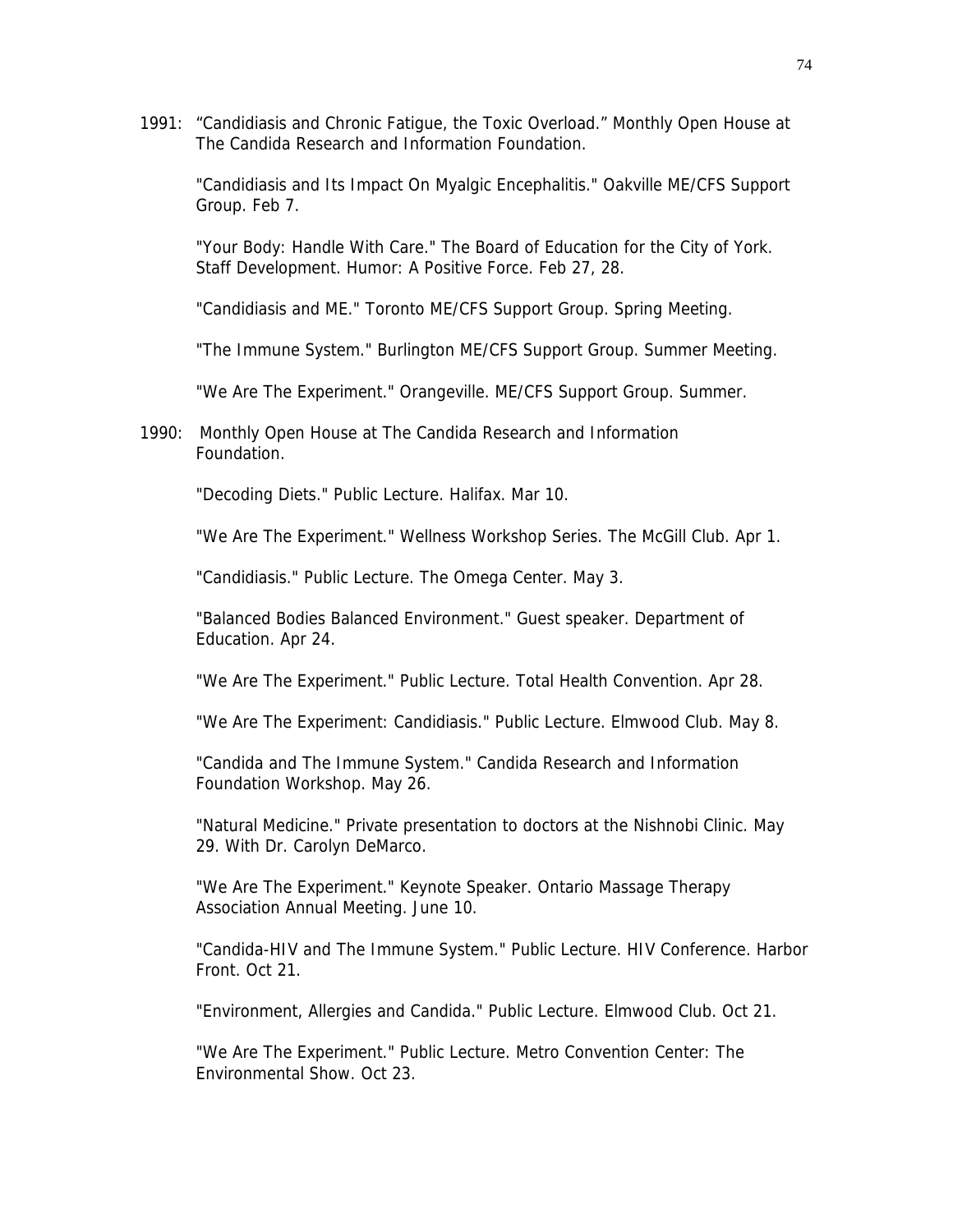1991: "Candidiasis and Chronic Fatigue, the Toxic Overload." Monthly Open House at The Candida Research and Information Foundation.

"Candidiasis and Its Impact On Myalgic Encephalitis." Oakville ME/CFS Support Group. Feb 7.

"Your Body: Handle With Care." The Board of Education for the City of York. Staff Development. Humor: A Positive Force. Feb 27, 28.

"Candidiasis and ME." Toronto ME/CFS Support Group. Spring Meeting.

"The Immune System." Burlington ME/CFS Support Group. Summer Meeting.

"We Are The Experiment." Orangeville. ME/CFS Support Group. Summer.

1990: Monthly Open House at The Candida Research and Information Foundation.

"Decoding Diets." Public Lecture. Halifax. Mar 10.

"We Are The Experiment." Wellness Workshop Series. The McGill Club. Apr 1.

"Candidiasis." Public Lecture. The Omega Center. May 3.

"Balanced Bodies Balanced Environment." Guest speaker. Department of Education. Apr 24.

"We Are The Experiment." Public Lecture. Total Health Convention. Apr 28.

"We Are The Experiment: Candidiasis." Public Lecture. Elmwood Club. May 8.

"Candida and The Immune System." Candida Research and Information Foundation Workshop. May 26.

"Natural Medicine." Private presentation to doctors at the Nishnobi Clinic. May 29. With Dr. Carolyn DeMarco.

"We Are The Experiment." Keynote Speaker. Ontario Massage Therapy Association Annual Meeting. June 10.

"Candida-HIV and The Immune System." Public Lecture. HIV Conference. Harbor Front. Oct 21.

"Environment, Allergies and Candida." Public Lecture. Elmwood Club. Oct 21.

"We Are The Experiment." Public Lecture. Metro Convention Center: The Environmental Show. Oct 23.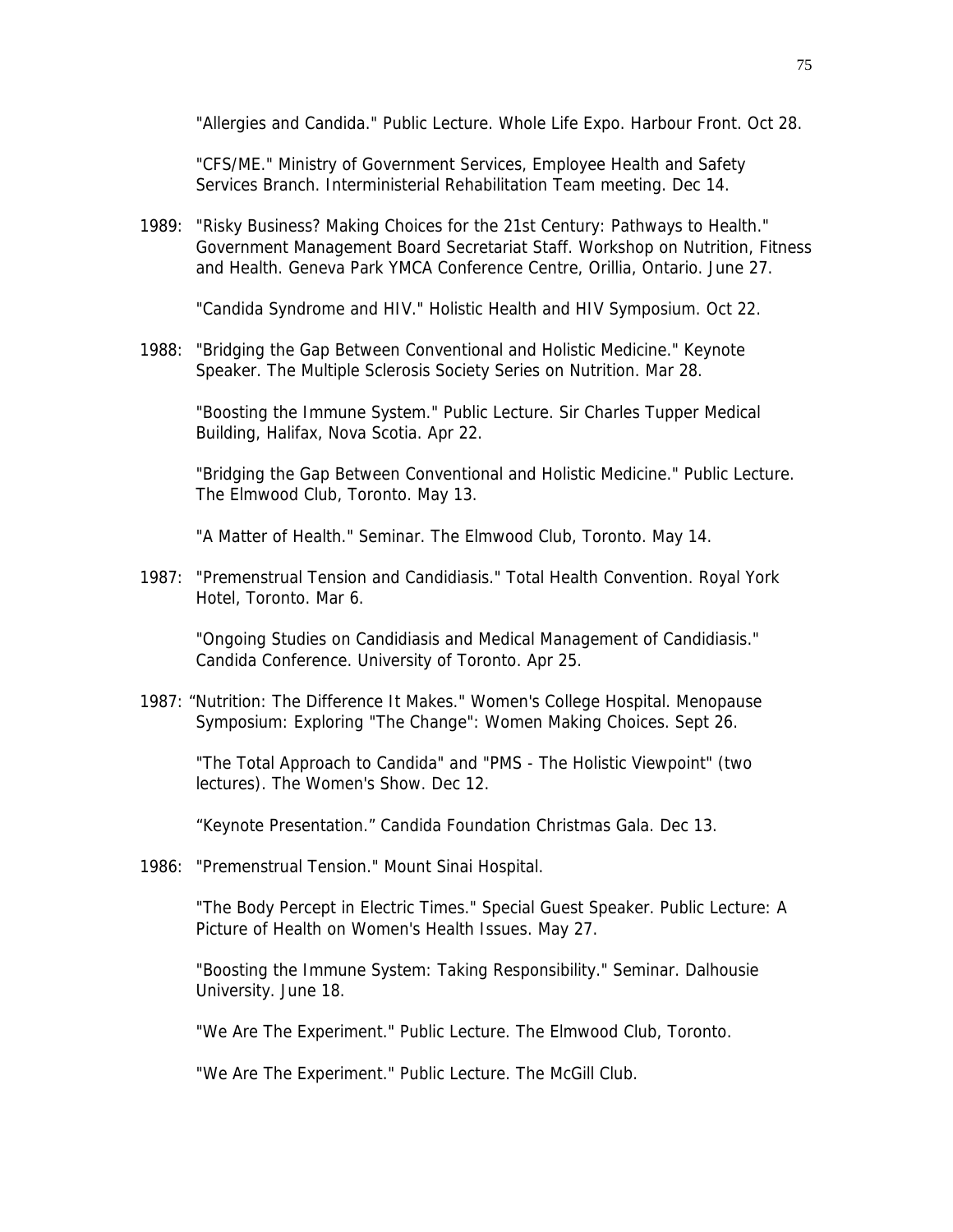"Allergies and Candida." Public Lecture. Whole Life Expo. Harbour Front. Oct 28.

"CFS/ME." Ministry of Government Services, Employee Health and Safety Services Branch. Interministerial Rehabilitation Team meeting. Dec 14.

1989: "Risky Business? Making Choices for the 21st Century: Pathways to Health." Government Management Board Secretariat Staff. Workshop on Nutrition, Fitness and Health. Geneva Park YMCA Conference Centre, Orillia, Ontario. June 27.

"Candida Syndrome and HIV." Holistic Health and HIV Symposium. Oct 22.

1988: "Bridging the Gap Between Conventional and Holistic Medicine." Keynote Speaker. The Multiple Sclerosis Society Series on Nutrition. Mar 28.

"Boosting the Immune System." Public Lecture. Sir Charles Tupper Medical Building, Halifax, Nova Scotia. Apr 22.

"Bridging the Gap Between Conventional and Holistic Medicine." Public Lecture. The Elmwood Club, Toronto. May 13.

"A Matter of Health." Seminar. The Elmwood Club, Toronto. May 14.

1987: "Premenstrual Tension and Candidiasis." Total Health Convention. Royal York Hotel, Toronto. Mar 6.

"Ongoing Studies on Candidiasis and Medical Management of Candidiasis." Candida Conference. University of Toronto. Apr 25.

1987: "Nutrition: The Difference It Makes." Women's College Hospital. Menopause Symposium: Exploring "The Change": Women Making Choices. Sept 26.

"The Total Approach to Candida" and "PMS - The Holistic Viewpoint" (two lectures). The Women's Show. Dec 12.

"Keynote Presentation." Candida Foundation Christmas Gala. Dec 13.

1986: "Premenstrual Tension." Mount Sinai Hospital.

"The Body Percept in Electric Times." Special Guest Speaker. Public Lecture: A Picture of Health on Women's Health Issues. May 27.

"Boosting the Immune System: Taking Responsibility." Seminar. Dalhousie University. June 18.

"We Are The Experiment." Public Lecture. The Elmwood Club, Toronto.

"We Are The Experiment." Public Lecture. The McGill Club.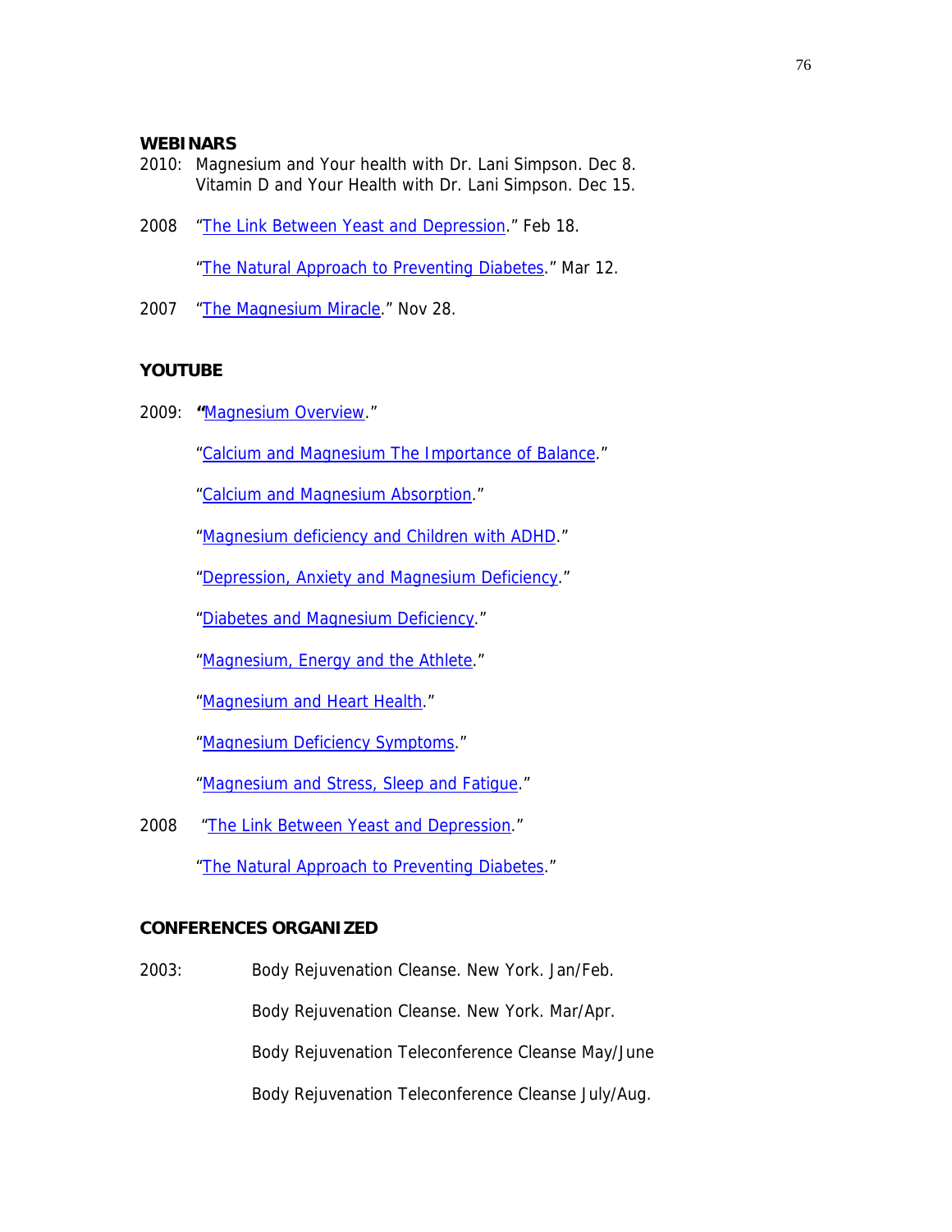### WEBINARS

2010: Magnesium and Your health with Dr. Lani Simpson. Dec 8.
Vitamin D and Your Health with Dr. Lani Simpson. Dec 15.

2008 "The Link Between Yeast and Depression." Feb 18.

"The Natural Approach to Preventing Diabetes." Mar 12.

2007 "The Magnesium Miracle." Nov 28.

### YOUTUBE

2009: "Magnesium Overview."

"Calcium and Magnesium The Importance of Balance."

"Calcium and Magnesium Absorption."

"Magnesium deficiency and Children with ADHD."

"Depression, Anxiety and Magnesium Deficiency."

"Diabetes and Magnesium Deficiency."

"Magnesium, Energy and the Athlete."

"Magnesium and Heart Health."

"Magnesium Deficiency Symptoms."

"Magnesium and Stress, Sleep and Fatigue."

2008 "The Link Between Yeast and Depression."

"The Natural Approach to Preventing Diabetes."

### CONFERENCES ORGANIZED

2003: Body Rejuvenation Cleanse. New York. Jan/Feb.

Body Rejuvenation Cleanse. New York. Mar/Apr.

Body Rejuvenation Teleconference Cleanse May/June

Body Rejuvenation Teleconference Cleanse July/Aug.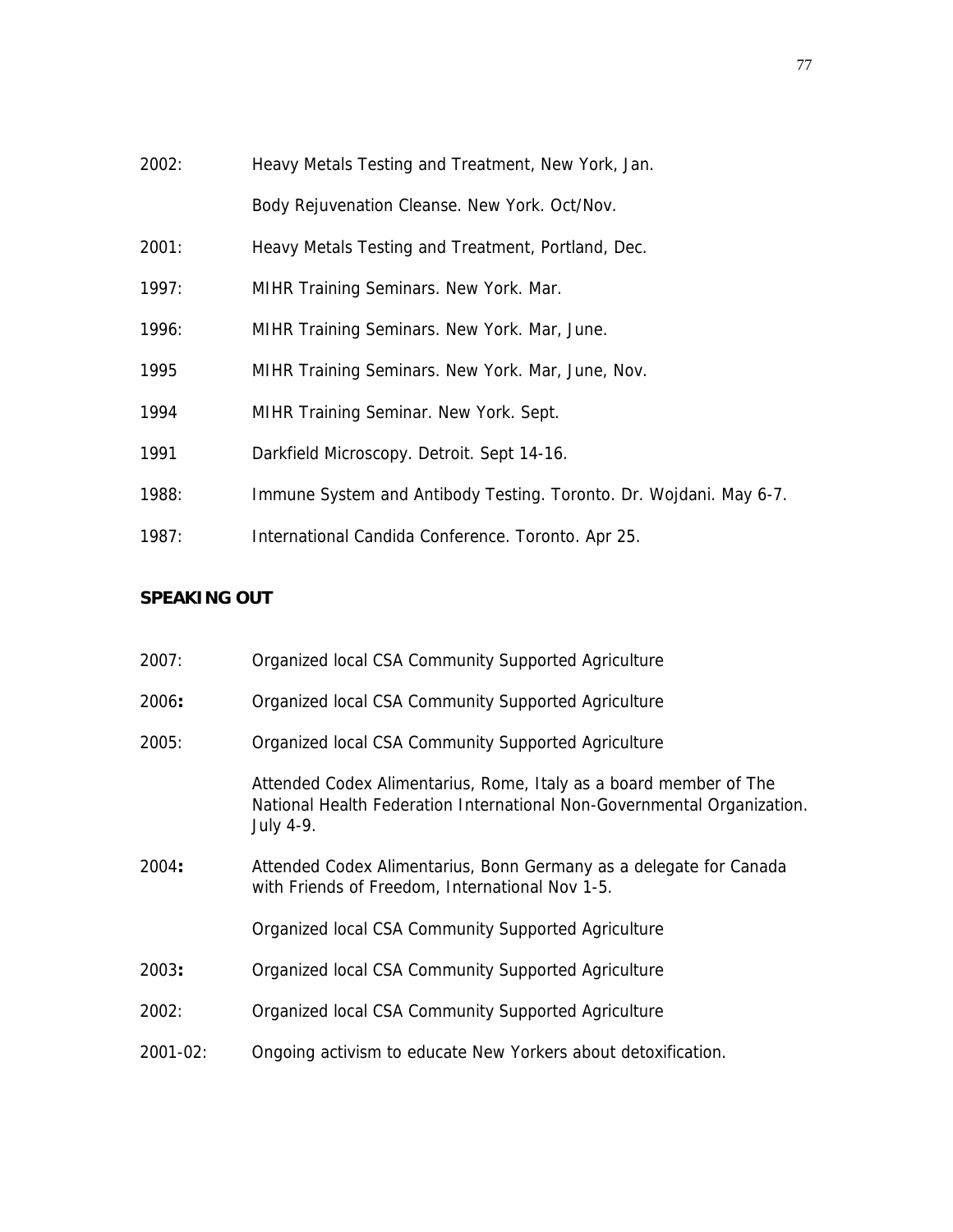2002: Heavy Metals Testing and Treatment, New York, Jan.

Body Rejuvenation Cleanse. New York. Oct/Nov.

2001: Heavy Metals Testing and Treatment, Portland, Dec.

1997: MIHR Training Seminars. New York. Mar.

1996: MIHR Training Seminars. New York. Mar, June.

1995 MIHR Training Seminars. New York. Mar, June, Nov.

1994 MIHR Training Seminar. New York. Sept.

1991 Darkfield Microscopy. Detroit. Sept 14-16.

1988: Immune System and Antibody Testing. Toronto. Dr. Wojdani. May 6-7.

1987: International Candida Conference. Toronto. Apr 25.

**SPEAKING OUT**

2007: Organized local CSA Community Supported Agriculture

2006**:** Organized local CSA Community Supported Agriculture

2005: Organized local CSA Community Supported Agriculture

Attended Codex Alimentarius, Rome, Italy as a board member of The National Health Federation International Non-Governmental Organization. July 4-9.

2004**:** Attended Codex Alimentarius, Bonn Germany as a delegate for Canada with Friends of Freedom, International Nov 1-5.

Organized local CSA Community Supported Agriculture

2003**:** Organized local CSA Community Supported Agriculture

2002: Organized local CSA Community Supported Agriculture

2001-02: Ongoing activism to educate New Yorkers about detoxification.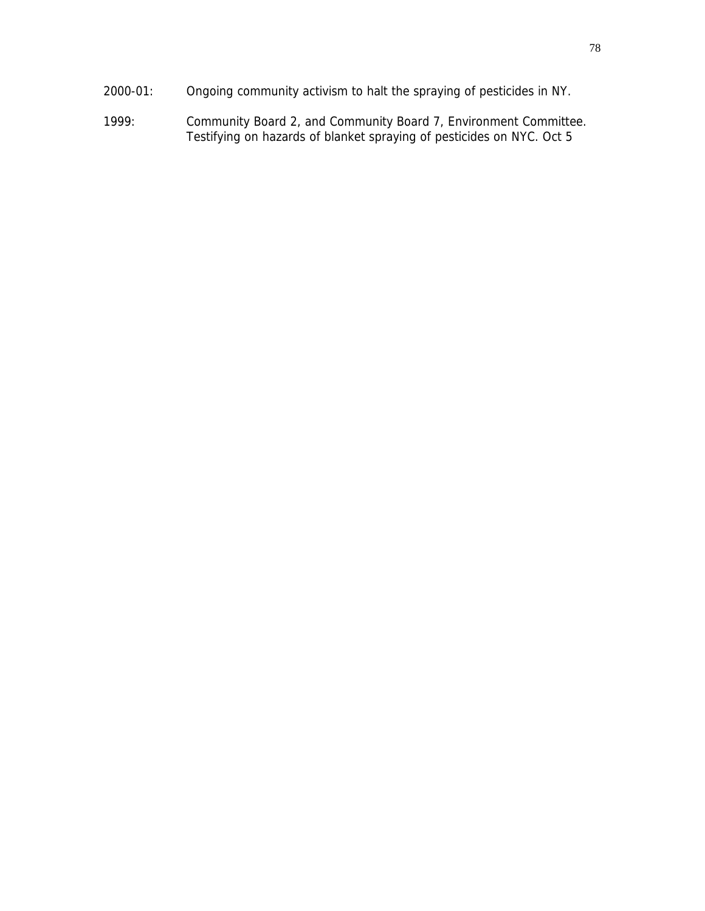2000-01: Ongoing community activism to halt the spraying of pesticides in NY.

1999: Community Board 2, and Community Board 7, Environment Committee. Testifying on hazards of blanket spraying of pesticides on NYC. Oct 5